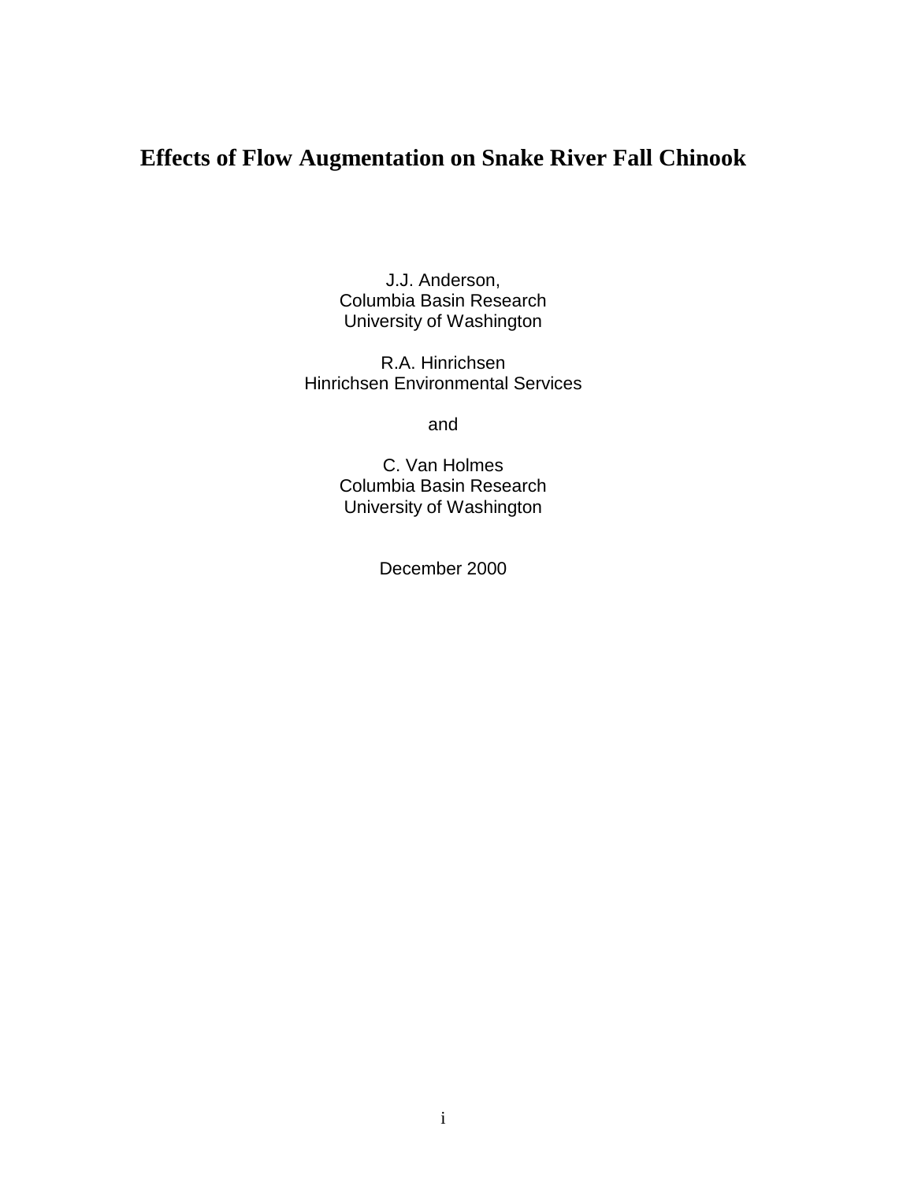# Effects of Flow Augmentation on Snake River Fall Chinook

J.J. Anderson,
Columbia Basin Research
University of Washington

R.A. Hinrichsen
Hinrichsen Environmental Services

and

C. Van Holmes
Columbia Basin Research
University of Washington

December 2000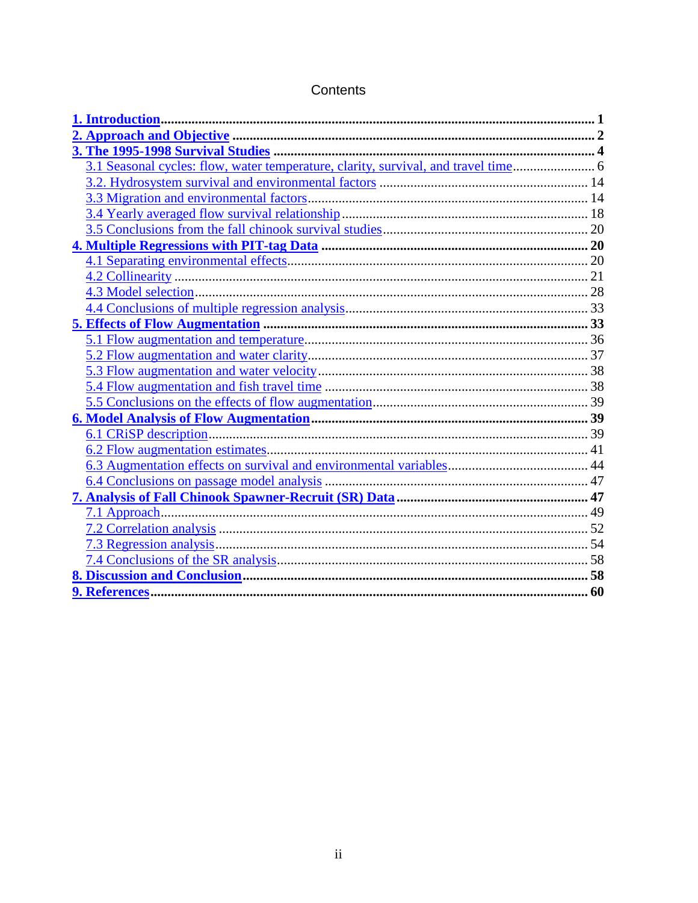# Contents

**1. Introduction** ........ **1**

**2. Approach and Objective** ........ **2**

**3. The 1995-1998 Survival Studies** ........ **4**

- 3.1 Seasonal cycles: flow, water temperature, clarity, survival, and travel time ........ 6
- 3.2. Hydrosystem survival and environmental factors ........ 14
- 3.3 Migration and environmental factors ........ 14
- 3.4 Yearly averaged flow survival relationship ........ 18
- 3.5 Conclusions from the fall chinook survival studies ........ 20

**4. Multiple Regressions with PIT-tag Data** ........ **20**

- 4.1 Separating environmental effects ........ 20
- 4.2 Collinearity ........ 21
- 4.3 Model selection ........ 28
- 4.4 Conclusions of multiple regression analysis ........ 33

**5. Effects of Flow Augmentation** ........ **33**

- 5.1 Flow augmentation and temperature ........ 36
- 5.2 Flow augmentation and water clarity ........ 37
- 5.3 Flow augmentation and water velocity ........ 38
- 5.4 Flow augmentation and fish travel time ........ 38
- 5.5 Conclusions on the effects of flow augmentation ........ 39

**6. Model Analysis of Flow Augmentation** ........ **39**

- 6.1 CRiSP description ........ 39
- 6.2 Flow augmentation estimates ........ 41
- 6.3 Augmentation effects on survival and environmental variables ........ 44
- 6.4 Conclusions on passage model analysis ........ 47

**7. Analysis of Fall Chinook Spawner-Recruit (SR) Data** ........ **47**

- 7.1 Approach ........ 49
- 7.2 Correlation analysis ........ 52
- 7.3 Regression analysis ........ 54
- 7.4 Conclusions of the SR analysis ........ 58

**8. Discussion and Conclusion** ........ **58**

**9. References** ........ **60**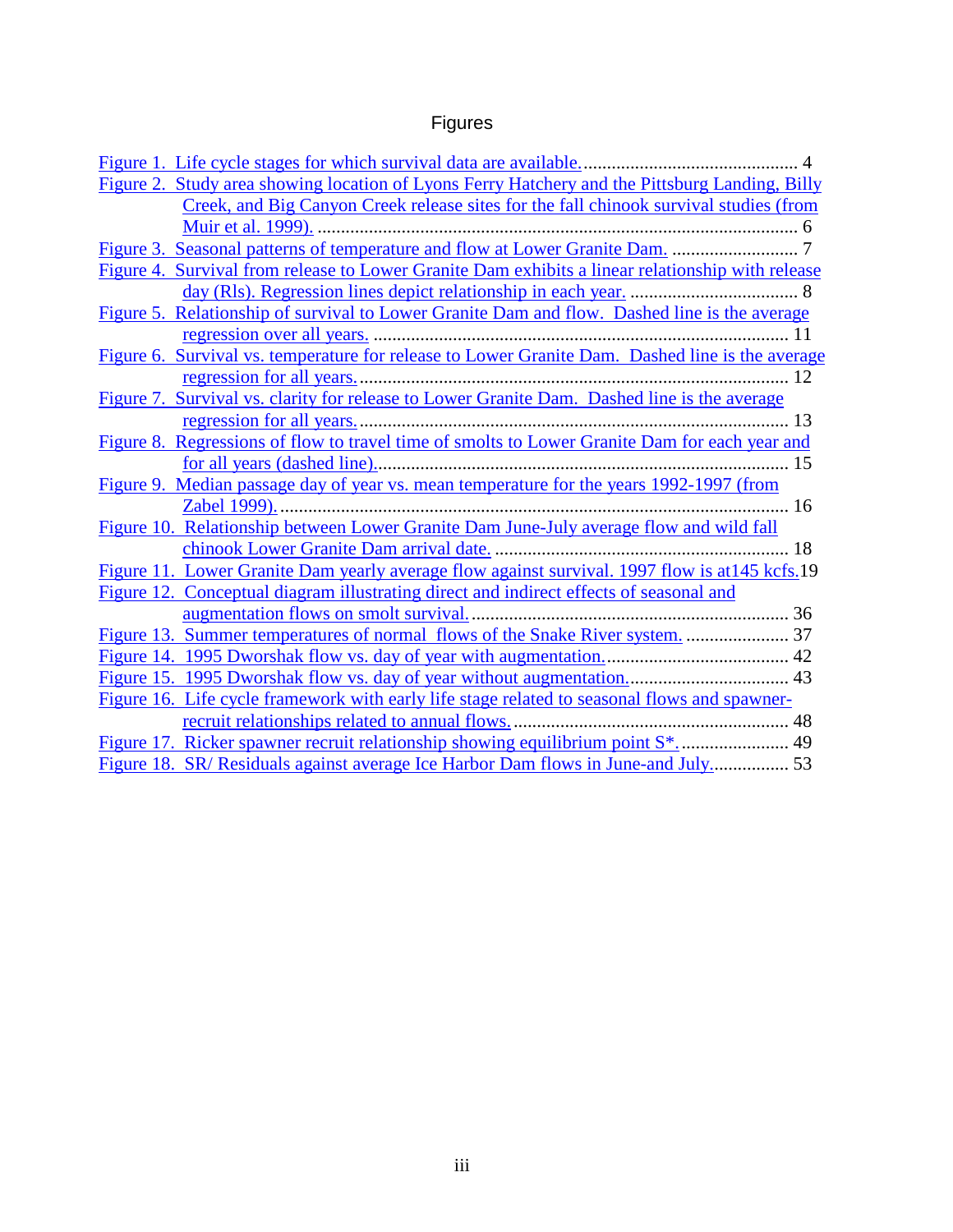# Figures

Figure 1. Life cycle stages for which survival data are available. ............................................. 4

Figure 2. Study area showing location of Lyons Ferry Hatchery and the Pittsburg Landing, Billy Creek, and Big Canyon Creek release sites for the fall chinook survival studies (from Muir et al. 1999). ...................................................................................................... 6

Figure 3. Seasonal patterns of temperature and flow at Lower Granite Dam. ........................... 7

Figure 4. Survival from release to Lower Granite Dam exhibits a linear relationship with release day (Rls). Regression lines depict relationship in each year. .................................... 8

Figure 5. Relationship of survival to Lower Granite Dam and flow. Dashed line is the average regression over all years. ........................................................................................ 11

Figure 6. Survival vs. temperature for release to Lower Granite Dam. Dashed line is the average regression for all years. ........................................................................................... 12

Figure 7. Survival vs. clarity for release to Lower Granite Dam. Dashed line is the average regression for all years. ........................................................................................... 13

Figure 8. Regressions of flow to travel time of smolts to Lower Granite Dam for each year and for all years (dashed line). ........................................................................................ 15

Figure 9. Median passage day of year vs. mean temperature for the years 1992-1997 (from Zabel 1999). ............................................................................................................ 16

Figure 10. Relationship between Lower Granite Dam June-July average flow and wild fall chinook Lower Granite Dam arrival date. ............................................................... 18

Figure 11. Lower Granite Dam yearly average flow against survival. 1997 flow is at145 kcfs.19

Figure 12. Conceptual diagram illustrating direct and indirect effects of seasonal and augmentation flows on smolt survival. ................................................................... 36

Figure 13. Summer temperatures of normal flows of the Snake River system. ...................... 37

Figure 14. 1995 Dworshak flow vs. day of year with augmentation. ....................................... 42

Figure 15. 1995 Dworshak flow vs. day of year without augmentation. .................................. 43

Figure 16. Life cycle framework with early life stage related to seasonal flows and spawner-recruit relationships related to annual flows. .......................................................... 48

Figure 17. Ricker spawner recruit relationship showing equilibrium point S*. ....................... 49

Figure 18. SR/ Residuals against average Ice Harbor Dam flows in June-and July................ 53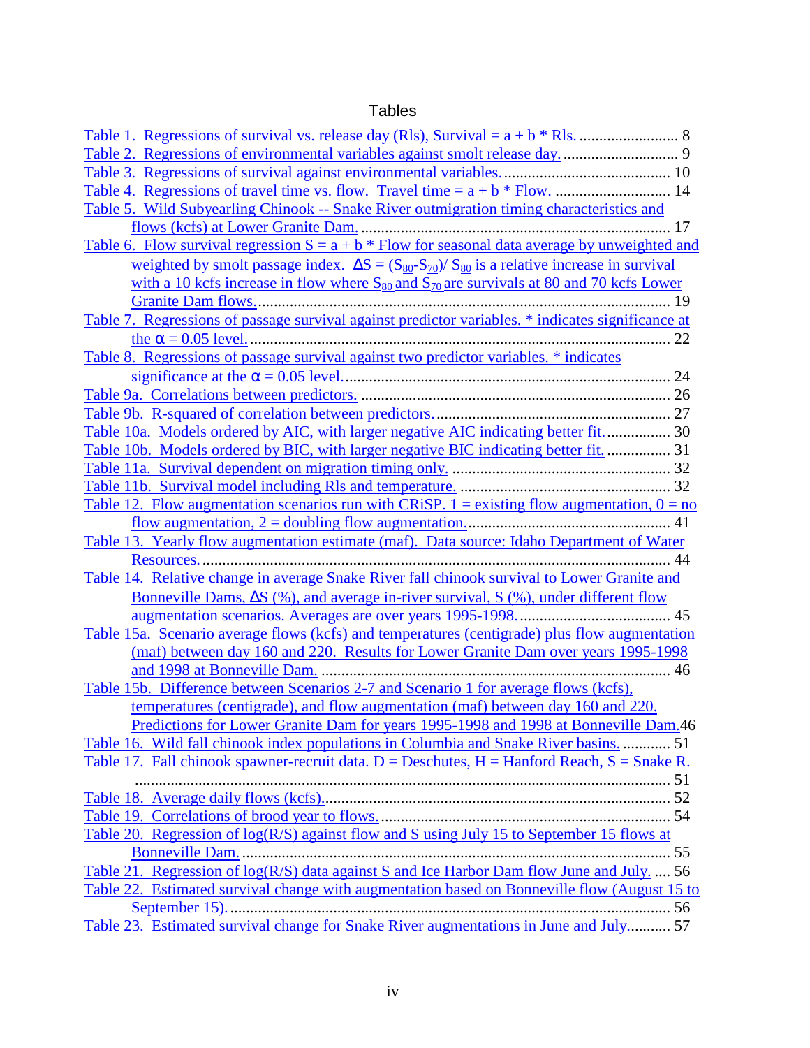# Tables

Table 1. Regressions of survival vs. release day (Rls), Survival = a + b * Rls. ......................... 8
Table 2. Regressions of environmental variables against smolt release day. ............................ 9
Table 3. Regressions of survival against environmental variables. .......................................... 10
Table 4. Regressions of travel time vs. flow. Travel time = a + b * Flow. ............................. 14
Table 5. Wild Subyearling Chinook -- Snake River outmigration timing characteristics and flows (kcfs) at Lower Granite Dam. ............................................................................. 17
Table 6. Flow survival regression S = a + b * Flow for seasonal data average by unweighted and weighted by smolt passage index. $\Delta S = (S_{80}-S_{70})/ S_{80}$ is a relative increase in survival with a 10 kcfs increase in flow where $S_{80}$ and $S_{70}$ are survivals at 80 and 70 kcfs Lower Granite Dam flows. ...................................................................................................... 19
Table 7. Regressions of passage survival against predictor variables. * indicates significance at the $\alpha = 0.05$ level. ......................................................................................................... 22
Table 8. Regressions of passage survival against two predictor variables. * indicates significance at the $\alpha = 0.05$ level. ................................................................................. 24
Table 9a. Correlations between predictors. .............................................................................. 26
Table 9b. R-squared of correlation between predictors. ........................................................... 27
Table 10a. Models ordered by AIC, with larger negative AIC indicating better fit. ................ 30
Table 10b. Models ordered by BIC, with larger negative BIC indicating better fit. ................ 31
Table 11a. Survival dependent on migration timing only. ....................................................... 32
Table 11b. Survival model including Rls and temperature. ..................................................... 32
Table 12. Flow augmentation scenarios run with CRiSP. 1 = existing flow augmentation, 0 = no flow augmentation, 2 = doubling flow augmentation. .................................................. 41
Table 13. Yearly flow augmentation estimate (maf). Data source: Idaho Department of Water Resources. ..................................................................................................................... 44
Table 14. Relative change in average Snake River fall chinook survival to Lower Granite and Bonneville Dams, ΔS (%), and average in-river survival, S (%), under different flow augmentation scenarios. Averages are over years 1995-1998. ...................................... 45
Table 15a. Scenario average flows (kcfs) and temperatures (centigrade) plus flow augmentation (maf) between day 160 and 220. Results for Lower Granite Dam over years 1995-1998 and 1998 at Bonneville Dam. ........................................................................................ 46
Table 15b. Difference between Scenarios 2-7 and Scenario 1 for average flows (kcfs), temperatures (centigrade), and flow augmentation (maf) between day 160 and 220. Predictions for Lower Granite Dam for years 1995-1998 and 1998 at Bonneville Dam.46
Table 16. Wild fall chinook index populations in Columbia and Snake River basins. ............ 51
Table 17. Fall chinook spawner-recruit data. D = Deschutes, H = Hanford Reach, S = Snake R. ...................................................................................................................................... 51
Table 18. Average daily flows (kcfs). ....................................................................................... 52
Table 19. Correlations of brood year to flows. ......................................................................... 54
Table 20. Regression of log(R/S) against flow and S using July 15 to September 15 flows at Bonneville Dam. ........................................................................................................... 55
Table 21. Regression of log(R/S) data against S and Ice Harbor Dam flow June and July. .... 56
Table 22. Estimated survival change with augmentation based on Bonneville flow (August 15 to September 15). ............................................................................................................. 56
Table 23. Estimated survival change for Snake River augmentations in June and July. .......... 57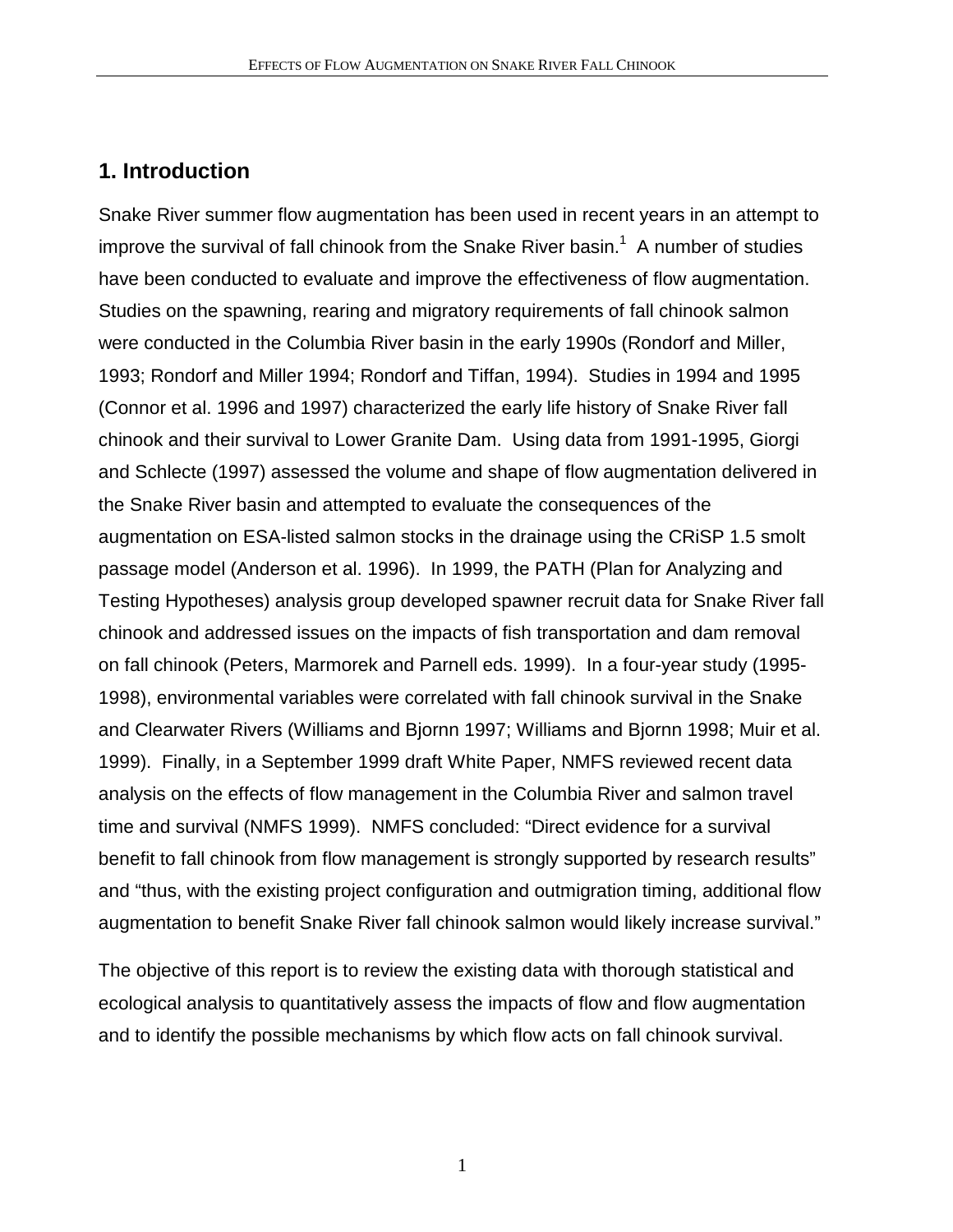## 1. Introduction

Snake River summer flow augmentation has been used in recent years in an attempt to improve the survival of fall chinook from the Snake River basin.[1] A number of studies have been conducted to evaluate and improve the effectiveness of flow augmentation. Studies on the spawning, rearing and migratory requirements of fall chinook salmon were conducted in the Columbia River basin in the early 1990s (Rondorf and Miller, 1993; Rondorf and Miller 1994; Rondorf and Tiffan, 1994). Studies in 1994 and 1995 (Connor et al. 1996 and 1997) characterized the early life history of Snake River fall chinook and their survival to Lower Granite Dam. Using data from 1991-1995, Giorgi and Schlecte (1997) assessed the volume and shape of flow augmentation delivered in the Snake River basin and attempted to evaluate the consequences of the augmentation on ESA-listed salmon stocks in the drainage using the CRiSP 1.5 smolt passage model (Anderson et al. 1996). In 1999, the PATH (Plan for Analyzing and Testing Hypotheses) analysis group developed spawner recruit data for Snake River fall chinook and addressed issues on the impacts of fish transportation and dam removal on fall chinook (Peters, Marmorek and Parnell eds. 1999). In a four-year study (1995-1998), environmental variables were correlated with fall chinook survival in the Snake and Clearwater Rivers (Williams and Bjornn 1997; Williams and Bjornn 1998; Muir et al. 1999). Finally, in a September 1999 draft White Paper, NMFS reviewed recent data analysis on the effects of flow management in the Columbia River and salmon travel time and survival (NMFS 1999). NMFS concluded: "Direct evidence for a survival benefit to fall chinook from flow management is strongly supported by research results" and "thus, with the existing project configuration and outmigration timing, additional flow augmentation to benefit Snake River fall chinook salmon would likely increase survival."

The objective of this report is to review the existing data with thorough statistical and ecological analysis to quantitatively assess the impacts of flow and flow augmentation and to identify the possible mechanisms by which flow acts on fall chinook survival.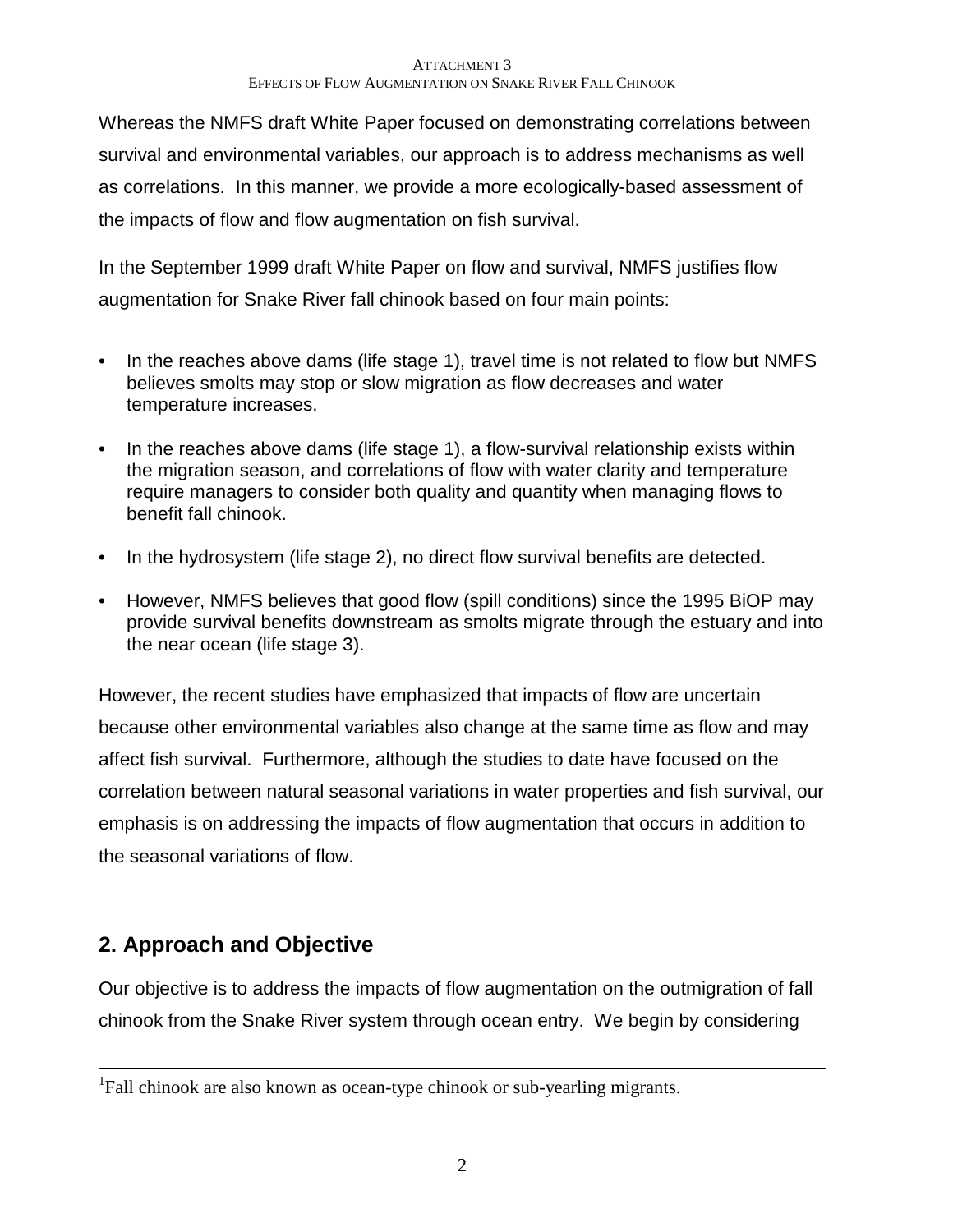Whereas the NMFS draft White Paper focused on demonstrating correlations between survival and environmental variables, our approach is to address mechanisms as well as correlations. In this manner, we provide a more ecologically-based assessment of the impacts of flow and flow augmentation on fish survival.

In the September 1999 draft White Paper on flow and survival, NMFS justifies flow augmentation for Snake River fall chinook based on four main points:

- In the reaches above dams (life stage 1), travel time is not related to flow but NMFS believes smolts may stop or slow migration as flow decreases and water temperature increases.
- In the reaches above dams (life stage 1), a flow-survival relationship exists within the migration season, and correlations of flow with water clarity and temperature require managers to consider both quality and quantity when managing flows to benefit fall chinook.
- In the hydrosystem (life stage 2), no direct flow survival benefits are detected.
- However, NMFS believes that good flow (spill conditions) since the 1995 BiOP may provide survival benefits downstream as smolts migrate through the estuary and into the near ocean (life stage 3).

However, the recent studies have emphasized that impacts of flow are uncertain because other environmental variables also change at the same time as flow and may affect fish survival. Furthermore, although the studies to date have focused on the correlation between natural seasonal variations in water properties and fish survival, our emphasis is on addressing the impacts of flow augmentation that occurs in addition to the seasonal variations of flow.

## 2. Approach and Objective

Our objective is to address the impacts of flow augmentation on the outmigration of fall chinook from the Snake River system through ocean entry. We begin by considering

[1] Fall chinook are also known as ocean-type chinook or sub-yearling migrants.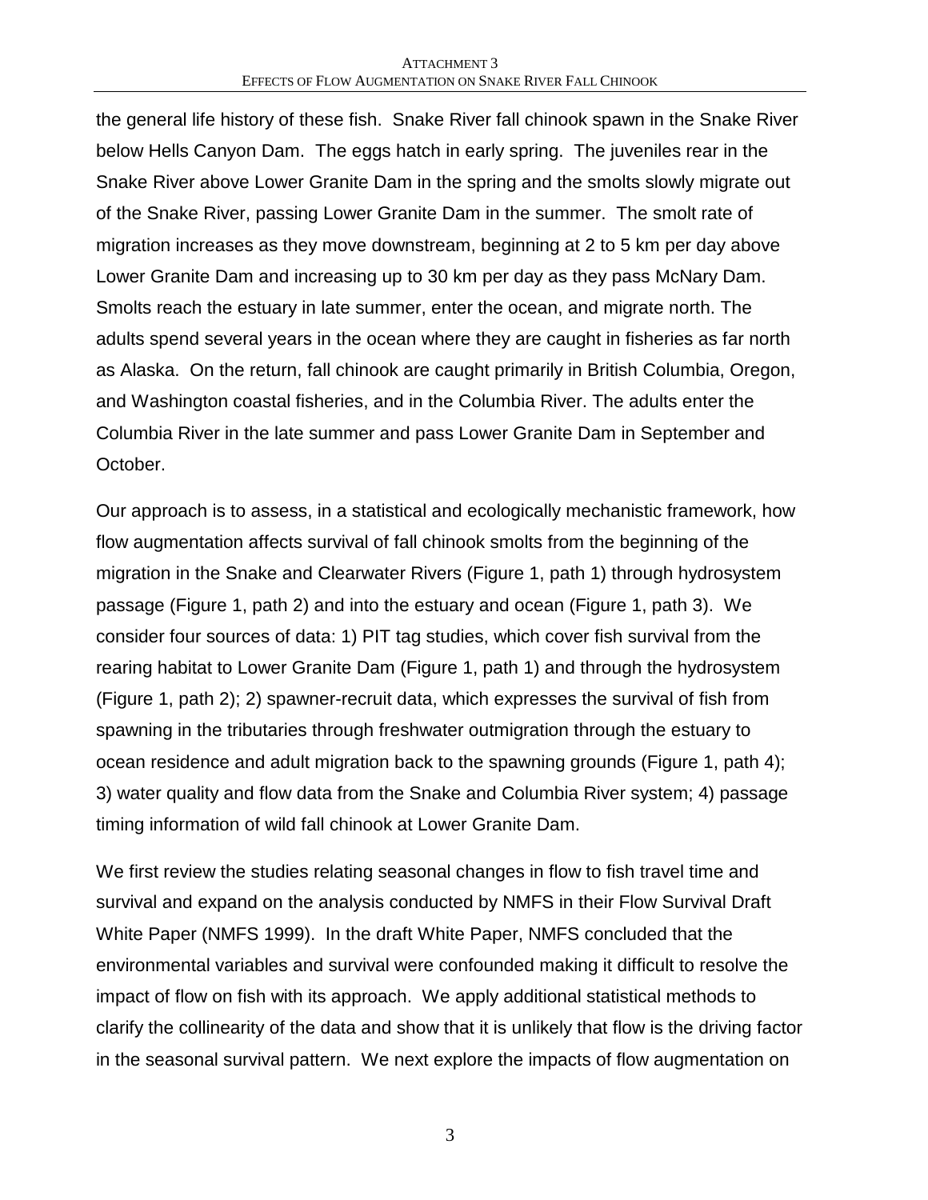the general life history of these fish. Snake River fall chinook spawn in the Snake River below Hells Canyon Dam. The eggs hatch in early spring. The juveniles rear in the Snake River above Lower Granite Dam in the spring and the smolts slowly migrate out of the Snake River, passing Lower Granite Dam in the summer. The smolt rate of migration increases as they move downstream, beginning at 2 to 5 km per day above Lower Granite Dam and increasing up to 30 km per day as they pass McNary Dam. Smolts reach the estuary in late summer, enter the ocean, and migrate north. The adults spend several years in the ocean where they are caught in fisheries as far north as Alaska. On the return, fall chinook are caught primarily in British Columbia, Oregon, and Washington coastal fisheries, and in the Columbia River. The adults enter the Columbia River in the late summer and pass Lower Granite Dam in September and October.

Our approach is to assess, in a statistical and ecologically mechanistic framework, how flow augmentation affects survival of fall chinook smolts from the beginning of the migration in the Snake and Clearwater Rivers (Figure 1, path 1) through hydrosystem passage (Figure 1, path 2) and into the estuary and ocean (Figure 1, path 3). We consider four sources of data: 1) PIT tag studies, which cover fish survival from the rearing habitat to Lower Granite Dam (Figure 1, path 1) and through the hydrosystem (Figure 1, path 2); 2) spawner-recruit data, which expresses the survival of fish from spawning in the tributaries through freshwater outmigration through the estuary to ocean residence and adult migration back to the spawning grounds (Figure 1, path 4); 3) water quality and flow data from the Snake and Columbia River system; 4) passage timing information of wild fall chinook at Lower Granite Dam.

We first review the studies relating seasonal changes in flow to fish travel time and survival and expand on the analysis conducted by NMFS in their Flow Survival Draft White Paper (NMFS 1999). In the draft White Paper, NMFS concluded that the environmental variables and survival were confounded making it difficult to resolve the impact of flow on fish with its approach. We apply additional statistical methods to clarify the collinearity of the data and show that it is unlikely that flow is the driving factor in the seasonal survival pattern. We next explore the impacts of flow augmentation on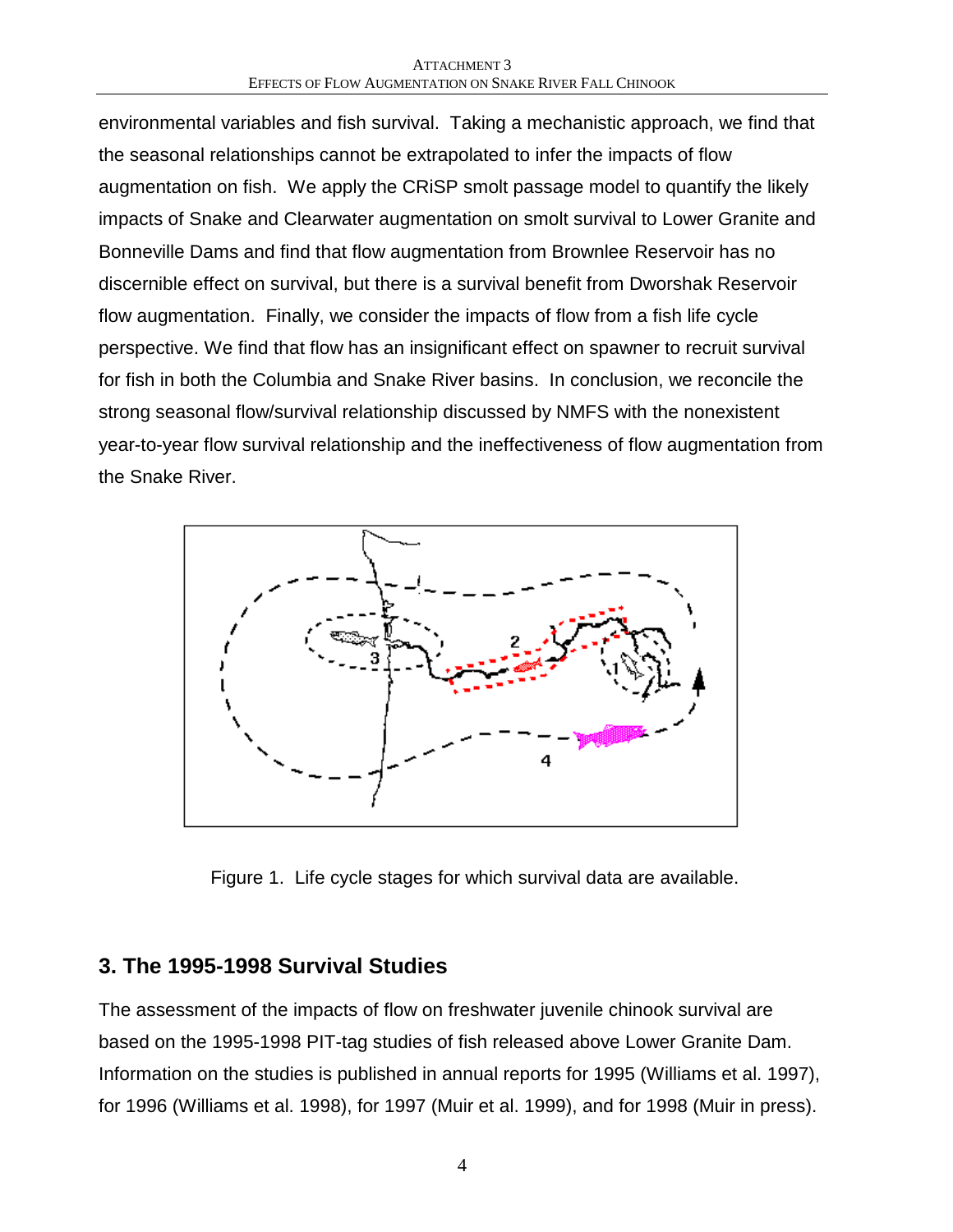environmental variables and fish survival. Taking a mechanistic approach, we find that the seasonal relationships cannot be extrapolated to infer the impacts of flow augmentation on fish. We apply the CRiSP smolt passage model to quantify the likely impacts of Snake and Clearwater augmentation on smolt survival to Lower Granite and Bonneville Dams and find that flow augmentation from Brownlee Reservoir has no discernible effect on survival, but there is a survival benefit from Dworshak Reservoir flow augmentation. Finally, we consider the impacts of flow from a fish life cycle perspective. We find that flow has an insignificant effect on spawner to recruit survival for fish in both the Columbia and Snake River basins. In conclusion, we reconcile the strong seasonal flow/survival relationship discussed by NMFS with the nonexistent year-to-year flow survival relationship and the ineffectiveness of flow augmentation from the Snake River.

Figure 1. Life cycle stages for which survival data are available.

## 3. The 1995-1998 Survival Studies

The assessment of the impacts of flow on freshwater juvenile chinook survival are based on the 1995-1998 PIT-tag studies of fish released above Lower Granite Dam. Information on the studies is published in annual reports for 1995 (Williams et al. 1997), for 1996 (Williams et al. 1998), for 1997 (Muir et al. 1999), and for 1998 (Muir in press).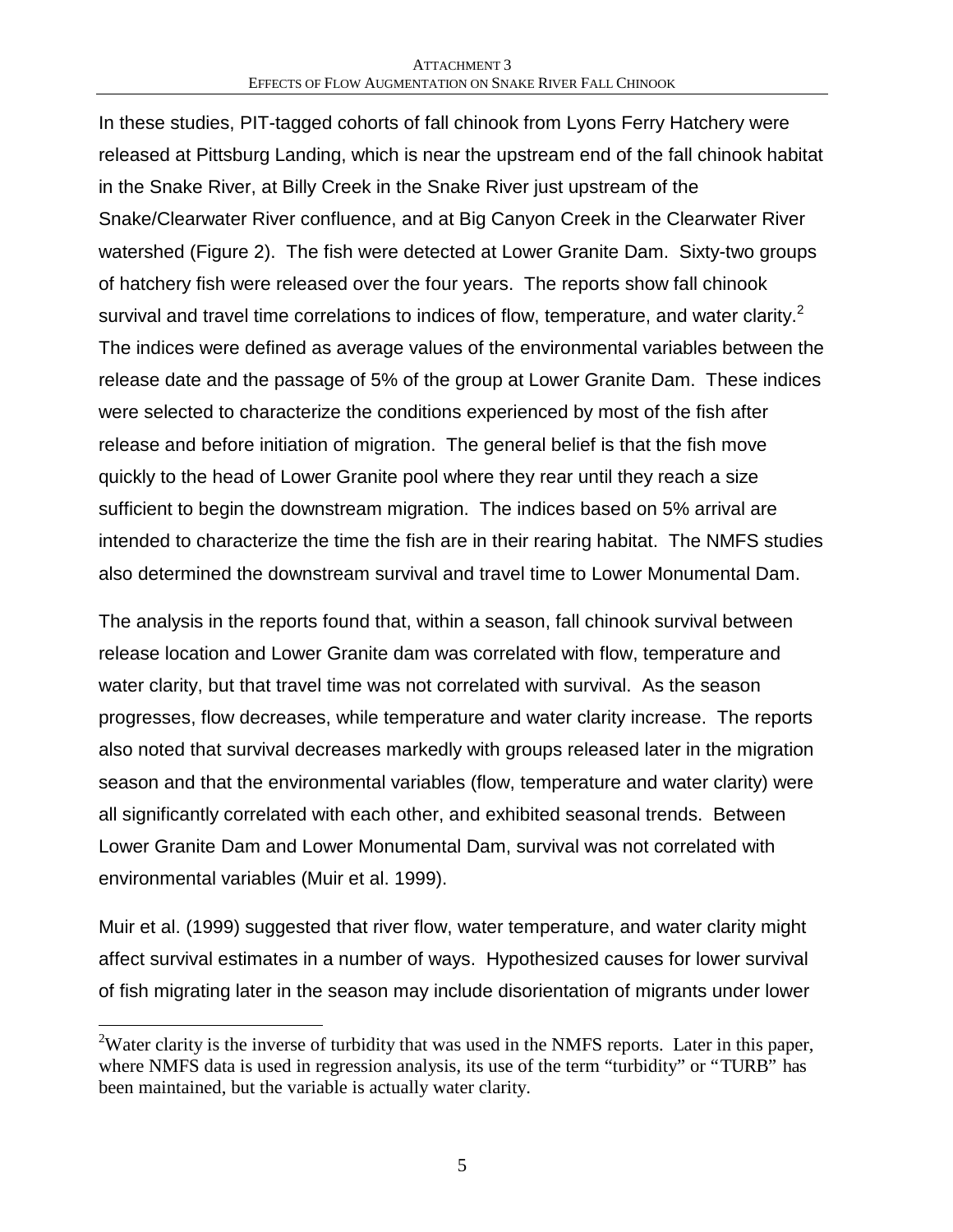In these studies, PIT-tagged cohorts of fall chinook from Lyons Ferry Hatchery were released at Pittsburg Landing, which is near the upstream end of the fall chinook habitat in the Snake River, at Billy Creek in the Snake River just upstream of the Snake/Clearwater River confluence, and at Big Canyon Creek in the Clearwater River watershed (Figure 2). The fish were detected at Lower Granite Dam. Sixty-two groups of hatchery fish were released over the four years. The reports show fall chinook survival and travel time correlations to indices of flow, temperature, and water clarity.[2] The indices were defined as average values of the environmental variables between the release date and the passage of 5% of the group at Lower Granite Dam. These indices were selected to characterize the conditions experienced by most of the fish after release and before initiation of migration. The general belief is that the fish move quickly to the head of Lower Granite pool where they rear until they reach a size sufficient to begin the downstream migration. The indices based on 5% arrival are intended to characterize the time the fish are in their rearing habitat. The NMFS studies also determined the downstream survival and travel time to Lower Monumental Dam.

The analysis in the reports found that, within a season, fall chinook survival between release location and Lower Granite dam was correlated with flow, temperature and water clarity, but that travel time was not correlated with survival. As the season progresses, flow decreases, while temperature and water clarity increase. The reports also noted that survival decreases markedly with groups released later in the migration season and that the environmental variables (flow, temperature and water clarity) were all significantly correlated with each other, and exhibited seasonal trends. Between Lower Granite Dam and Lower Monumental Dam, survival was not correlated with environmental variables (Muir et al. 1999).

Muir et al. (1999) suggested that river flow, water temperature, and water clarity might affect survival estimates in a number of ways. Hypothesized causes for lower survival of fish migrating later in the season may include disorientation of migrants under lower

[2] Water clarity is the inverse of turbidity that was used in the NMFS reports. Later in this paper, where NMFS data is used in regression analysis, its use of the term "turbidity" or "TURB" has been maintained, but the variable is actually water clarity.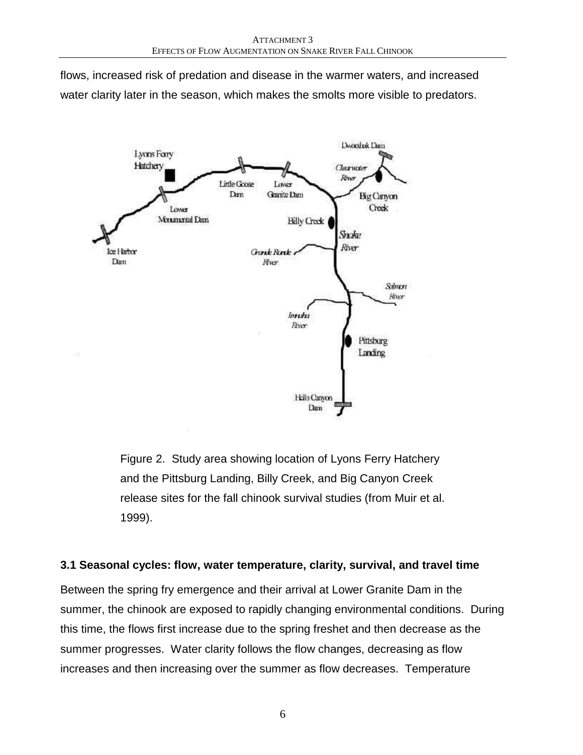flows, increased risk of predation and disease in the warmer waters, and increased water clarity later in the season, which makes the smolts more visible to predators.

Figure 2. Study area showing location of Lyons Ferry Hatchery and the Pittsburg Landing, Billy Creek, and Big Canyon Creek release sites for the fall chinook survival studies (from Muir et al. 1999).

### 3.1 Seasonal cycles: flow, water temperature, clarity, survival, and travel time

Between the spring fry emergence and their arrival at Lower Granite Dam in the summer, the chinook are exposed to rapidly changing environmental conditions. During this time, the flows first increase due to the spring freshet and then decrease as the summer progresses. Water clarity follows the flow changes, decreasing as flow increases and then increasing over the summer as flow decreases. Temperature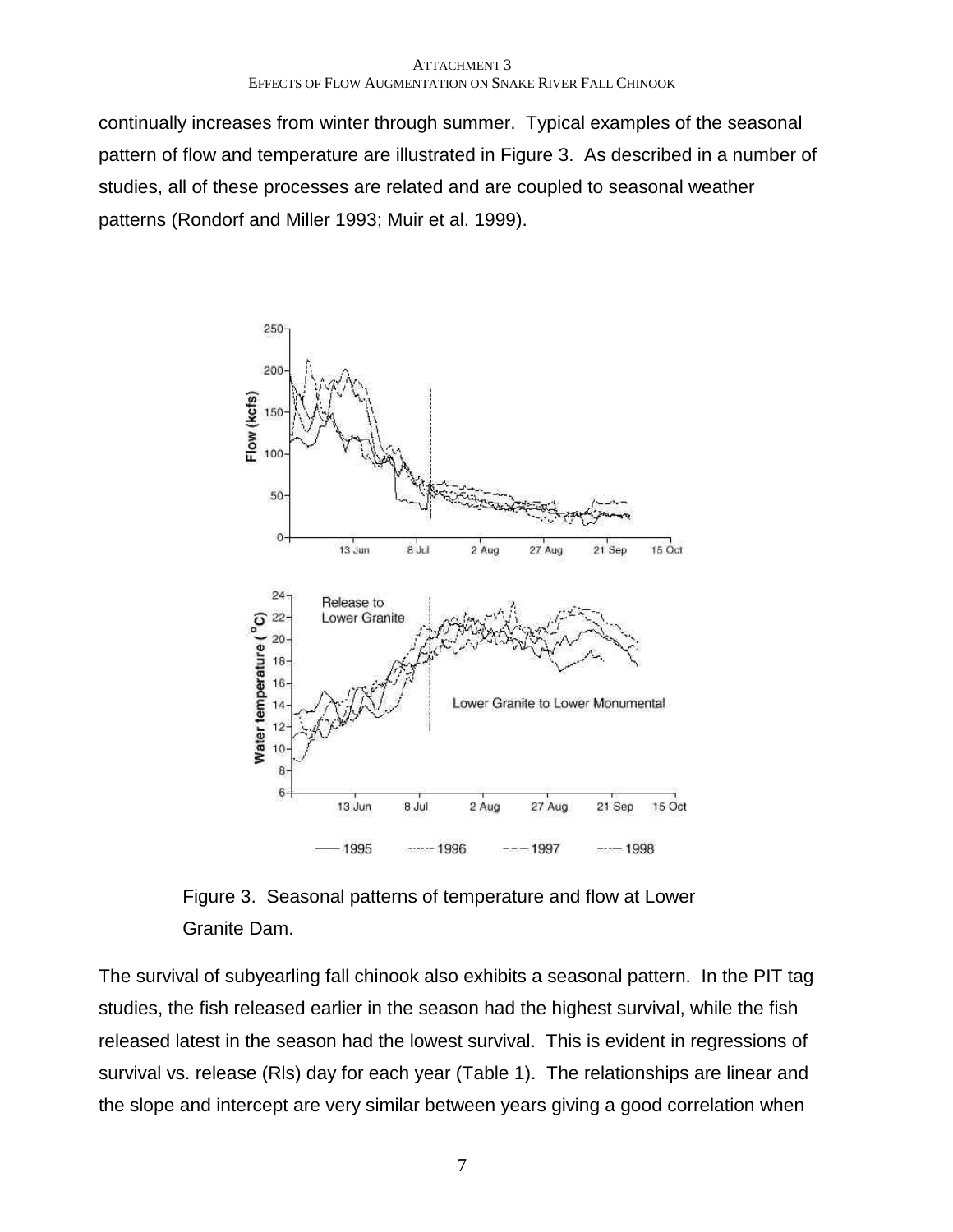continually increases from winter through summer. Typical examples of the seasonal pattern of flow and temperature are illustrated in Figure 3. As described in a number of studies, all of these processes are related and are coupled to seasonal weather patterns (Rondorf and Miller 1993; Muir et al. 1999).

Figure 3. Seasonal patterns of temperature and flow at Lower Granite Dam.

The survival of subyearling fall chinook also exhibits a seasonal pattern. In the PIT tag studies, the fish released earlier in the season had the highest survival, while the fish released latest in the season had the lowest survival. This is evident in regressions of survival vs. release (Rls) day for each year (Table 1). The relationships are linear and the slope and intercept are very similar between years giving a good correlation when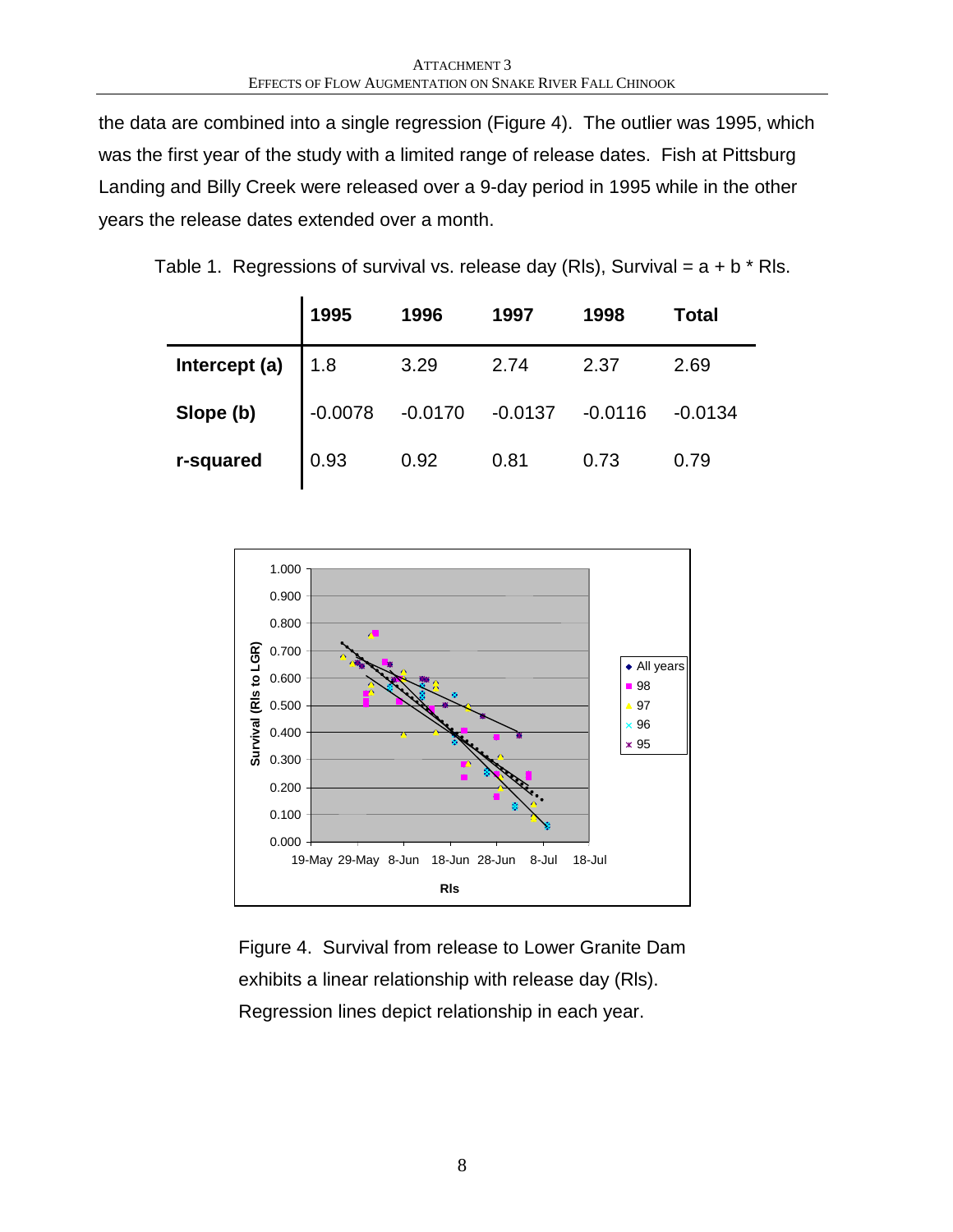the data are combined into a single regression (Figure 4). The outlier was 1995, which was the first year of the study with a limited range of release dates. Fish at Pittsburg Landing and Billy Creek were released over a 9-day period in 1995 while in the other years the release dates extended over a month.

Table 1. Regressions of survival vs. release day (Rls), Survival = a + b * Rls.

| | 1995 | 1996 | 1997 | 1998 | Total |
|---|---|---|---|---|---|
| **Intercept (a)** | 1.8 | 3.29 | 2.74 | 2.37 | 2.69 |
| **Slope (b)** | -0.0078 | -0.0170 | -0.0137 | -0.0116 | -0.0134 |
| **r-squared** | 0.93 | 0.92 | 0.81 | 0.73 | 0.79 |

Figure 4. Survival from release to Lower Granite Dam exhibits a linear relationship with release day (Rls). Regression lines depict relationship in each year.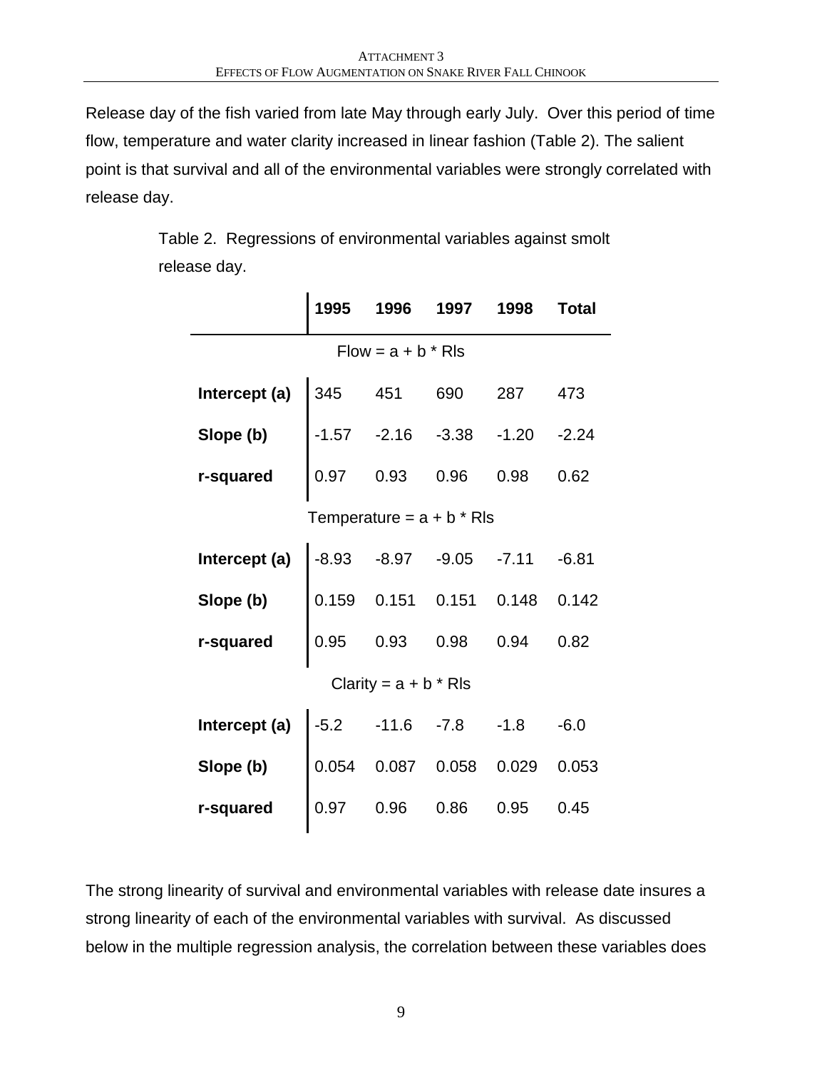Release day of the fish varied from late May through early July. Over this period of time flow, temperature and water clarity increased in linear fashion (Table 2). The salient point is that survival and all of the environmental variables were strongly correlated with release day.

Table 2. Regressions of environmental variables against smolt release day.

| | 1995 | 1996 | 1997 | 1998 | Total |
|---|---|---|---|---|---|
| Flow = a + b * Rls | | | | | |
| **Intercept (a)** | 345 | 451 | 690 | 287 | 473 |
| **Slope (b)** | -1.57 | -2.16 | -3.38 | -1.20 | -2.24 |
| **r-squared** | 0.97 | 0.93 | 0.96 | 0.98 | 0.62 |
| Temperature = a + b * Rls | | | | | |
| **Intercept (a)** | -8.93 | -8.97 | -9.05 | -7.11 | -6.81 |
| **Slope (b)** | 0.159 | 0.151 | 0.151 | 0.148 | 0.142 |
| **r-squared** | 0.95 | 0.93 | 0.98 | 0.94 | 0.82 |
| Clarity = a + b * Rls | | | | | |
| **Intercept (a)** | -5.2 | -11.6 | -7.8 | -1.8 | -6.0 |
| **Slope (b)** | 0.054 | 0.087 | 0.058 | 0.029 | 0.053 |
| **r-squared** | 0.97 | 0.96 | 0.86 | 0.95 | 0.45 |

The strong linearity of survival and environmental variables with release date insures a strong linearity of each of the environmental variables with survival. As discussed below in the multiple regression analysis, the correlation between these variables does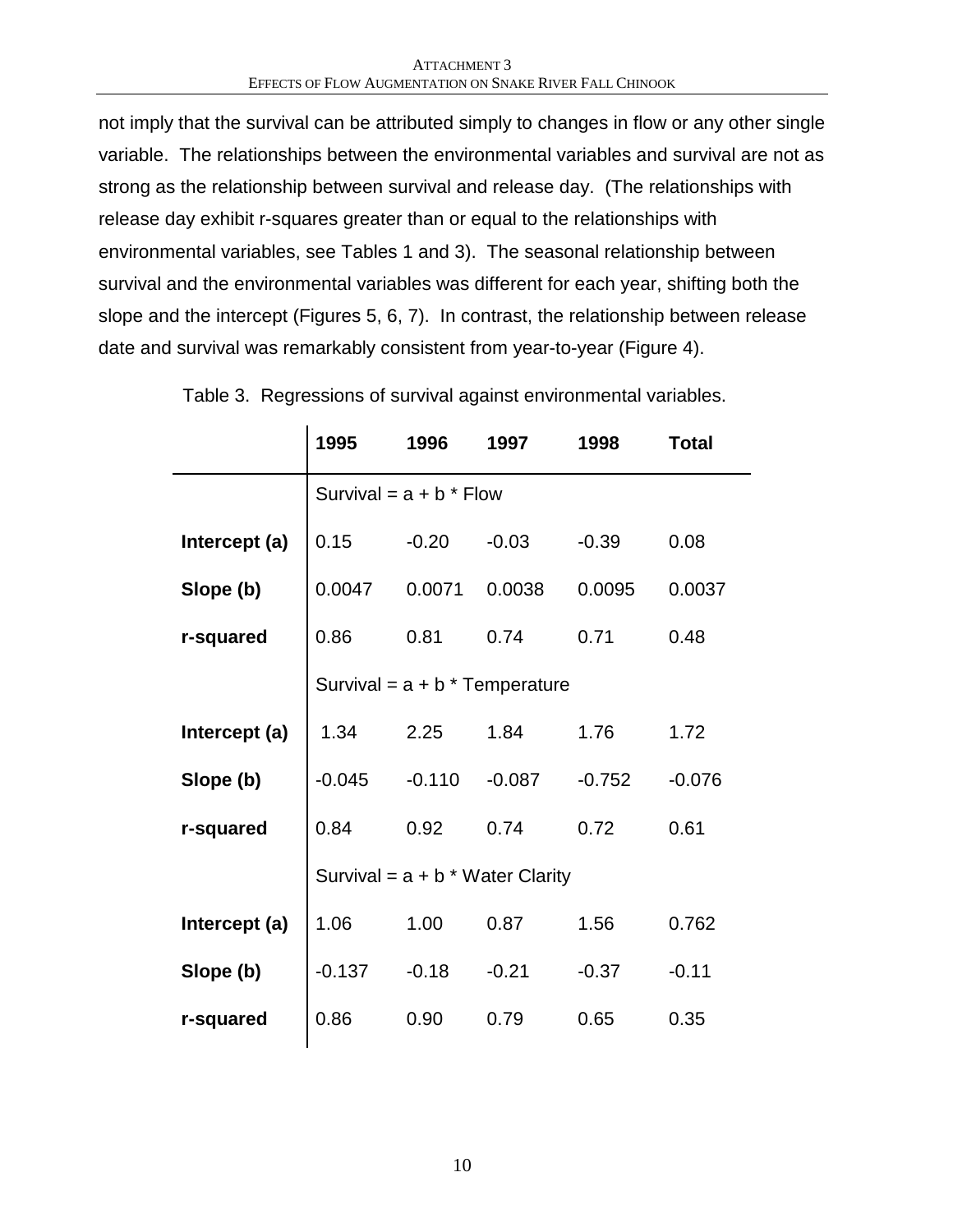not imply that the survival can be attributed simply to changes in flow or any other single variable. The relationships between the environmental variables and survival are not as strong as the relationship between survival and release day. (The relationships with release day exhibit r-squares greater than or equal to the relationships with environmental variables, see Tables 1 and 3). The seasonal relationship between survival and the environmental variables was different for each year, shifting both the slope and the intercept (Figures 5, 6, 7). In contrast, the relationship between release date and survival was remarkably consistent from year-to-year (Figure 4).

Table 3. Regressions of survival against environmental variables.

| | **1995** | **1996** | **1997** | **1998** | **Total** |
|---|---|---|---|---|---|
| | Survival = a + b * Flow | | | | |
| **Intercept (a)** | 0.15 | -0.20 | -0.03 | -0.39 | 0.08 |
| **Slope (b)** | 0.0047 | 0.0071 | 0.0038 | 0.0095 | 0.0037 |
| **r-squared** | 0.86 | 0.81 | 0.74 | 0.71 | 0.48 |
| | Survival = a + b * Temperature | | | | |
| **Intercept (a)** | 1.34 | 2.25 | 1.84 | 1.76 | 1.72 |
| **Slope (b)** | -0.045 | -0.110 | -0.087 | -0.752 | -0.076 |
| **r-squared** | 0.84 | 0.92 | 0.74 | 0.72 | 0.61 |
| | Survival = a + b * Water Clarity | | | | |
| **Intercept (a)** | 1.06 | 1.00 | 0.87 | 1.56 | 0.762 |
| **Slope (b)** | -0.137 | -0.18 | -0.21 | -0.37 | -0.11 |
| **r-squared** | 0.86 | 0.90 | 0.79 | 0.65 | 0.35 |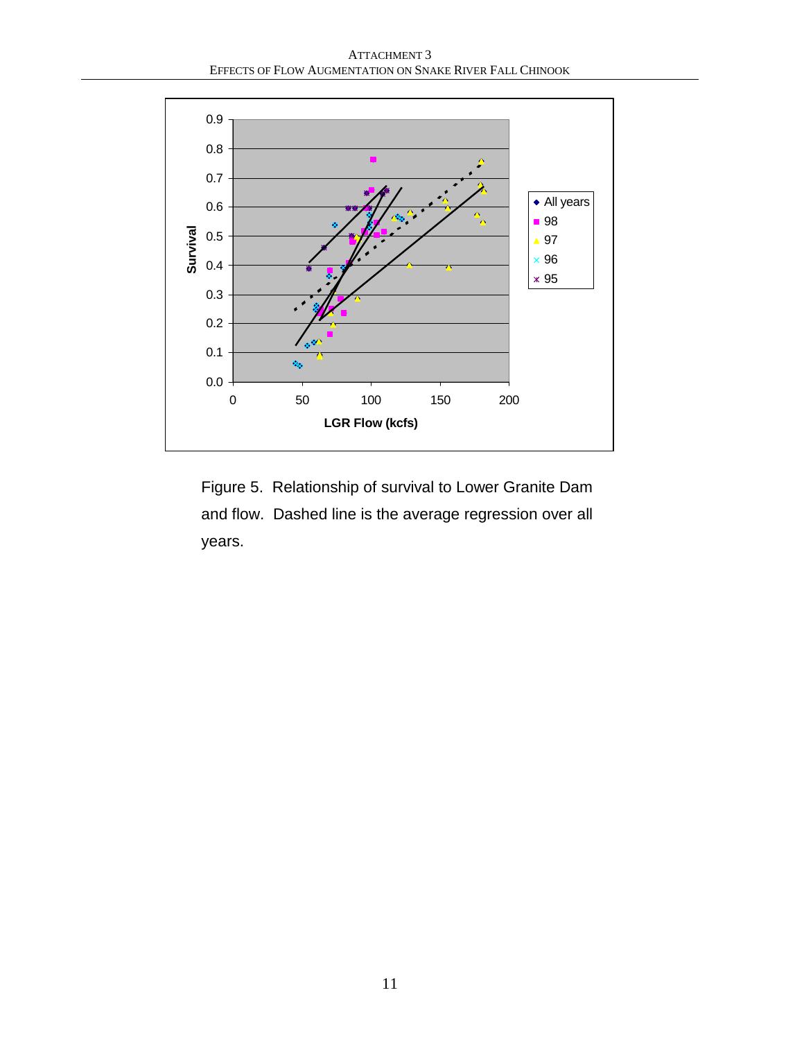Figure 5. Relationship of survival to Lower Granite Dam and flow. Dashed line is the average regression over all years.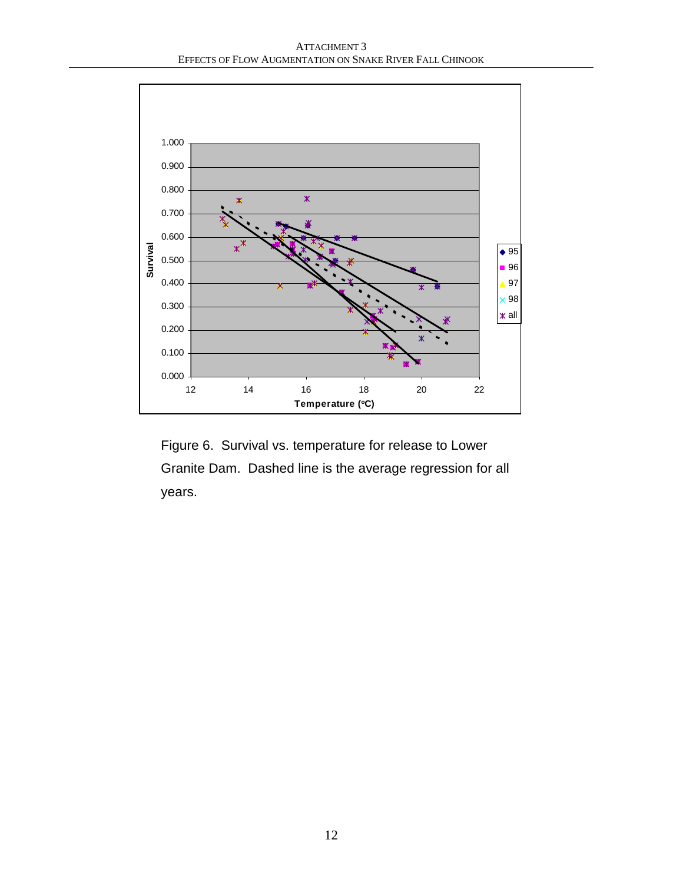Figure 6. Survival vs. temperature for release to Lower Granite Dam. Dashed line is the average regression for all years.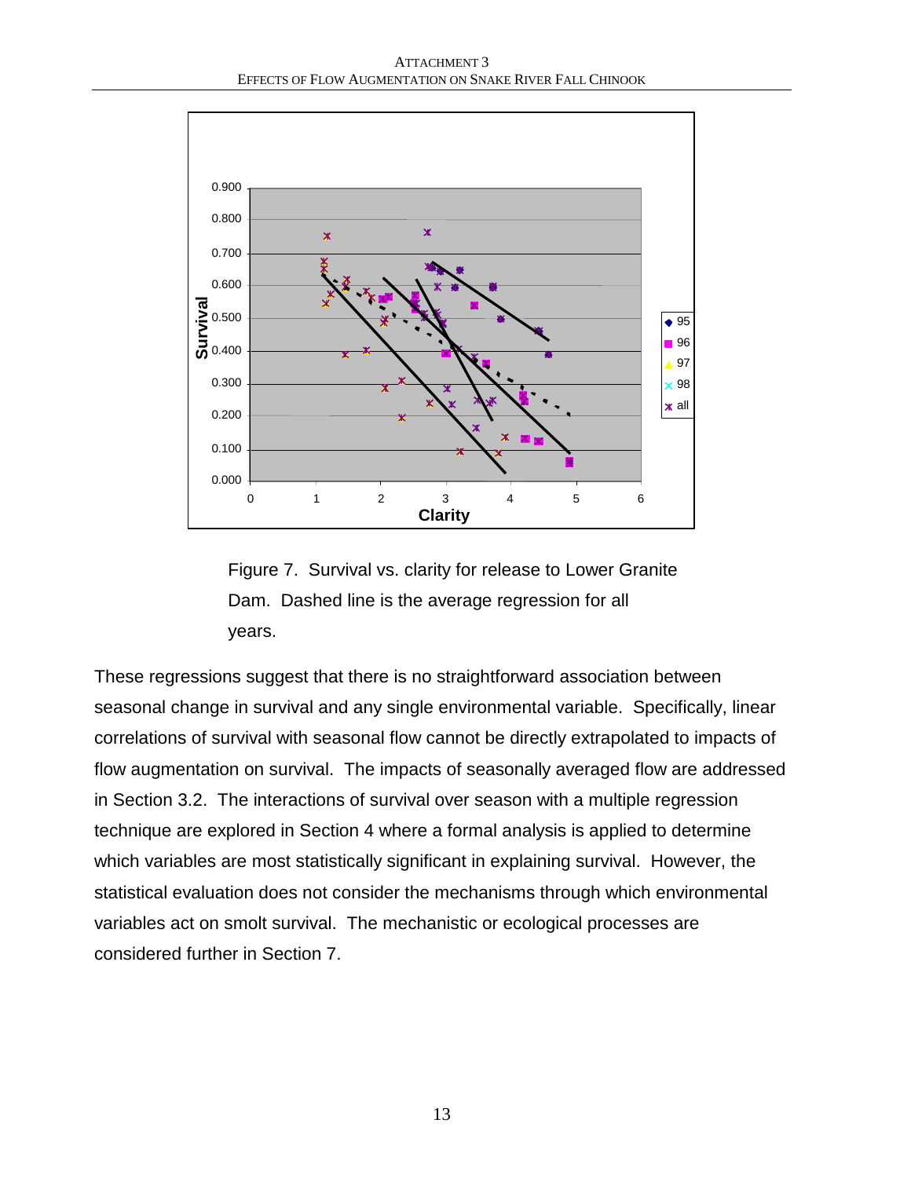Figure 7. Survival vs. clarity for release to Lower Granite Dam. Dashed line is the average regression for all years.

These regressions suggest that there is no straightforward association between seasonal change in survival and any single environmental variable. Specifically, linear correlations of survival with seasonal flow cannot be directly extrapolated to impacts of flow augmentation on survival. The impacts of seasonally averaged flow are addressed in Section 3.2. The interactions of survival over season with a multiple regression technique are explored in Section 4 where a formal analysis is applied to determine which variables are most statistically significant in explaining survival. However, the statistical evaluation does not consider the mechanisms through which environmental variables act on smolt survival. The mechanistic or ecological processes are considered further in Section 7.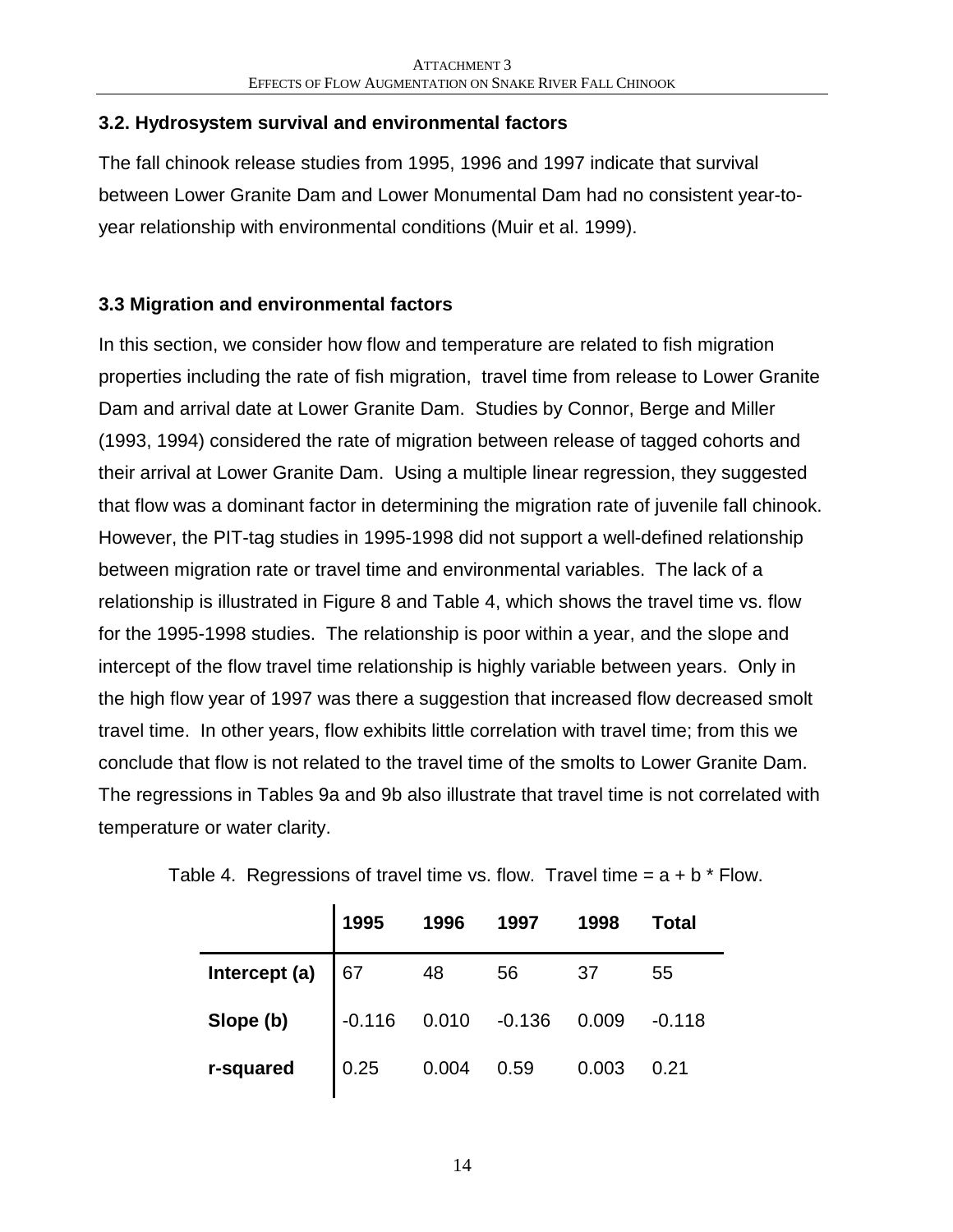### 3.2. Hydrosystem survival and environmental factors

The fall chinook release studies from 1995, 1996 and 1997 indicate that survival between Lower Granite Dam and Lower Monumental Dam had no consistent year-to-year relationship with environmental conditions (Muir et al. 1999).

### 3.3 Migration and environmental factors

In this section, we consider how flow and temperature are related to fish migration properties including the rate of fish migration, travel time from release to Lower Granite Dam and arrival date at Lower Granite Dam. Studies by Connor, Berge and Miller (1993, 1994) considered the rate of migration between release of tagged cohorts and their arrival at Lower Granite Dam. Using a multiple linear regression, they suggested that flow was a dominant factor in determining the migration rate of juvenile fall chinook. However, the PIT-tag studies in 1995-1998 did not support a well-defined relationship between migration rate or travel time and environmental variables. The lack of a relationship is illustrated in Figure 8 and Table 4, which shows the travel time vs. flow for the 1995-1998 studies. The relationship is poor within a year, and the slope and intercept of the flow travel time relationship is highly variable between years. Only in the high flow year of 1997 was there a suggestion that increased flow decreased smolt travel time. In other years, flow exhibits little correlation with travel time; from this we conclude that flow is not related to the travel time of the smolts to Lower Granite Dam. The regressions in Tables 9a and 9b also illustrate that travel time is not correlated with temperature or water clarity.

Table 4. Regressions of travel time vs. flow. Travel time = a + b * Flow.

| | 1995 | 1996 | 1997 | 1998 | Total |
|---|---|---|---|---|---|
| **Intercept (a)** | 67 | 48 | 56 | 37 | 55 |
| **Slope (b)** | -0.116 | 0.010 | -0.136 | 0.009 | -0.118 |
| **r-squared** | 0.25 | 0.004 | 0.59 | 0.003 | 0.21 |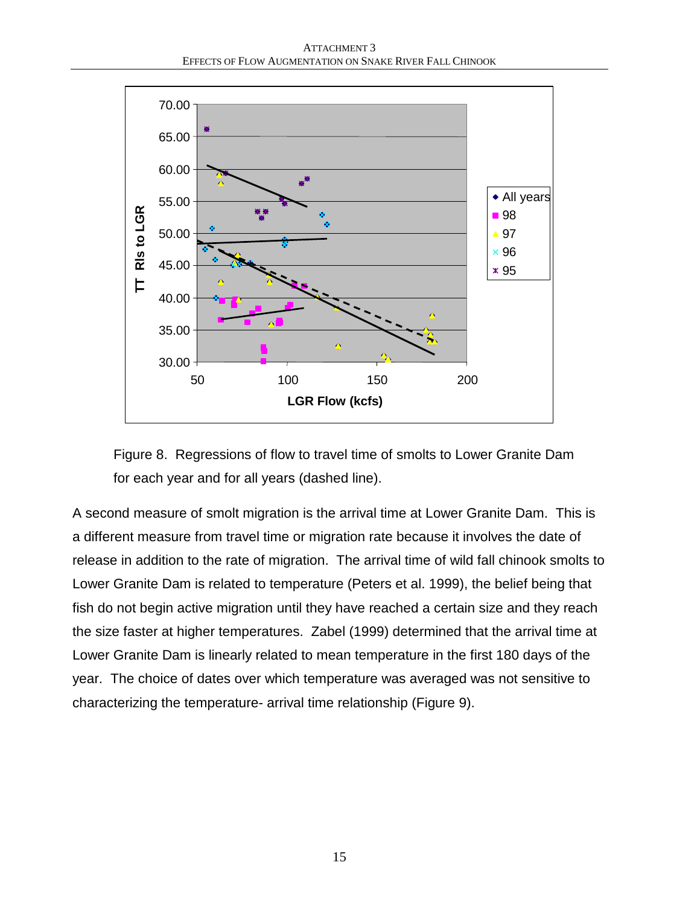Figure 8. Regressions of flow to travel time of smolts to Lower Granite Dam for each year and for all years (dashed line).

A second measure of smolt migration is the arrival time at Lower Granite Dam. This is a different measure from travel time or migration rate because it involves the date of release in addition to the rate of migration. The arrival time of wild fall chinook smolts to Lower Granite Dam is related to temperature (Peters et al. 1999), the belief being that fish do not begin active migration until they have reached a certain size and they reach the size faster at higher temperatures. Zabel (1999) determined that the arrival time at Lower Granite Dam is linearly related to mean temperature in the first 180 days of the year. The choice of dates over which temperature was averaged was not sensitive to characterizing the temperature- arrival time relationship (Figure 9).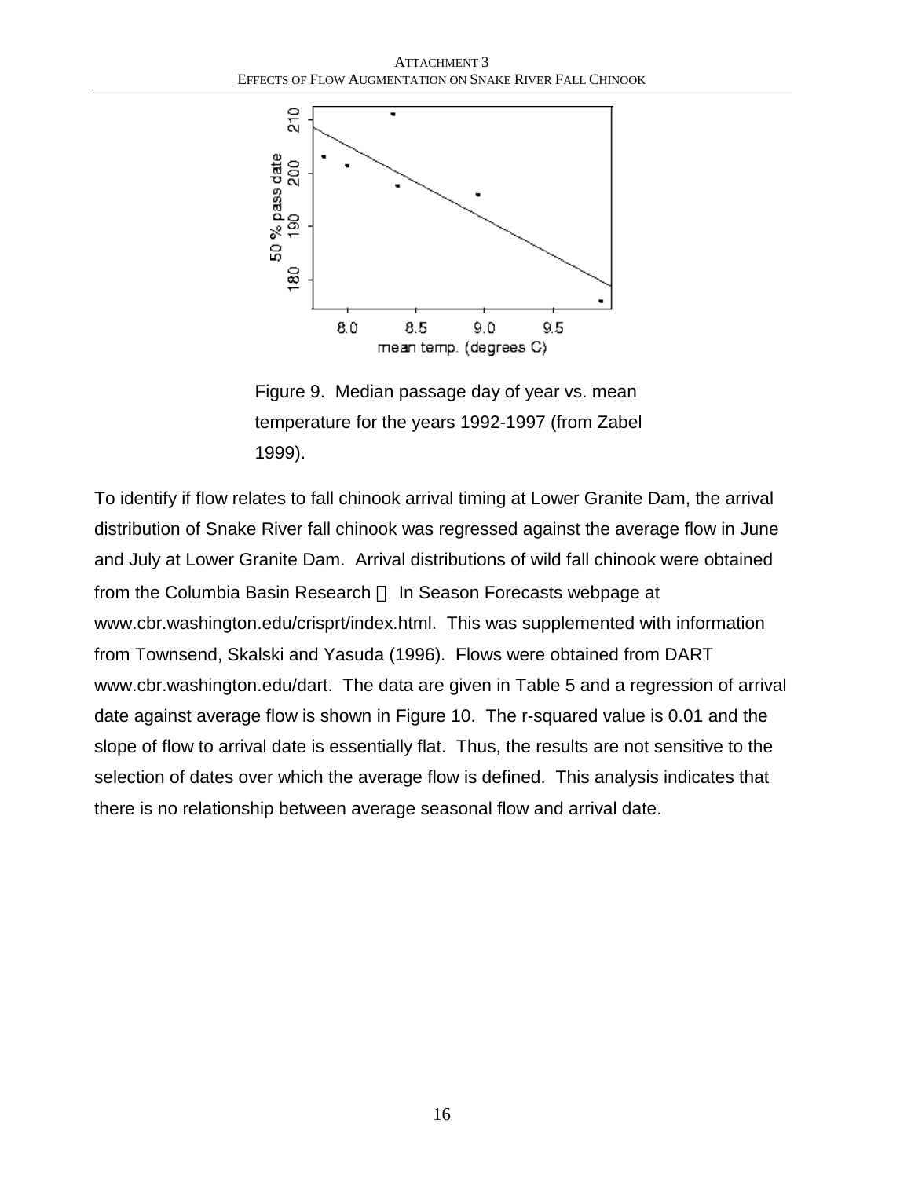Figure 9. Median passage day of year vs. mean temperature for the years 1992-1997 (from Zabel 1999).

To identify if flow relates to fall chinook arrival timing at Lower Granite Dam, the arrival distribution of Snake River fall chinook was regressed against the average flow in June and July at Lower Granite Dam. Arrival distributions of wild fall chinook were obtained from the Columbia Basin Research  In Season Forecasts webpage at www.cbr.washington.edu/crisprt/index.html. This was supplemented with information from Townsend, Skalski and Yasuda (1996). Flows were obtained from DART www.cbr.washington.edu/dart. The data are given in Table 5 and a regression of arrival date against average flow is shown in Figure 10. The r-squared value is 0.01 and the slope of flow to arrival date is essentially flat. Thus, the results are not sensitive to the selection of dates over which the average flow is defined. This analysis indicates that there is no relationship between average seasonal flow and arrival date.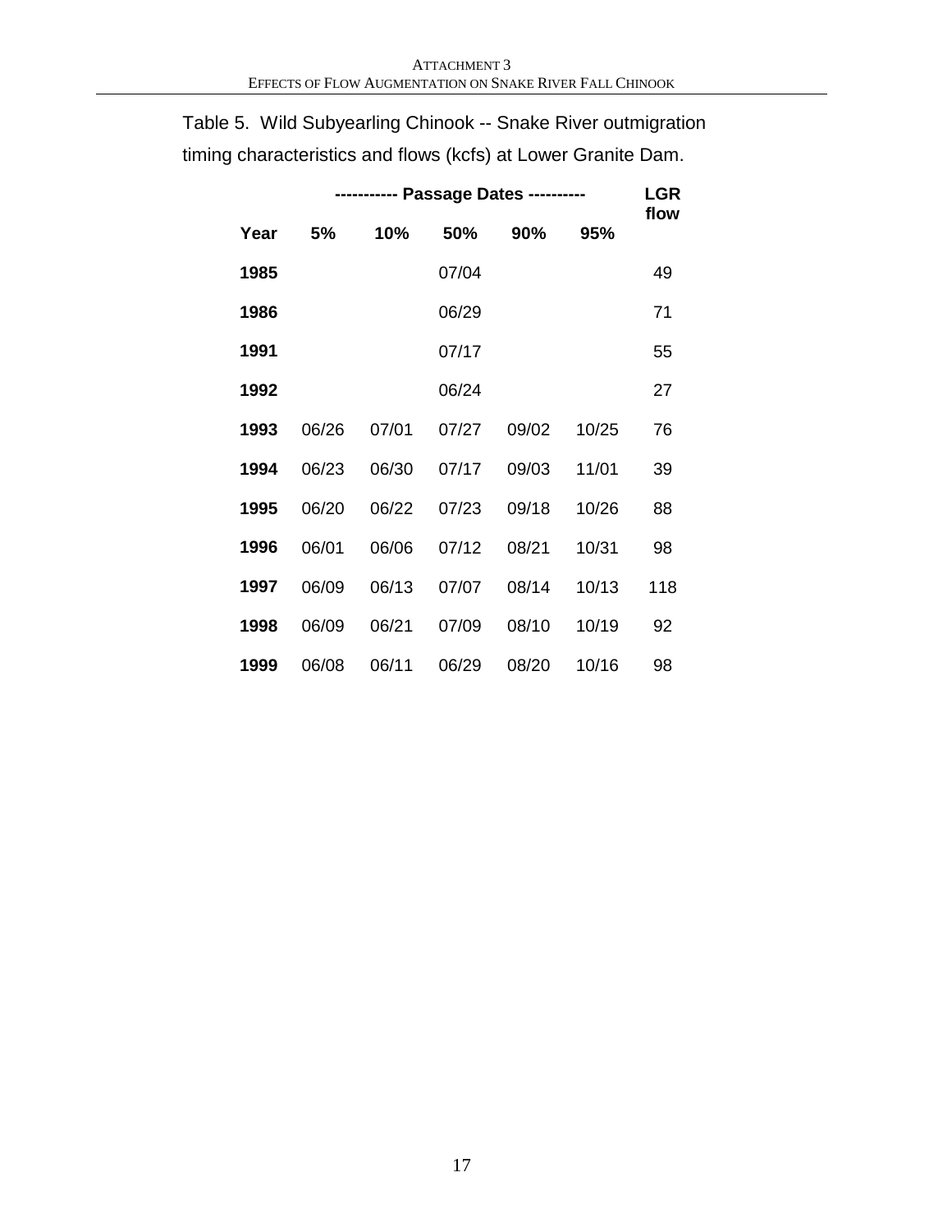Table 5. Wild Subyearling Chinook -- Snake River outmigration timing characteristics and flows (kcfs) at Lower Granite Dam.

| | ----------- Passage Dates ---------- | | | | | LGR flow |
|---|---|---|---|---|---|---|
| **Year** | **5%** | **10%** | **50%** | **90%** | **95%** | |
| **1985** | | | 07/04 | | | 49 |
| **1986** | | | 06/29 | | | 71 |
| **1991** | | | 07/17 | | | 55 |
| **1992** | | | 06/24 | | | 27 |
| **1993** | 06/26 | 07/01 | 07/27 | 09/02 | 10/25 | 76 |
| **1994** | 06/23 | 06/30 | 07/17 | 09/03 | 11/01 | 39 |
| **1995** | 06/20 | 06/22 | 07/23 | 09/18 | 10/26 | 88 |
| **1996** | 06/01 | 06/06 | 07/12 | 08/21 | 10/31 | 98 |
| **1997** | 06/09 | 06/13 | 07/07 | 08/14 | 10/13 | 118 |
| **1998** | 06/09 | 06/21 | 07/09 | 08/10 | 10/19 | 92 |
| **1999** | 06/08 | 06/11 | 06/29 | 08/20 | 10/16 | 98 |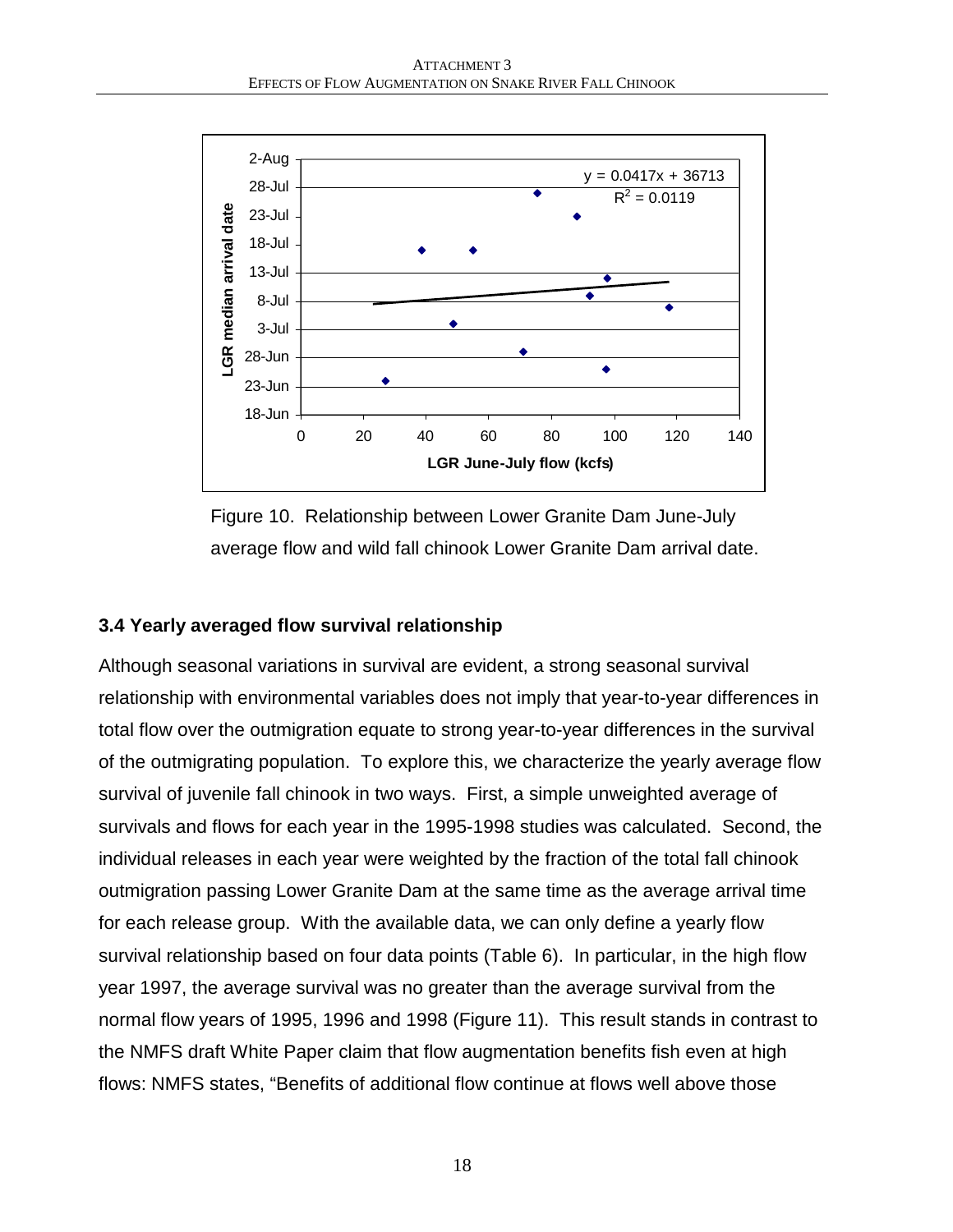Figure 10. Relationship between Lower Granite Dam June-July average flow and wild fall chinook Lower Granite Dam arrival date.

### 3.4 Yearly averaged flow survival relationship

Although seasonal variations in survival are evident, a strong seasonal survival relationship with environmental variables does not imply that year-to-year differences in total flow over the outmigration equate to strong year-to-year differences in the survival of the outmigrating population. To explore this, we characterize the yearly average flow survival of juvenile fall chinook in two ways. First, a simple unweighted average of survivals and flows for each year in the 1995-1998 studies was calculated. Second, the individual releases in each year were weighted by the fraction of the total fall chinook outmigration passing Lower Granite Dam at the same time as the average arrival time for each release group. With the available data, we can only define a yearly flow survival relationship based on four data points (Table 6). In particular, in the high flow year 1997, the average survival was no greater than the average survival from the normal flow years of 1995, 1996 and 1998 (Figure 11). This result stands in contrast to the NMFS draft White Paper claim that flow augmentation benefits fish even at high flows: NMFS states, "Benefits of additional flow continue at flows well above those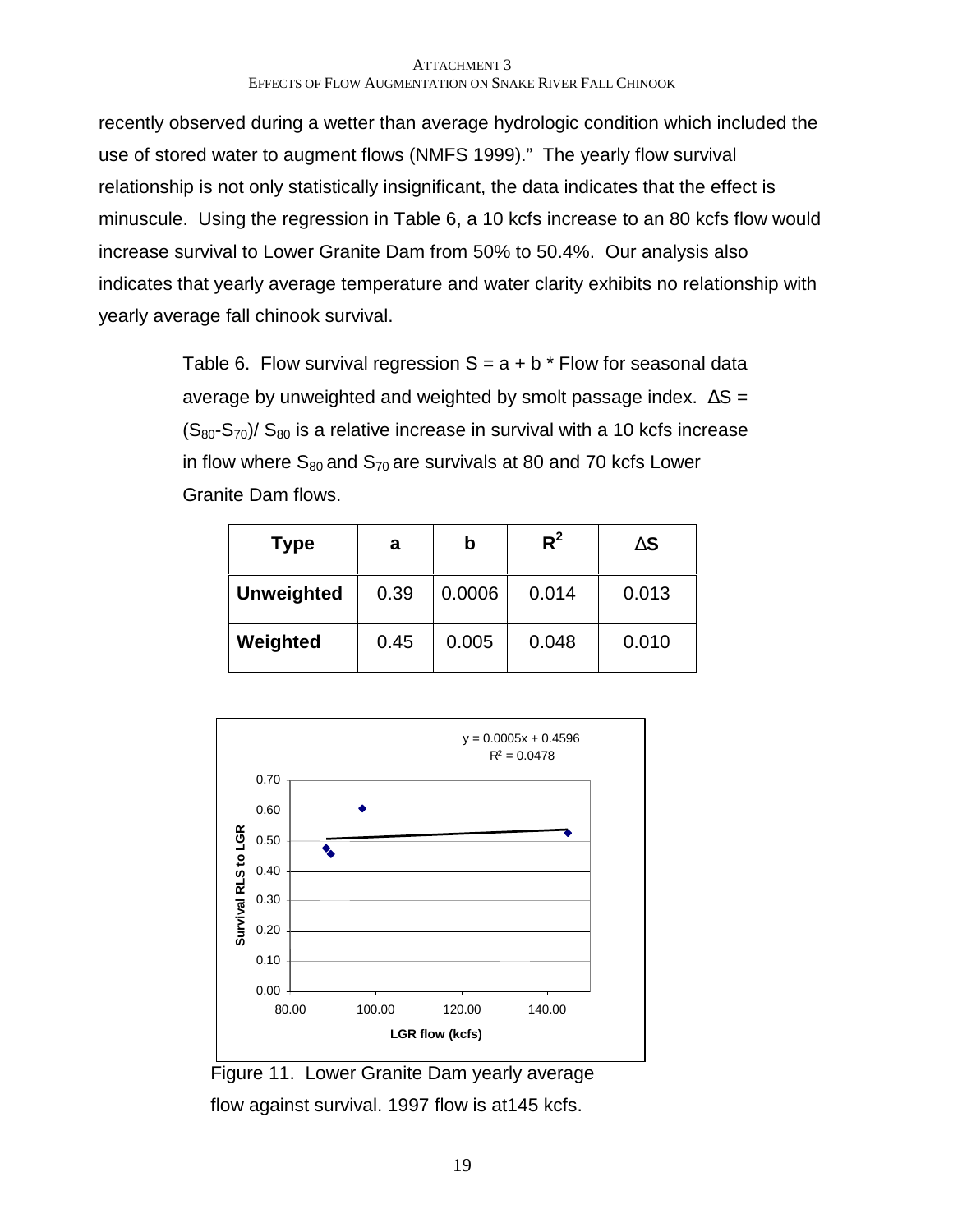recently observed during a wetter than average hydrologic condition which included the use of stored water to augment flows (NMFS 1999)." The yearly flow survival relationship is not only statistically insignificant, the data indicates that the effect is minuscule. Using the regression in Table 6, a 10 kcfs increase to an 80 kcfs flow would increase survival to Lower Granite Dam from 50% to 50.4%. Our analysis also indicates that yearly average temperature and water clarity exhibits no relationship with yearly average fall chinook survival.

Table 6. Flow survival regression S = a + b * Flow for seasonal data average by unweighted and weighted by smolt passage index. $\Delta S = (S_{80}-S_{70})/S_{80}$ is a relative increase in survival with a 10 kcfs increase in flow where $S_{80}$ and $S_{70}$ are survivals at 80 and 70 kcfs Lower Granite Dam flows.

| Type | a | b | $R^2$ | $\Delta S$ |
|---|---|---|---|---|
| **Unweighted** | 0.39 | 0.0006 | 0.014 | 0.013 |
| **Weighted** | 0.45 | 0.005 | 0.048 | 0.010 |

Figure 11. Lower Granite Dam yearly average flow against survival. 1997 flow is at145 kcfs.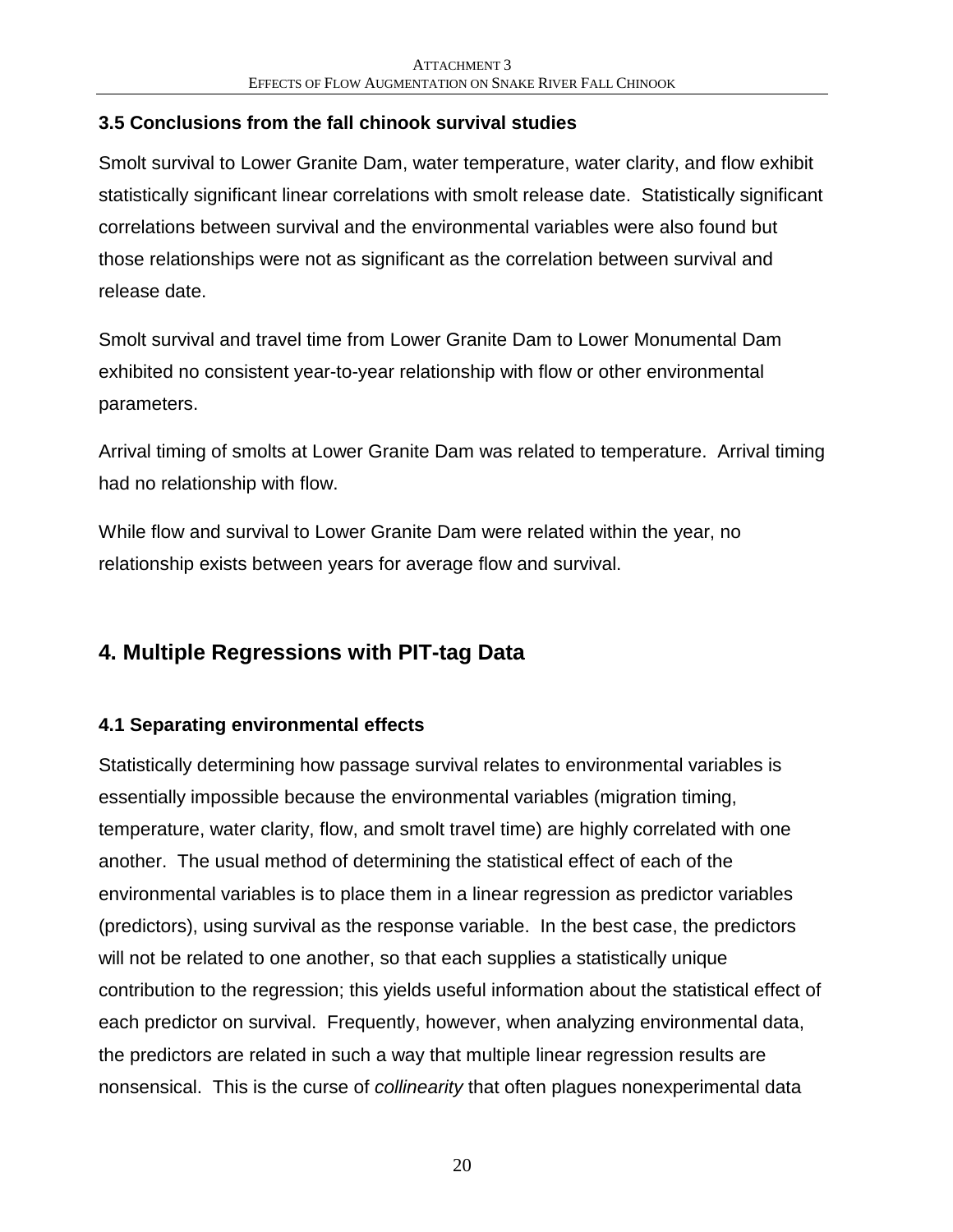### 3.5 Conclusions from the fall chinook survival studies

Smolt survival to Lower Granite Dam, water temperature, water clarity, and flow exhibit statistically significant linear correlations with smolt release date. Statistically significant correlations between survival and the environmental variables were also found but those relationships were not as significant as the correlation between survival and release date.

Smolt survival and travel time from Lower Granite Dam to Lower Monumental Dam exhibited no consistent year-to-year relationship with flow or other environmental parameters.

Arrival timing of smolts at Lower Granite Dam was related to temperature. Arrival timing had no relationship with flow.

While flow and survival to Lower Granite Dam were related within the year, no relationship exists between years for average flow and survival.

## 4. Multiple Regressions with PIT-tag Data

### 4.1 Separating environmental effects

Statistically determining how passage survival relates to environmental variables is essentially impossible because the environmental variables (migration timing, temperature, water clarity, flow, and smolt travel time) are highly correlated with one another. The usual method of determining the statistical effect of each of the environmental variables is to place them in a linear regression as predictor variables (predictors), using survival as the response variable. In the best case, the predictors will not be related to one another, so that each supplies a statistically unique contribution to the regression; this yields useful information about the statistical effect of each predictor on survival. Frequently, however, when analyzing environmental data, the predictors are related in such a way that multiple linear regression results are nonsensical. This is the curse of *collinearity* that often plagues nonexperimental data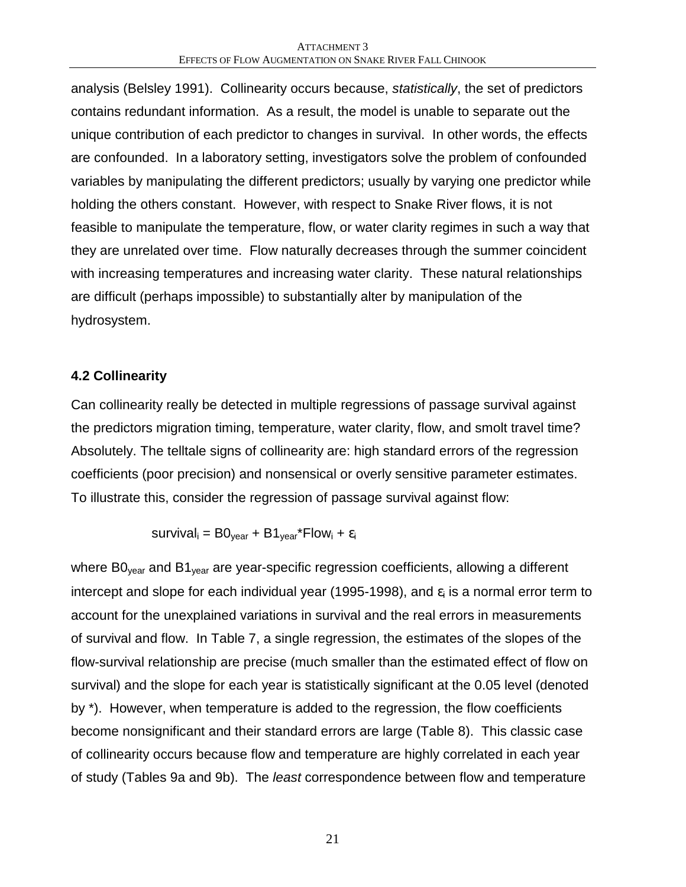analysis (Belsley 1991). Collinearity occurs because, *statistically*, the set of predictors contains redundant information. As a result, the model is unable to separate out the unique contribution of each predictor to changes in survival. In other words, the effects are confounded. In a laboratory setting, investigators solve the problem of confounded variables by manipulating the different predictors; usually by varying one predictor while holding the others constant. However, with respect to Snake River flows, it is not feasible to manipulate the temperature, flow, or water clarity regimes in such a way that they are unrelated over time. Flow naturally decreases through the summer coincident with increasing temperatures and increasing water clarity. These natural relationships are difficult (perhaps impossible) to substantially alter by manipulation of the hydrosystem.

## 4.2 Collinearity

Can collinearity really be detected in multiple regressions of passage survival against the predictors migration timing, temperature, water clarity, flow, and smolt travel time? Absolutely. The telltale signs of collinearity are: high standard errors of the regression coefficients (poor precision) and nonsensical or overly sensitive parameter estimates. To illustrate this, consider the regression of passage survival against flow:

$$\text{survival}_i = B0_{year} + B1_{year} * \text{Flow}_i + \varepsilon_i$$

where $B0_{year}$ and $B1_{year}$ are year-specific regression coefficients, allowing a different intercept and slope for each individual year (1995-1998), and $\varepsilon_i$ is a normal error term to account for the unexplained variations in survival and the real errors in measurements of survival and flow. In Table 7, a single regression, the estimates of the slopes of the flow-survival relationship are precise (much smaller than the estimated effect of flow on survival) and the slope for each year is statistically significant at the 0.05 level (denoted by *). However, when temperature is added to the regression, the flow coefficients become nonsignificant and their standard errors are large (Table 8). This classic case of collinearity occurs because flow and temperature are highly correlated in each year of study (Tables 9a and 9b). The *least* correspondence between flow and temperature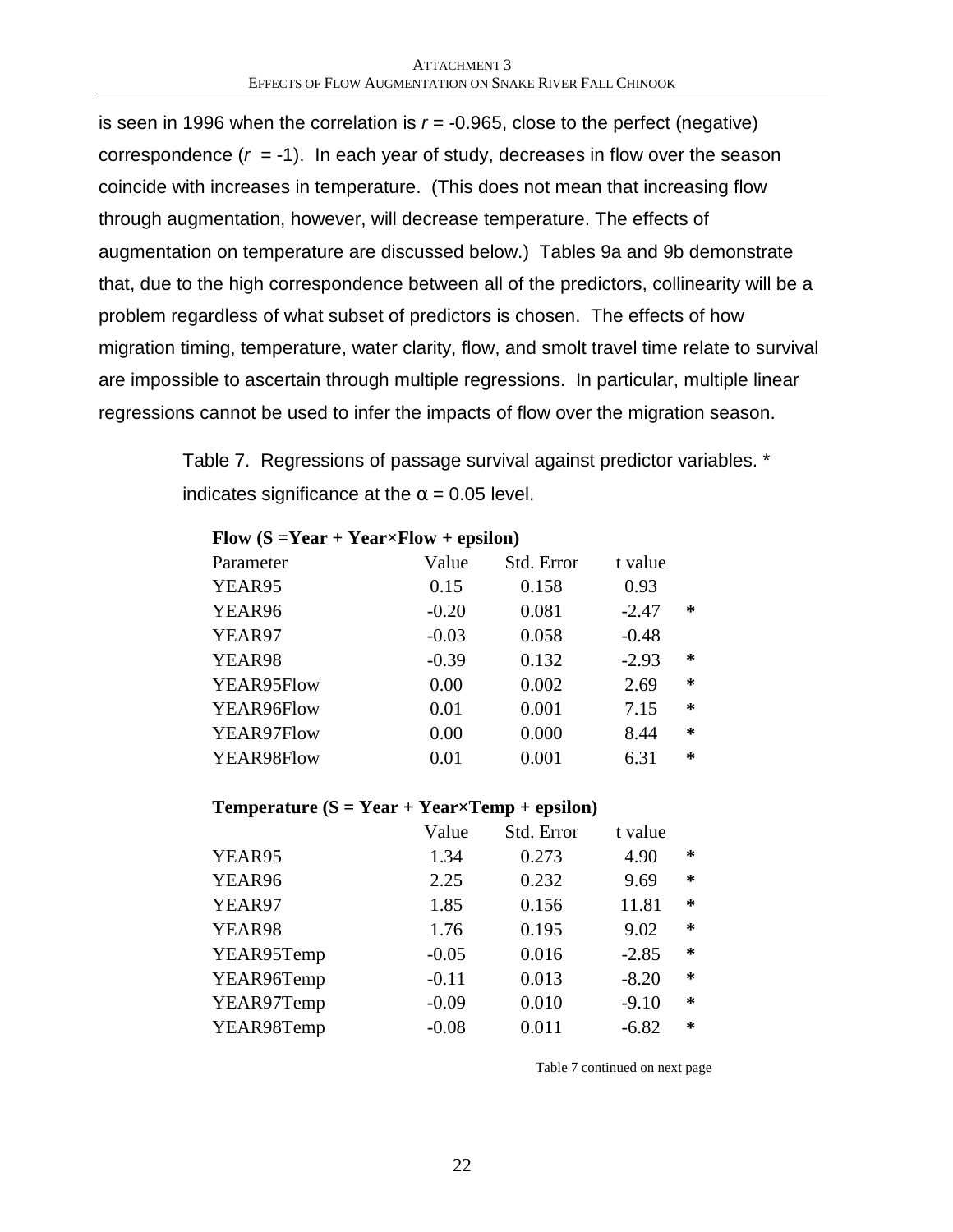is seen in 1996 when the correlation is $r$ = -0.965, close to the perfect (negative) correspondence ($r$ = -1). In each year of study, decreases in flow over the season coincide with increases in temperature. (This does not mean that increasing flow through augmentation, however, will decrease temperature. The effects of augmentation on temperature are discussed below.) Tables 9a and 9b demonstrate that, due to the high correspondence between all of the predictors, collinearity will be a problem regardless of what subset of predictors is chosen. The effects of how migration timing, temperature, water clarity, flow, and smolt travel time relate to survival are impossible to ascertain through multiple regressions. In particular, multiple linear regressions cannot be used to infer the impacts of flow over the migration season.

Table 7. Regressions of passage survival against predictor variables. * indicates significance at the $\alpha = 0.05$ level.

**Flow (S =Year + Year×Flow + epsilon)**

| Parameter | Value | Std. Error | t value | |
|---|---|---|---|---|
| YEAR95 | 0.15 | 0.158 | 0.93 | |
| YEAR96 | -0.20 | 0.081 | -2.47 | * |
| YEAR97 | -0.03 | 0.058 | -0.48 | |
| YEAR98 | -0.39 | 0.132 | -2.93 | * |
| YEAR95Flow | 0.00 | 0.002 | 2.69 | * |
| YEAR96Flow | 0.01 | 0.001 | 7.15 | * |
| YEAR97Flow | 0.00 | 0.000 | 8.44 | * |
| YEAR98Flow | 0.01 | 0.001 | 6.31 | * |

**Temperature (S = Year + Year×Temp + epsilon)**

| | Value | Std. Error | t value | |
|---|---|---|---|---|
| YEAR95 | 1.34 | 0.273 | 4.90 | * |
| YEAR96 | 2.25 | 0.232 | 9.69 | * |
| YEAR97 | 1.85 | 0.156 | 11.81 | * |
| YEAR98 | 1.76 | 0.195 | 9.02 | * |
| YEAR95Temp | -0.05 | 0.016 | -2.85 | * |
| YEAR96Temp | -0.11 | 0.013 | -8.20 | * |
| YEAR97Temp | -0.09 | 0.010 | -9.10 | * |
| YEAR98Temp | -0.08 | 0.011 | -6.82 | * |

Table 7 continued on next page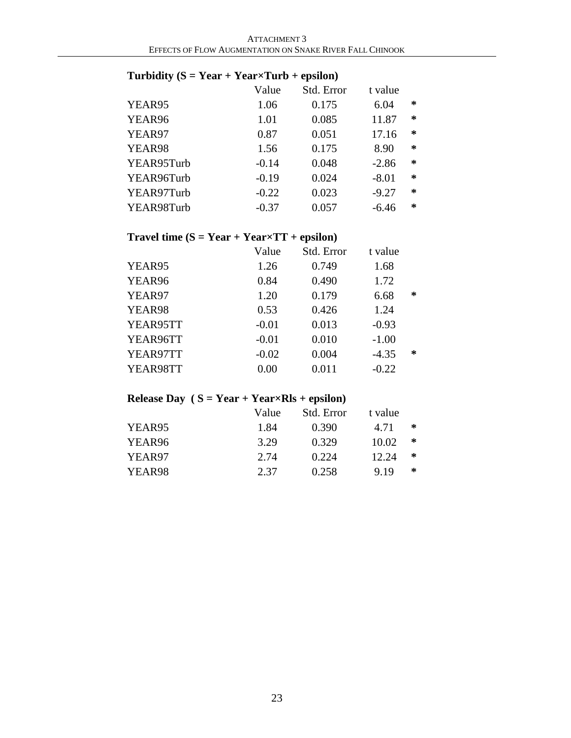**Turbidity (S = Year + Year×Turb + epsilon)**

| | Value | Std. Error | t value | |
|---|---|---|---|---|
| YEAR95 | 1.06 | 0.175 | 6.04 | * |
| YEAR96 | 1.01 | 0.085 | 11.87 | * |
| YEAR97 | 0.87 | 0.051 | 17.16 | * |
| YEAR98 | 1.56 | 0.175 | 8.90 | * |
| YEAR95Turb | -0.14 | 0.048 | -2.86 | * |
| YEAR96Turb | -0.19 | 0.024 | -8.01 | * |
| YEAR97Turb | -0.22 | 0.023 | -9.27 | * |
| YEAR98Turb | -0.37 | 0.057 | -6.46 | * |

**Travel time (S = Year + Year×TT + epsilon)**

| | Value | Std. Error | t value | |
|---|---|---|---|---|
| YEAR95 | 1.26 | 0.749 | 1.68 | |
| YEAR96 | 0.84 | 0.490 | 1.72 | |
| YEAR97 | 1.20 | 0.179 | 6.68 | * |
| YEAR98 | 0.53 | 0.426 | 1.24 | |
| YEAR95TT | -0.01 | 0.013 | -0.93 | |
| YEAR96TT | -0.01 | 0.010 | -1.00 | |
| YEAR97TT | -0.02 | 0.004 | -4.35 | * |
| YEAR98TT | 0.00 | 0.011 | -0.22 | |

**Release Day ( S = Year + Year×Rls + epsilon)**

| | Value | Std. Error | t value | |
|---|---|---|---|---|
| YEAR95 | 1.84 | 0.390 | 4.71 | * |
| YEAR96 | 3.29 | 0.329 | 10.02 | * |
| YEAR97 | 2.74 | 0.224 | 12.24 | * |
| YEAR98 | 2.37 | 0.258 | 9.19 | * |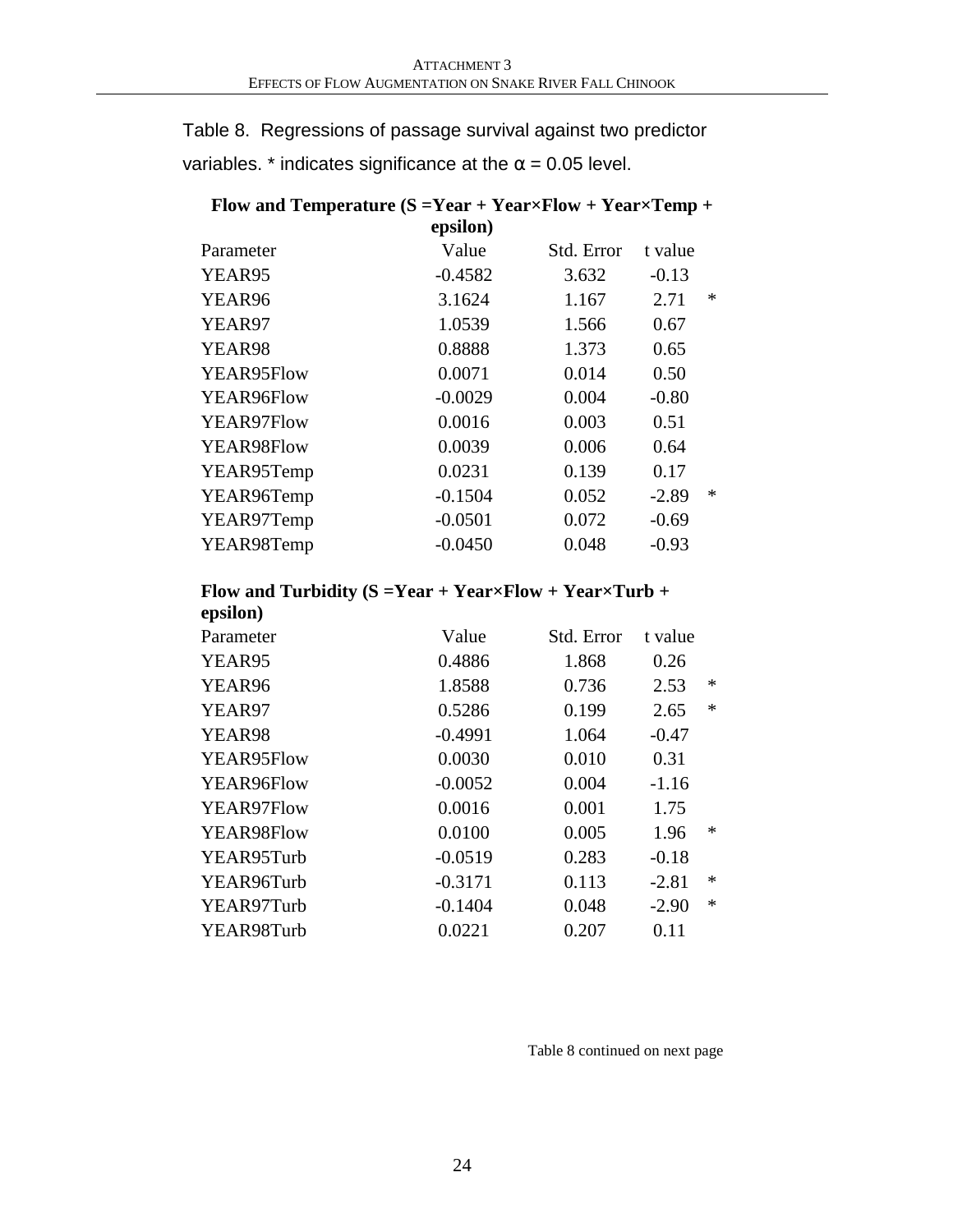Table 8. Regressions of passage survival against two predictor variables. * indicates significance at the $\alpha = 0.05$ level.

**Flow and Temperature (S =Year + Year×Flow + Year×Temp + epsilon)**

| Parameter | Value | Std. Error | t value | |
|---|---|---|---|---|
| YEAR95 | -0.4582 | 3.632 | -0.13 | |
| YEAR96 | 3.1624 | 1.167 | 2.71 | * |
| YEAR97 | 1.0539 | 1.566 | 0.67 | |
| YEAR98 | 0.8888 | 1.373 | 0.65 | |
| YEAR95Flow | 0.0071 | 0.014 | 0.50 | |
| YEAR96Flow | -0.0029 | 0.004 | -0.80 | |
| YEAR97Flow | 0.0016 | 0.003 | 0.51 | |
| YEAR98Flow | 0.0039 | 0.006 | 0.64 | |
| YEAR95Temp | 0.0231 | 0.139 | 0.17 | |
| YEAR96Temp | -0.1504 | 0.052 | -2.89 | * |
| YEAR97Temp | -0.0501 | 0.072 | -0.69 | |
| YEAR98Temp | -0.0450 | 0.048 | -0.93 | |

**Flow and Turbidity (S =Year + Year×Flow + Year×Turb + epsilon)**

| Parameter | Value | Std. Error | t value | |
|---|---|---|---|---|
| YEAR95 | 0.4886 | 1.868 | 0.26 | |
| YEAR96 | 1.8588 | 0.736 | 2.53 | * |
| YEAR97 | 0.5286 | 0.199 | 2.65 | * |
| YEAR98 | -0.4991 | 1.064 | -0.47 | |
| YEAR95Flow | 0.0030 | 0.010 | 0.31 | |
| YEAR96Flow | -0.0052 | 0.004 | -1.16 | |
| YEAR97Flow | 0.0016 | 0.001 | 1.75 | |
| YEAR98Flow | 0.0100 | 0.005 | 1.96 | * |
| YEAR95Turb | -0.0519 | 0.283 | -0.18 | |
| YEAR96Turb | -0.3171 | 0.113 | -2.81 | * |
| YEAR97Turb | -0.1404 | 0.048 | -2.90 | * |
| YEAR98Turb | 0.0221 | 0.207 | 0.11 | |

Table 8 continued on next page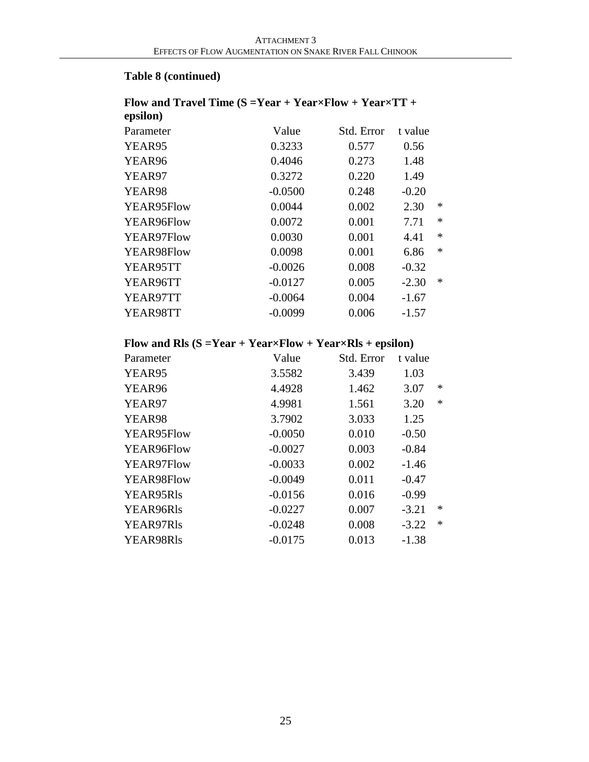**Table 8 (continued)**

**Flow and Travel Time (S =Year + Year×Flow + Year×TT + epsilon)**

| Parameter | Value | Std. Error | t value | |
|---|---|---|---|---|
| YEAR95 | 0.3233 | 0.577 | 0.56 | |
| YEAR96 | 0.4046 | 0.273 | 1.48 | |
| YEAR97 | 0.3272 | 0.220 | 1.49 | |
| YEAR98 | -0.0500 | 0.248 | -0.20 | |
| YEAR95Flow | 0.0044 | 0.002 | 2.30 | * |
| YEAR96Flow | 0.0072 | 0.001 | 7.71 | * |
| YEAR97Flow | 0.0030 | 0.001 | 4.41 | * |
| YEAR98Flow | 0.0098 | 0.001 | 6.86 | * |
| YEAR95TT | -0.0026 | 0.008 | -0.32 | |
| YEAR96TT | -0.0127 | 0.005 | -2.30 | * |
| YEAR97TT | -0.0064 | 0.004 | -1.67 | |
| YEAR98TT | -0.0099 | 0.006 | -1.57 | |

**Flow and Rls (S =Year + Year×Flow + Year×Rls + epsilon)**

| Parameter | Value | Std. Error | t value | |
|---|---|---|---|---|
| YEAR95 | 3.5582 | 3.439 | 1.03 | |
| YEAR96 | 4.4928 | 1.462 | 3.07 | * |
| YEAR97 | 4.9981 | 1.561 | 3.20 | * |
| YEAR98 | 3.7902 | 3.033 | 1.25 | |
| YEAR95Flow | -0.0050 | 0.010 | -0.50 | |
| YEAR96Flow | -0.0027 | 0.003 | -0.84 | |
| YEAR97Flow | -0.0033 | 0.002 | -1.46 | |
| YEAR98Flow | -0.0049 | 0.011 | -0.47 | |
| YEAR95Rls | -0.0156 | 0.016 | -0.99 | |
| YEAR96Rls | -0.0227 | 0.007 | -3.21 | * |
| YEAR97Rls | -0.0248 | 0.008 | -3.22 | * |
| YEAR98Rls | -0.0175 | 0.013 | -1.38 | |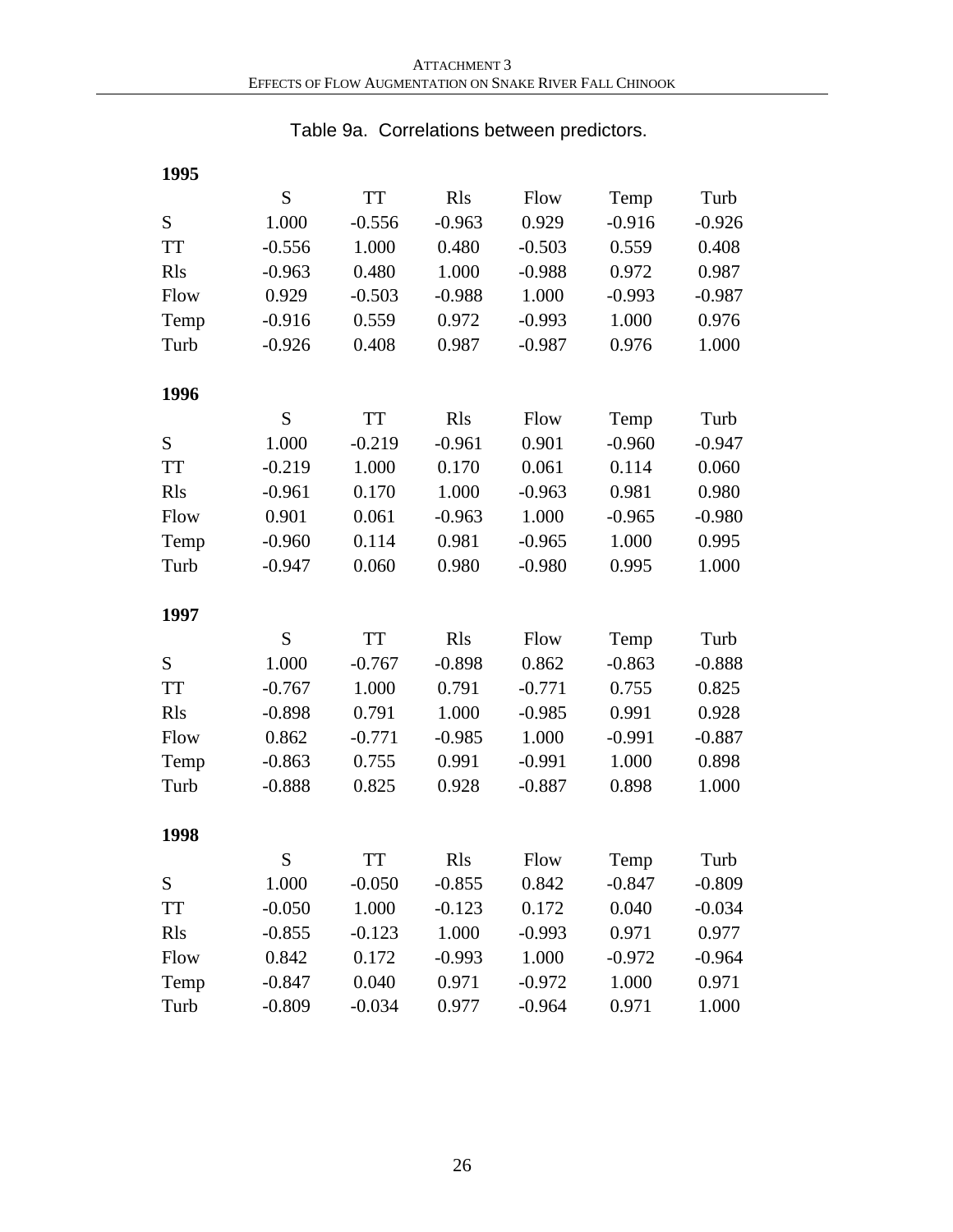Table 9a. Correlations between predictors.

**1995**

| | S | TT | Rls | Flow | Temp | Turb |
|---|---|---|---|---|---|---|
| S | 1.000 | -0.556 | -0.963 | 0.929 | -0.916 | -0.926 |
| TT | -0.556 | 1.000 | 0.480 | -0.503 | 0.559 | 0.408 |
| Rls | -0.963 | 0.480 | 1.000 | -0.988 | 0.972 | 0.987 |
| Flow | 0.929 | -0.503 | -0.988 | 1.000 | -0.993 | -0.987 |
| Temp | -0.916 | 0.559 | 0.972 | -0.993 | 1.000 | 0.976 |
| Turb | -0.926 | 0.408 | 0.987 | -0.987 | 0.976 | 1.000 |

**1996**

| | S | TT | Rls | Flow | Temp | Turb |
|---|---|---|---|---|---|---|
| S | 1.000 | -0.219 | -0.961 | 0.901 | -0.960 | -0.947 |
| TT | -0.219 | 1.000 | 0.170 | 0.061 | 0.114 | 0.060 |
| Rls | -0.961 | 0.170 | 1.000 | -0.963 | 0.981 | 0.980 |
| Flow | 0.901 | 0.061 | -0.963 | 1.000 | -0.965 | -0.980 |
| Temp | -0.960 | 0.114 | 0.981 | -0.965 | 1.000 | 0.995 |
| Turb | -0.947 | 0.060 | 0.980 | -0.980 | 0.995 | 1.000 |

**1997**

| | S | TT | Rls | Flow | Temp | Turb |
|---|---|---|---|---|---|---|
| S | 1.000 | -0.767 | -0.898 | 0.862 | -0.863 | -0.888 |
| TT | -0.767 | 1.000 | 0.791 | -0.771 | 0.755 | 0.825 |
| Rls | -0.898 | 0.791 | 1.000 | -0.985 | 0.991 | 0.928 |
| Flow | 0.862 | -0.771 | -0.985 | 1.000 | -0.991 | -0.887 |
| Temp | -0.863 | 0.755 | 0.991 | -0.991 | 1.000 | 0.898 |
| Turb | -0.888 | 0.825 | 0.928 | -0.887 | 0.898 | 1.000 |

**1998**

| | S | TT | Rls | Flow | Temp | Turb |
|---|---|---|---|---|---|---|
| S | 1.000 | -0.050 | -0.855 | 0.842 | -0.847 | -0.809 |
| TT | -0.050 | 1.000 | -0.123 | 0.172 | 0.040 | -0.034 |
| Rls | -0.855 | -0.123 | 1.000 | -0.993 | 0.971 | 0.977 |
| Flow | 0.842 | 0.172 | -0.993 | 1.000 | -0.972 | -0.964 |
| Temp | -0.847 | 0.040 | 0.971 | -0.972 | 1.000 | 0.971 |
| Turb | -0.809 | -0.034 | 0.977 | -0.964 | 0.971 | 1.000 |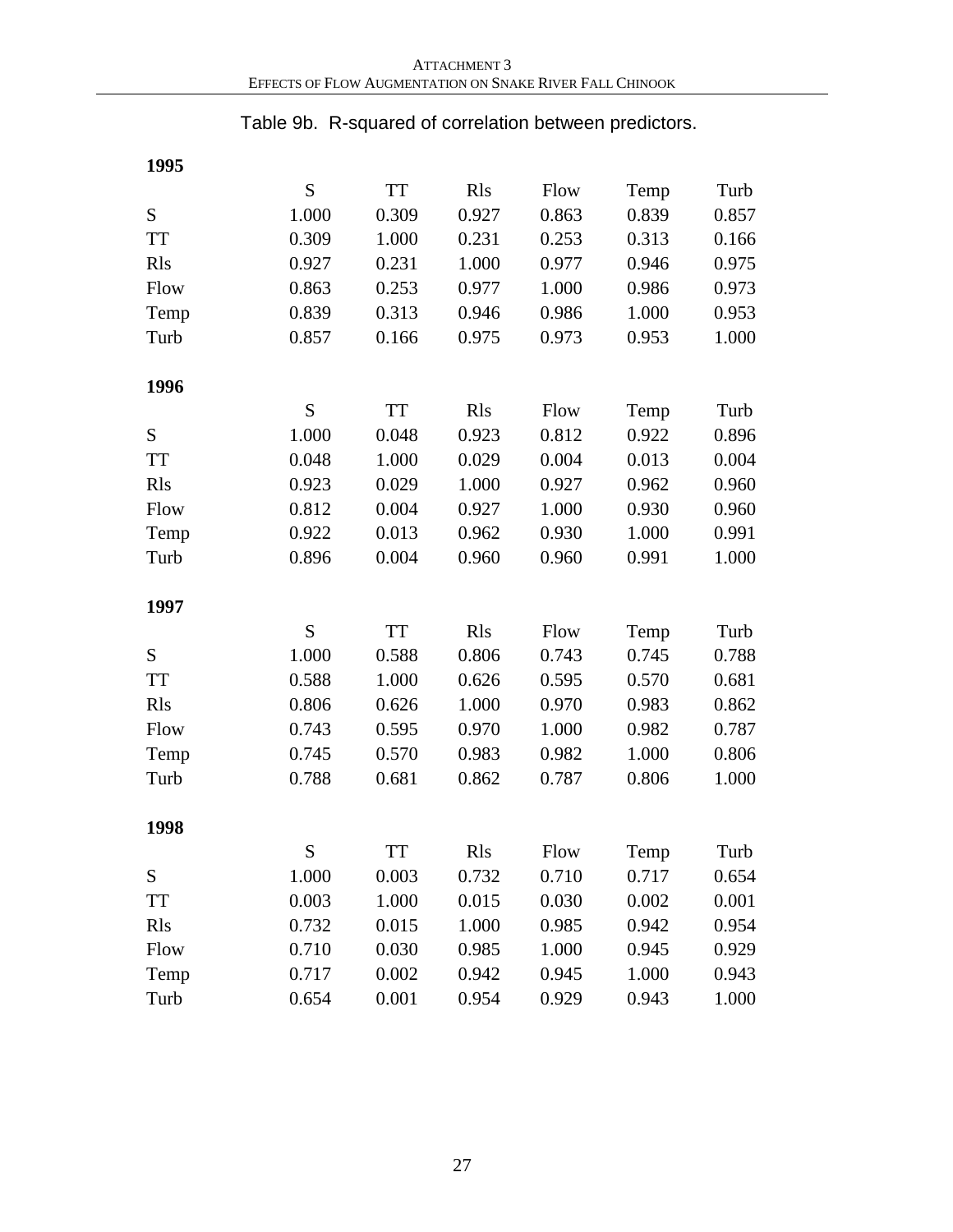Table 9b. R-squared of correlation between predictors.

**1995**

| | S | TT | Rls | Flow | Temp | Turb |
|---|---|---|---|---|---|---|
| S | 1.000 | 0.309 | 0.927 | 0.863 | 0.839 | 0.857 |
| TT | 0.309 | 1.000 | 0.231 | 0.253 | 0.313 | 0.166 |
| Rls | 0.927 | 0.231 | 1.000 | 0.977 | 0.946 | 0.975 |
| Flow | 0.863 | 0.253 | 0.977 | 1.000 | 0.986 | 0.973 |
| Temp | 0.839 | 0.313 | 0.946 | 0.986 | 1.000 | 0.953 |
| Turb | 0.857 | 0.166 | 0.975 | 0.973 | 0.953 | 1.000 |

**1996**

| | S | TT | Rls | Flow | Temp | Turb |
|---|---|---|---|---|---|---|
| S | 1.000 | 0.048 | 0.923 | 0.812 | 0.922 | 0.896 |
| TT | 0.048 | 1.000 | 0.029 | 0.004 | 0.013 | 0.004 |
| Rls | 0.923 | 0.029 | 1.000 | 0.927 | 0.962 | 0.960 |
| Flow | 0.812 | 0.004 | 0.927 | 1.000 | 0.930 | 0.960 |
| Temp | 0.922 | 0.013 | 0.962 | 0.930 | 1.000 | 0.991 |
| Turb | 0.896 | 0.004 | 0.960 | 0.960 | 0.991 | 1.000 |

**1997**

| | S | TT | Rls | Flow | Temp | Turb |
|---|---|---|---|---|---|---|
| S | 1.000 | 0.588 | 0.806 | 0.743 | 0.745 | 0.788 |
| TT | 0.588 | 1.000 | 0.626 | 0.595 | 0.570 | 0.681 |
| Rls | 0.806 | 0.626 | 1.000 | 0.970 | 0.983 | 0.862 |
| Flow | 0.743 | 0.595 | 0.970 | 1.000 | 0.982 | 0.787 |
| Temp | 0.745 | 0.570 | 0.983 | 0.982 | 1.000 | 0.806 |
| Turb | 0.788 | 0.681 | 0.862 | 0.787 | 0.806 | 1.000 |

**1998**

| | S | TT | Rls | Flow | Temp | Turb |
|---|---|---|---|---|---|---|
| S | 1.000 | 0.003 | 0.732 | 0.710 | 0.717 | 0.654 |
| TT | 0.003 | 1.000 | 0.015 | 0.030 | 0.002 | 0.001 |
| Rls | 0.732 | 0.015 | 1.000 | 0.985 | 0.942 | 0.954 |
| Flow | 0.710 | 0.030 | 0.985 | 1.000 | 0.945 | 0.929 |
| Temp | 0.717 | 0.002 | 0.942 | 0.945 | 1.000 | 0.943 |
| Turb | 0.654 | 0.001 | 0.954 | 0.929 | 0.943 | 1.000 |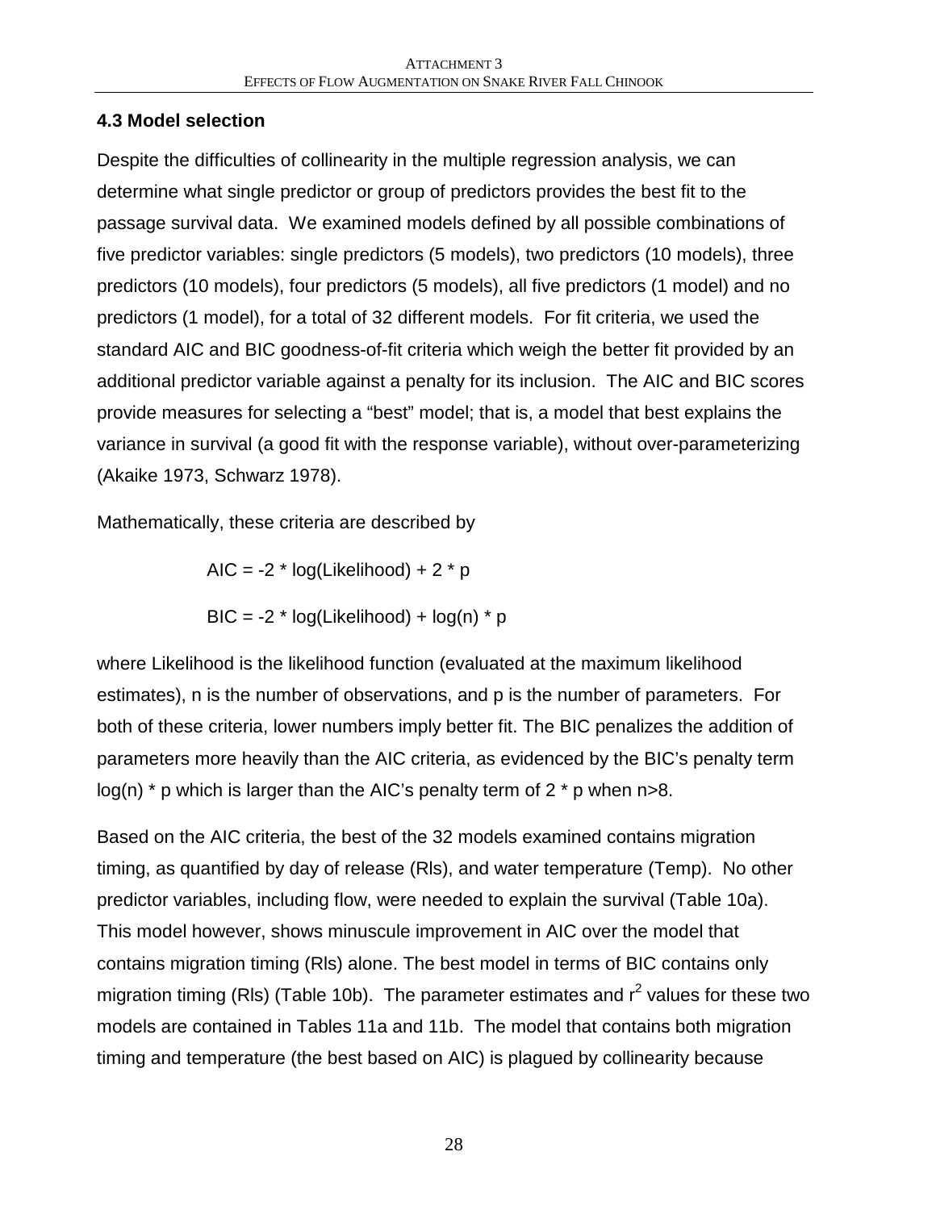### 4.3 Model selection

Despite the difficulties of collinearity in the multiple regression analysis, we can determine what single predictor or group of predictors provides the best fit to the passage survival data. We examined models defined by all possible combinations of five predictor variables: single predictors (5 models), two predictors (10 models), three predictors (10 models), four predictors (5 models), all five predictors (1 model) and no predictors (1 model), for a total of 32 different models. For fit criteria, we used the standard AIC and BIC goodness-of-fit criteria which weigh the better fit provided by an additional predictor variable against a penalty for its inclusion. The AIC and BIC scores provide measures for selecting a "best" model; that is, a model that best explains the variance in survival (a good fit with the response variable), without over-parameterizing (Akaike 1973, Schwarz 1978).

Mathematically, these criteria are described by

$$AIC = -2 * \log(\text{Likelihood}) + 2 * p$$

$$BIC = -2 * \log(\text{Likelihood}) + \log(n) * p$$

where Likelihood is the likelihood function (evaluated at the maximum likelihood estimates), n is the number of observations, and p is the number of parameters. For both of these criteria, lower numbers imply better fit. The BIC penalizes the addition of parameters more heavily than the AIC criteria, as evidenced by the BIC's penalty term $\log(n) * p$ which is larger than the AIC's penalty term of $2 * p$ when $n>8$.

Based on the AIC criteria, the best of the 32 models examined contains migration timing, as quantified by day of release (Rls), and water temperature (Temp). No other predictor variables, including flow, were needed to explain the survival (Table 10a). This model however, shows minuscule improvement in AIC over the model that contains migration timing (Rls) alone. The best model in terms of BIC contains only migration timing (Rls) (Table 10b). The parameter estimates and $r^2$ values for these two models are contained in Tables 11a and 11b. The model that contains both migration timing and temperature (the best based on AIC) is plagued by collinearity because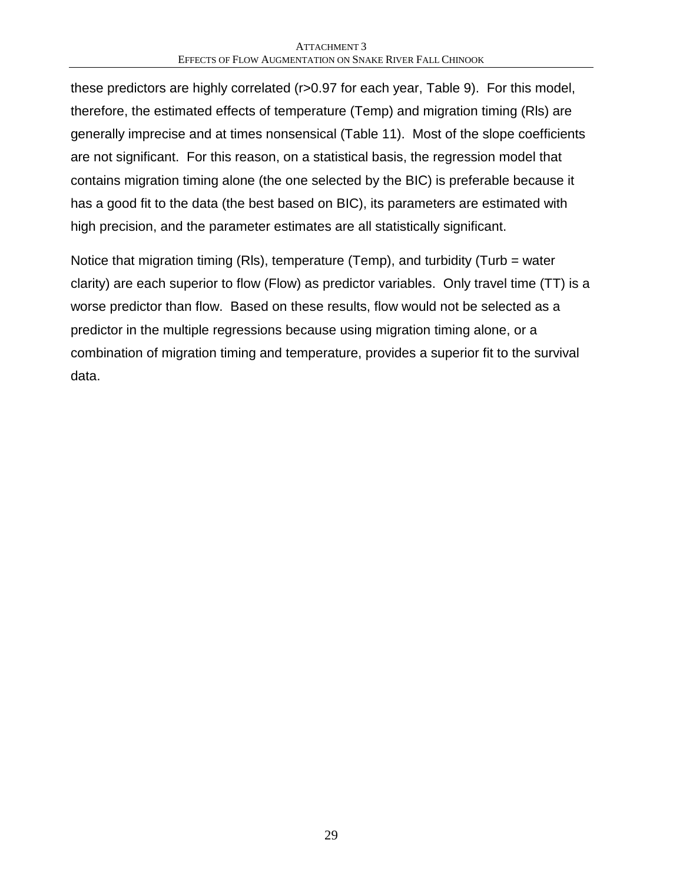these predictors are highly correlated ($r>0.97$ for each year, Table 9). For this model, therefore, the estimated effects of temperature (Temp) and migration timing (Rls) are generally imprecise and at times nonsensical (Table 11). Most of the slope coefficients are not significant. For this reason, on a statistical basis, the regression model that contains migration timing alone (the one selected by the BIC) is preferable because it has a good fit to the data (the best based on BIC), its parameters are estimated with high precision, and the parameter estimates are all statistically significant.

Notice that migration timing (Rls), temperature (Temp), and turbidity (Turb = water clarity) are each superior to flow (Flow) as predictor variables. Only travel time (TT) is a worse predictor than flow. Based on these results, flow would not be selected as a predictor in the multiple regressions because using migration timing alone, or a combination of migration timing and temperature, provides a superior fit to the survival data.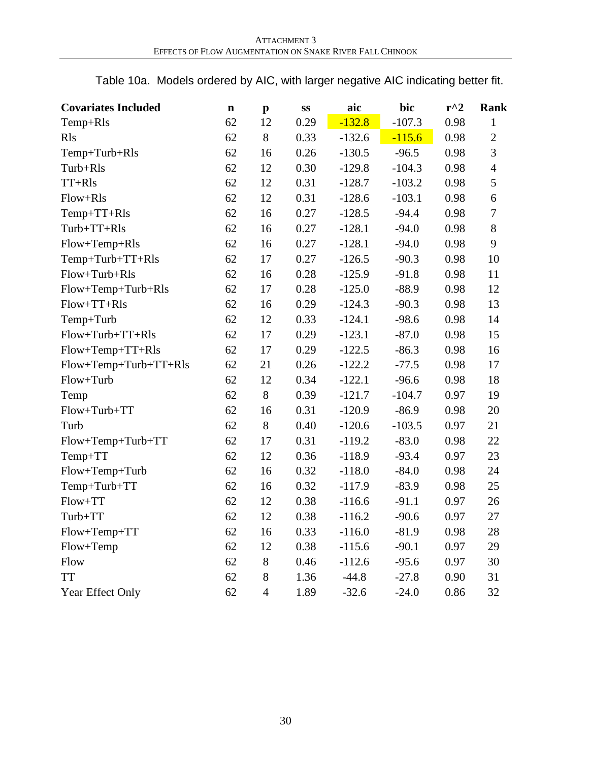Table 10a. Models ordered by AIC, with larger negative AIC indicating better fit.

| Covariates Included | n | p | ss | aic | bic | r^2 | Rank |
|---|---|---|---|---|---|---|---|
| Temp+Rls | 62 | 12 | 0.29 | -132.8 | -107.3 | 0.98 | 1 |
| Rls | 62 | 8 | 0.33 | -132.6 | -115.6 | 0.98 | 2 |
| Temp+Turb+Rls | 62 | 16 | 0.26 | -130.5 | -96.5 | 0.98 | 3 |
| Turb+Rls | 62 | 12 | 0.30 | -129.8 | -104.3 | 0.98 | 4 |
| TT+Rls | 62 | 12 | 0.31 | -128.7 | -103.2 | 0.98 | 5 |
| Flow+Rls | 62 | 12 | 0.31 | -128.6 | -103.1 | 0.98 | 6 |
| Temp+TT+Rls | 62 | 16 | 0.27 | -128.5 | -94.4 | 0.98 | 7 |
| Turb+TT+Rls | 62 | 16 | 0.27 | -128.1 | -94.0 | 0.98 | 8 |
| Flow+Temp+Rls | 62 | 16 | 0.27 | -128.1 | -94.0 | 0.98 | 9 |
| Temp+Turb+TT+Rls | 62 | 17 | 0.27 | -126.5 | -90.3 | 0.98 | 10 |
| Flow+Turb+Rls | 62 | 16 | 0.28 | -125.9 | -91.8 | 0.98 | 11 |
| Flow+Temp+Turb+Rls | 62 | 17 | 0.28 | -125.0 | -88.9 | 0.98 | 12 |
| Flow+TT+Rls | 62 | 16 | 0.29 | -124.3 | -90.3 | 0.98 | 13 |
| Temp+Turb | 62 | 12 | 0.33 | -124.1 | -98.6 | 0.98 | 14 |
| Flow+Turb+TT+Rls | 62 | 17 | 0.29 | -123.1 | -87.0 | 0.98 | 15 |
| Flow+Temp+TT+Rls | 62 | 17 | 0.29 | -122.5 | -86.3 | 0.98 | 16 |
| Flow+Temp+Turb+TT+Rls | 62 | 21 | 0.26 | -122.2 | -77.5 | 0.98 | 17 |
| Flow+Turb | 62 | 12 | 0.34 | -122.1 | -96.6 | 0.98 | 18 |
| Temp | 62 | 8 | 0.39 | -121.7 | -104.7 | 0.97 | 19 |
| Flow+Turb+TT | 62 | 16 | 0.31 | -120.9 | -86.9 | 0.98 | 20 |
| Turb | 62 | 8 | 0.40 | -120.6 | -103.5 | 0.97 | 21 |
| Flow+Temp+Turb+TT | 62 | 17 | 0.31 | -119.2 | -83.0 | 0.98 | 22 |
| Temp+TT | 62 | 12 | 0.36 | -118.9 | -93.4 | 0.97 | 23 |
| Flow+Temp+Turb | 62 | 16 | 0.32 | -118.0 | -84.0 | 0.98 | 24 |
| Temp+Turb+TT | 62 | 16 | 0.32 | -117.9 | -83.9 | 0.98 | 25 |
| Flow+TT | 62 | 12 | 0.38 | -116.6 | -91.1 | 0.97 | 26 |
| Turb+TT | 62 | 12 | 0.38 | -116.2 | -90.6 | 0.97 | 27 |
| Flow+Temp+TT | 62 | 16 | 0.33 | -116.0 | -81.9 | 0.98 | 28 |
| Flow+Temp | 62 | 12 | 0.38 | -115.6 | -90.1 | 0.97 | 29 |
| Flow | 62 | 8 | 0.46 | -112.6 | -95.6 | 0.97 | 30 |
| TT | 62 | 8 | 1.36 | -44.8 | -27.8 | 0.90 | 31 |
| Year Effect Only | 62 | 4 | 1.89 | -32.6 | -24.0 | 0.86 | 32 |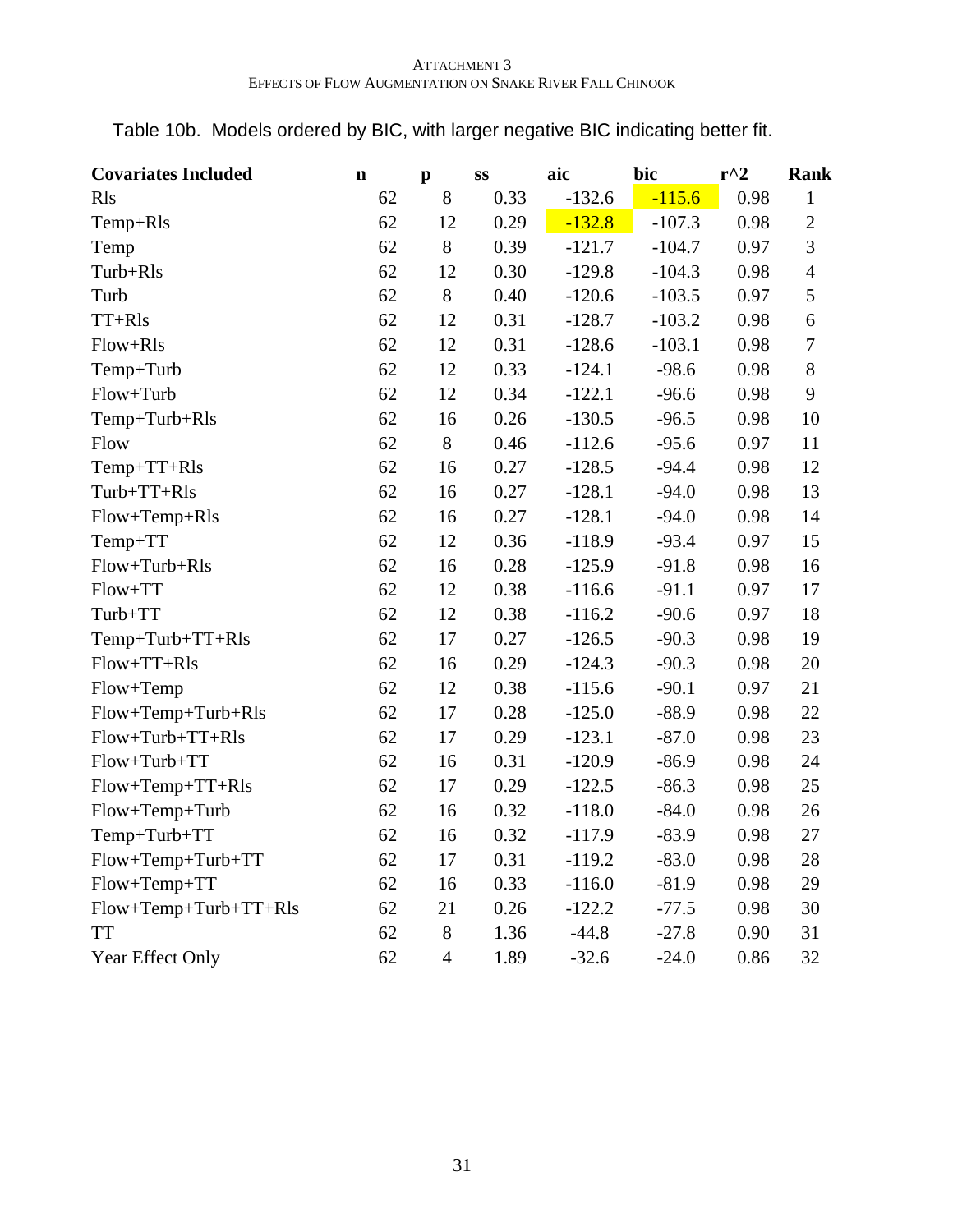Table 10b. Models ordered by BIC, with larger negative BIC indicating better fit.

| Covariates Included | n | p | ss | aic | bic | r^2 | Rank |
|---|---|---|---|---|---|---|---|
| Rls | 62 | 8 | 0.33 | -132.6 | -115.6 | 0.98 | 1 |
| Temp+Rls | 62 | 12 | 0.29 | -132.8 | -107.3 | 0.98 | 2 |
| Temp | 62 | 8 | 0.39 | -121.7 | -104.7 | 0.97 | 3 |
| Turb+Rls | 62 | 12 | 0.30 | -129.8 | -104.3 | 0.98 | 4 |
| Turb | 62 | 8 | 0.40 | -120.6 | -103.5 | 0.97 | 5 |
| TT+Rls | 62 | 12 | 0.31 | -128.7 | -103.2 | 0.98 | 6 |
| Flow+Rls | 62 | 12 | 0.31 | -128.6 | -103.1 | 0.98 | 7 |
| Temp+Turb | 62 | 12 | 0.33 | -124.1 | -98.6 | 0.98 | 8 |
| Flow+Turb | 62 | 12 | 0.34 | -122.1 | -96.6 | 0.98 | 9 |
| Temp+Turb+Rls | 62 | 16 | 0.26 | -130.5 | -96.5 | 0.98 | 10 |
| Flow | 62 | 8 | 0.46 | -112.6 | -95.6 | 0.97 | 11 |
| Temp+TT+Rls | 62 | 16 | 0.27 | -128.5 | -94.4 | 0.98 | 12 |
| Turb+TT+Rls | 62 | 16 | 0.27 | -128.1 | -94.0 | 0.98 | 13 |
| Flow+Temp+Rls | 62 | 16 | 0.27 | -128.1 | -94.0 | 0.98 | 14 |
| Temp+TT | 62 | 12 | 0.36 | -118.9 | -93.4 | 0.97 | 15 |
| Flow+Turb+Rls | 62 | 16 | 0.28 | -125.9 | -91.8 | 0.98 | 16 |
| Flow+TT | 62 | 12 | 0.38 | -116.6 | -91.1 | 0.97 | 17 |
| Turb+TT | 62 | 12 | 0.38 | -116.2 | -90.6 | 0.97 | 18 |
| Temp+Turb+TT+Rls | 62 | 17 | 0.27 | -126.5 | -90.3 | 0.98 | 19 |
| Flow+TT+Rls | 62 | 16 | 0.29 | -124.3 | -90.3 | 0.98 | 20 |
| Flow+Temp | 62 | 12 | 0.38 | -115.6 | -90.1 | 0.97 | 21 |
| Flow+Temp+Turb+Rls | 62 | 17 | 0.28 | -125.0 | -88.9 | 0.98 | 22 |
| Flow+Turb+TT+Rls | 62 | 17 | 0.29 | -123.1 | -87.0 | 0.98 | 23 |
| Flow+Turb+TT | 62 | 16 | 0.31 | -120.9 | -86.9 | 0.98 | 24 |
| Flow+Temp+TT+Rls | 62 | 17 | 0.29 | -122.5 | -86.3 | 0.98 | 25 |
| Flow+Temp+Turb | 62 | 16 | 0.32 | -118.0 | -84.0 | 0.98 | 26 |
| Temp+Turb+TT | 62 | 16 | 0.32 | -117.9 | -83.9 | 0.98 | 27 |
| Flow+Temp+Turb+TT | 62 | 17 | 0.31 | -119.2 | -83.0 | 0.98 | 28 |
| Flow+Temp+TT | 62 | 16 | 0.33 | -116.0 | -81.9 | 0.98 | 29 |
| Flow+Temp+Turb+TT+Rls | 62 | 21 | 0.26 | -122.2 | -77.5 | 0.98 | 30 |
| TT | 62 | 8 | 1.36 | -44.8 | -27.8 | 0.90 | 31 |
| Year Effect Only | 62 | 4 | 1.89 | -32.6 | -24.0 | 0.86 | 32 |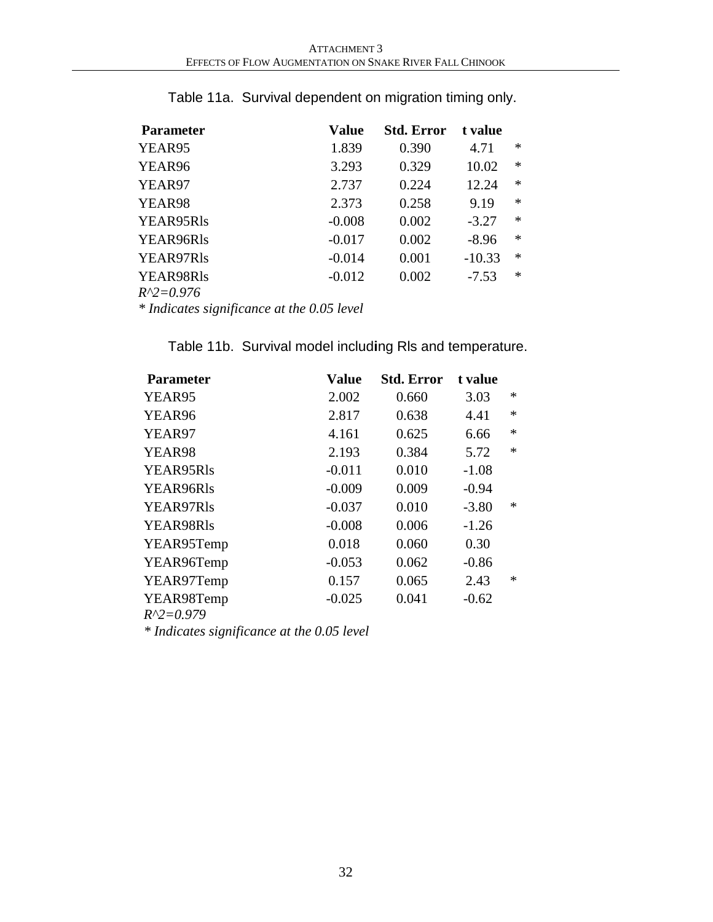Table 11a. Survival dependent on migration timing only.

| Parameter | Value | Std. Error | t value | |
|---|---|---|---|---|
| YEAR95 | 1.839 | 0.390 | 4.71 | * |
| YEAR96 | 3.293 | 0.329 | 10.02 | * |
| YEAR97 | 2.737 | 0.224 | 12.24 | * |
| YEAR98 | 2.373 | 0.258 | 9.19 | * |
| YEAR95Rls | -0.008 | 0.002 | -3.27 | * |
| YEAR96Rls | -0.017 | 0.002 | -8.96 | * |
| YEAR97Rls | -0.014 | 0.001 | -10.33 | * |
| YEAR98Rls | -0.012 | 0.002 | -7.53 | * |

*R^2=0.976*

*\* Indicates significance at the 0.05 level*

Table 11b. Survival model including Rls and temperature.

| Parameter | Value | Std. Error | t value | |
|---|---|---|---|---|
| YEAR95 | 2.002 | 0.660 | 3.03 | * |
| YEAR96 | 2.817 | 0.638 | 4.41 | * |
| YEAR97 | 4.161 | 0.625 | 6.66 | * |
| YEAR98 | 2.193 | 0.384 | 5.72 | * |
| YEAR95Rls | -0.011 | 0.010 | -1.08 | |
| YEAR96Rls | -0.009 | 0.009 | -0.94 | |
| YEAR97Rls | -0.037 | 0.010 | -3.80 | * |
| YEAR98Rls | -0.008 | 0.006 | -1.26 | |
| YEAR95Temp | 0.018 | 0.060 | 0.30 | |
| YEAR96Temp | -0.053 | 0.062 | -0.86 | |
| YEAR97Temp | 0.157 | 0.065 | 2.43 | * |
| YEAR98Temp | -0.025 | 0.041 | -0.62 | |

*R^2=0.979*

*\* Indicates significance at the 0.05 level*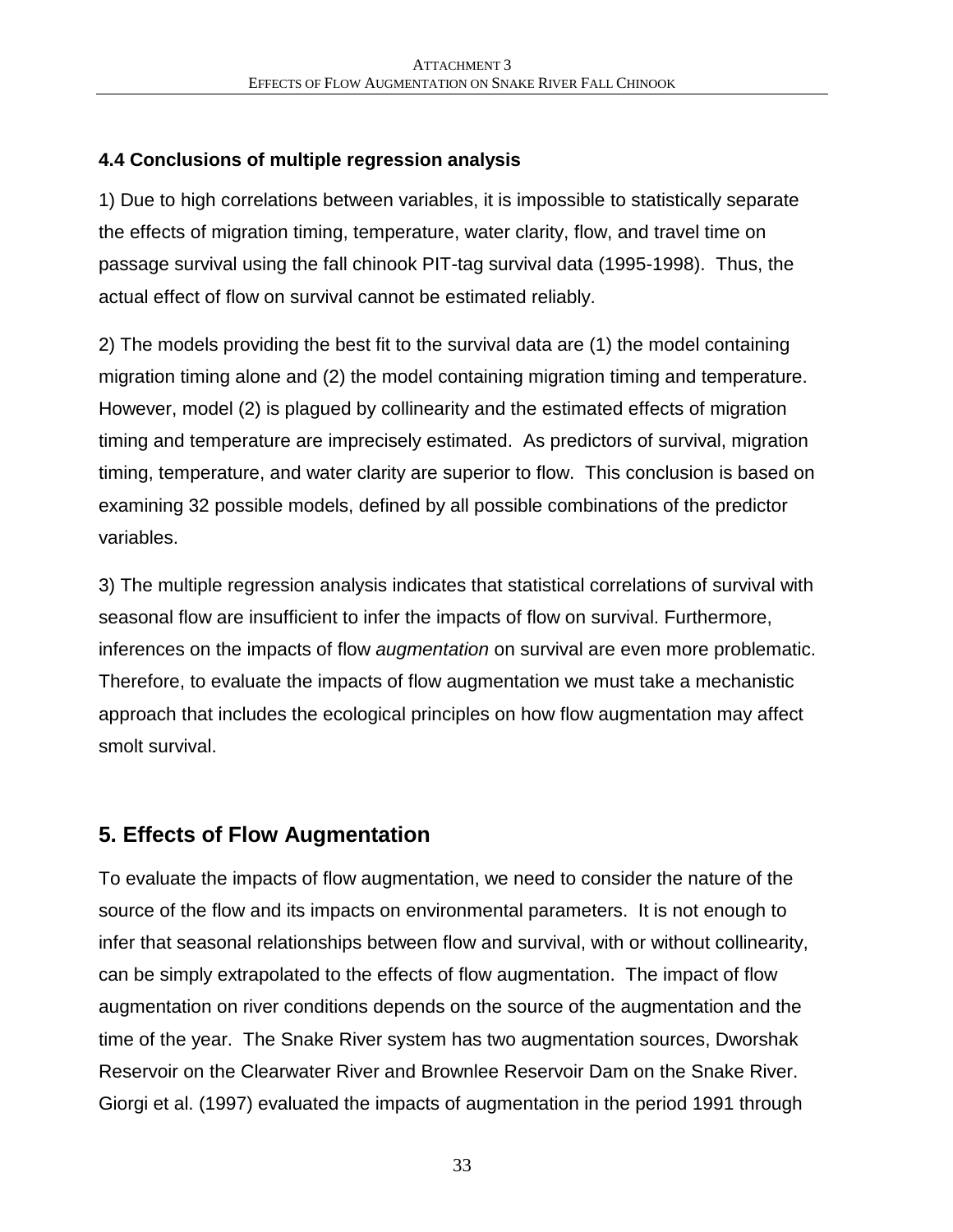### 4.4 Conclusions of multiple regression analysis

1) Due to high correlations between variables, it is impossible to statistically separate the effects of migration timing, temperature, water clarity, flow, and travel time on passage survival using the fall chinook PIT-tag survival data (1995-1998). Thus, the actual effect of flow on survival cannot be estimated reliably.

2) The models providing the best fit to the survival data are (1) the model containing migration timing alone and (2) the model containing migration timing and temperature. However, model (2) is plagued by collinearity and the estimated effects of migration timing and temperature are imprecisely estimated. As predictors of survival, migration timing, temperature, and water clarity are superior to flow. This conclusion is based on examining 32 possible models, defined by all possible combinations of the predictor variables.

3) The multiple regression analysis indicates that statistical correlations of survival with seasonal flow are insufficient to infer the impacts of flow on survival. Furthermore, inferences on the impacts of flow *augmentation* on survival are even more problematic. Therefore, to evaluate the impacts of flow augmentation we must take a mechanistic approach that includes the ecological principles on how flow augmentation may affect smolt survival.

## 5. Effects of Flow Augmentation

To evaluate the impacts of flow augmentation, we need to consider the nature of the source of the flow and its impacts on environmental parameters. It is not enough to infer that seasonal relationships between flow and survival, with or without collinearity, can be simply extrapolated to the effects of flow augmentation. The impact of flow augmentation on river conditions depends on the source of the augmentation and the time of the year. The Snake River system has two augmentation sources, Dworshak Reservoir on the Clearwater River and Brownlee Reservoir Dam on the Snake River. Giorgi et al. (1997) evaluated the impacts of augmentation in the period 1991 through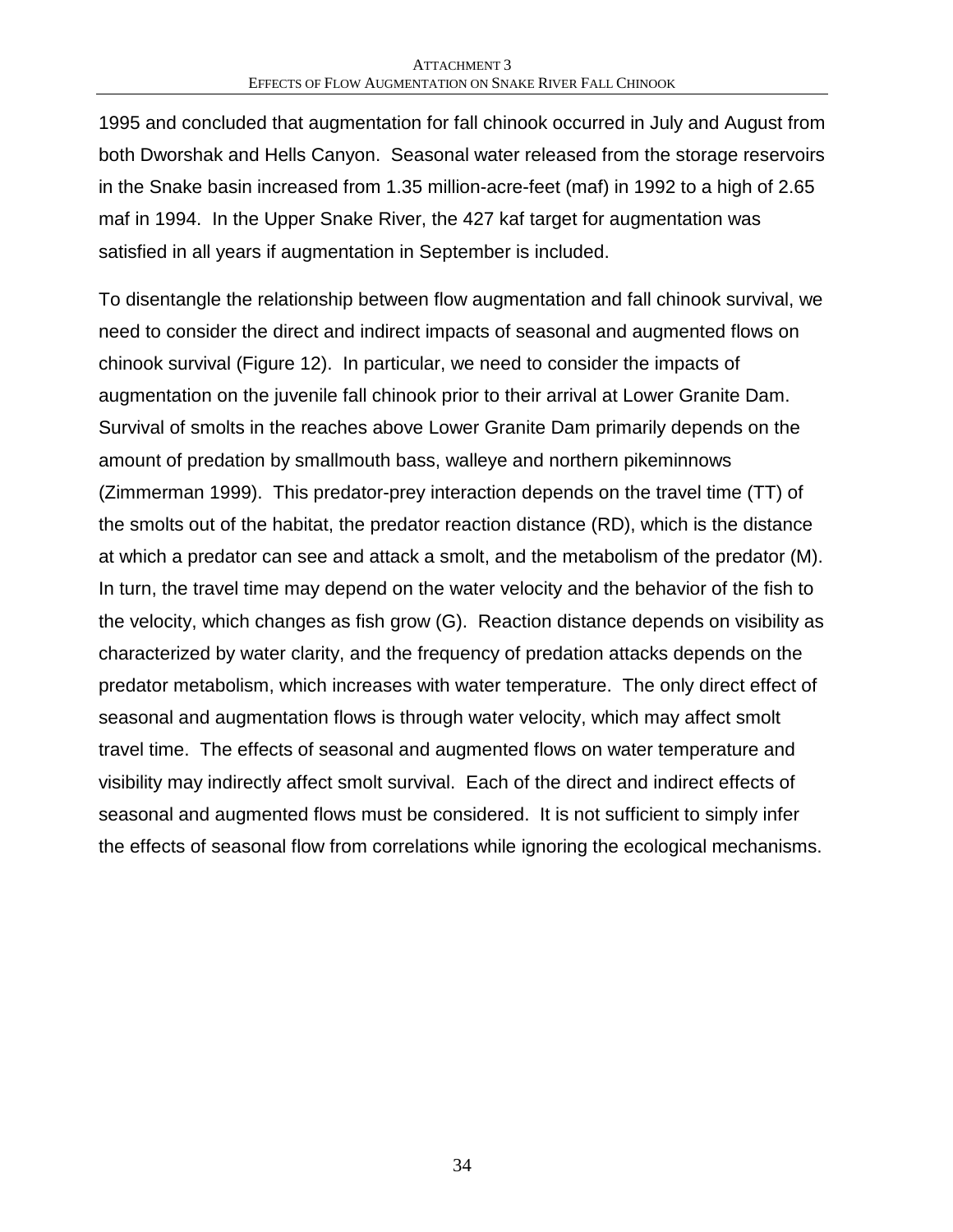1995 and concluded that augmentation for fall chinook occurred in July and August from both Dworshak and Hells Canyon. Seasonal water released from the storage reservoirs in the Snake basin increased from 1.35 million-acre-feet (maf) in 1992 to a high of 2.65 maf in 1994. In the Upper Snake River, the 427 kaf target for augmentation was satisfied in all years if augmentation in September is included.

To disentangle the relationship between flow augmentation and fall chinook survival, we need to consider the direct and indirect impacts of seasonal and augmented flows on chinook survival (Figure 12). In particular, we need to consider the impacts of augmentation on the juvenile fall chinook prior to their arrival at Lower Granite Dam. Survival of smolts in the reaches above Lower Granite Dam primarily depends on the amount of predation by smallmouth bass, walleye and northern pikeminnows (Zimmerman 1999). This predator-prey interaction depends on the travel time (TT) of the smolts out of the habitat, the predator reaction distance (RD), which is the distance at which a predator can see and attack a smolt, and the metabolism of the predator (M). In turn, the travel time may depend on the water velocity and the behavior of the fish to the velocity, which changes as fish grow (G). Reaction distance depends on visibility as characterized by water clarity, and the frequency of predation attacks depends on the predator metabolism, which increases with water temperature. The only direct effect of seasonal and augmentation flows is through water velocity, which may affect smolt travel time. The effects of seasonal and augmented flows on water temperature and visibility may indirectly affect smolt survival. Each of the direct and indirect effects of seasonal and augmented flows must be considered. It is not sufficient to simply infer the effects of seasonal flow from correlations while ignoring the ecological mechanisms.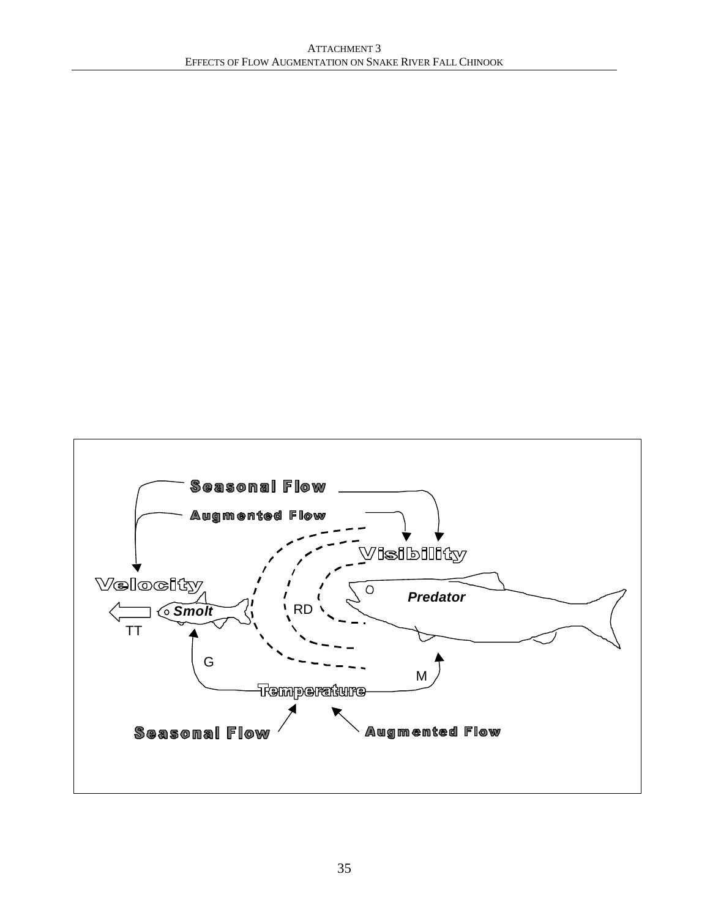Seasonal Flow

Augmented Flow

Visibility

Velocity

Smolt

RD

Predator

TT

G

M

Temperature

Seasonal Flow

Augmented Flow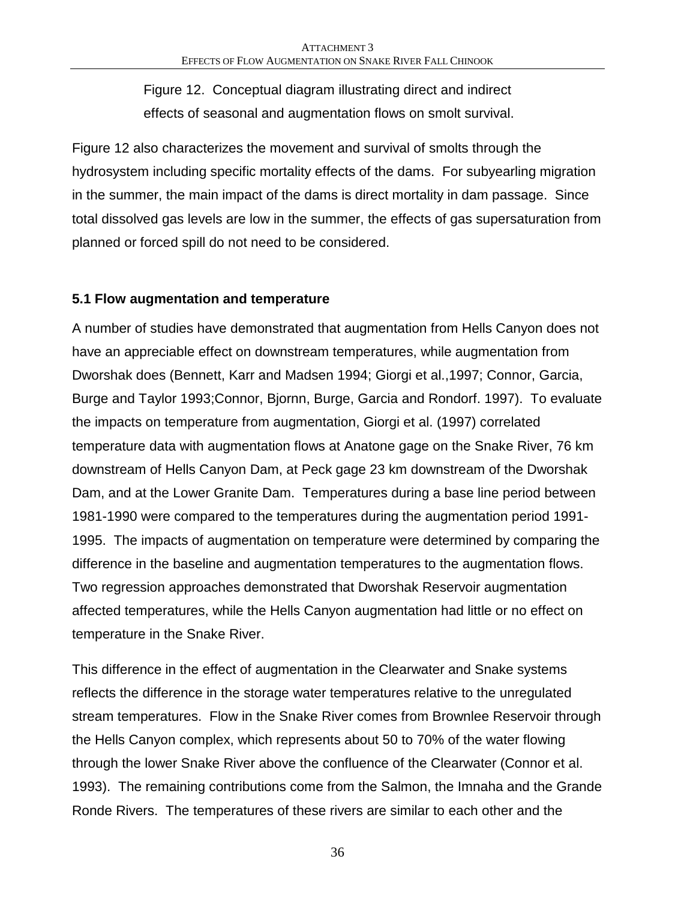Figure 12. Conceptual diagram illustrating direct and indirect effects of seasonal and augmentation flows on smolt survival.

Figure 12 also characterizes the movement and survival of smolts through the hydrosystem including specific mortality effects of the dams. For subyearling migration in the summer, the main impact of the dams is direct mortality in dam passage. Since total dissolved gas levels are low in the summer, the effects of gas supersaturation from planned or forced spill do not need to be considered.

### 5.1 Flow augmentation and temperature

A number of studies have demonstrated that augmentation from Hells Canyon does not have an appreciable effect on downstream temperatures, while augmentation from Dworshak does (Bennett, Karr and Madsen 1994; Giorgi et al.,1997; Connor, Garcia, Burge and Taylor 1993;Connor, Bjornn, Burge, Garcia and Rondorf. 1997). To evaluate the impacts on temperature from augmentation, Giorgi et al. (1997) correlated temperature data with augmentation flows at Anatone gage on the Snake River, 76 km downstream of Hells Canyon Dam, at Peck gage 23 km downstream of the Dworshak Dam, and at the Lower Granite Dam. Temperatures during a base line period between 1981-1990 were compared to the temperatures during the augmentation period 1991-1995. The impacts of augmentation on temperature were determined by comparing the difference in the baseline and augmentation temperatures to the augmentation flows. Two regression approaches demonstrated that Dworshak Reservoir augmentation affected temperatures, while the Hells Canyon augmentation had little or no effect on temperature in the Snake River.

This difference in the effect of augmentation in the Clearwater and Snake systems reflects the difference in the storage water temperatures relative to the unregulated stream temperatures. Flow in the Snake River comes from Brownlee Reservoir through the Hells Canyon complex, which represents about 50 to 70% of the water flowing through the lower Snake River above the confluence of the Clearwater (Connor et al. 1993). The remaining contributions come from the Salmon, the Imnaha and the Grande Ronde Rivers. The temperatures of these rivers are similar to each other and the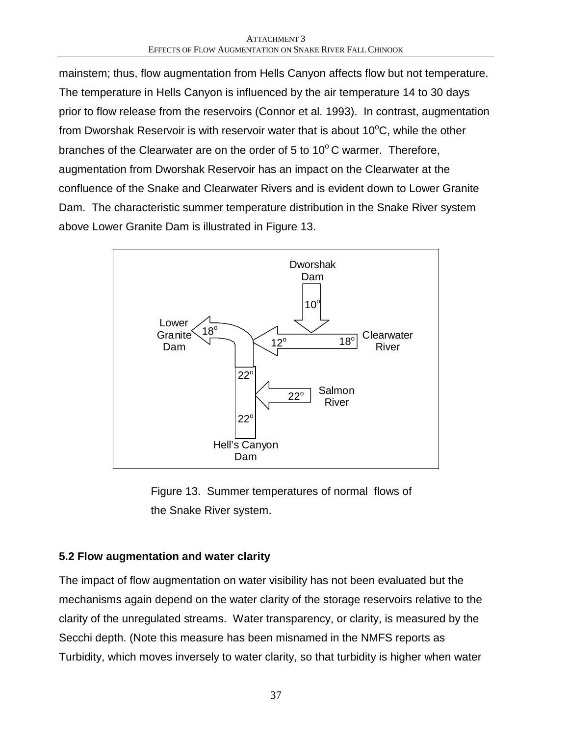mainstem; thus, flow augmentation from Hells Canyon affects flow but not temperature. The temperature in Hells Canyon is influenced by the air temperature 14 to 30 days prior to flow release from the reservoirs (Connor et al. 1993). In contrast, augmentation from Dworshak Reservoir is with reservoir water that is about 10$^{o}$C, while the other branches of the Clearwater are on the order of 5 to 10$^{o}$ C warmer. Therefore, augmentation from Dworshak Reservoir has an impact on the Clearwater at the confluence of the Snake and Clearwater Rivers and is evident down to Lower Granite Dam. The characteristic summer temperature distribution in the Snake River system above Lower Granite Dam is illustrated in Figure 13.

Figure 13. Summer temperatures of normal flows of the Snake River system.

### 5.2 Flow augmentation and water clarity

The impact of flow augmentation on water visibility has not been evaluated but the mechanisms again depend on the water clarity of the storage reservoirs relative to the clarity of the unregulated streams. Water transparency, or clarity, is measured by the Secchi depth. (Note this measure has been misnamed in the NMFS reports as Turbidity, which moves inversely to water clarity, so that turbidity is higher when water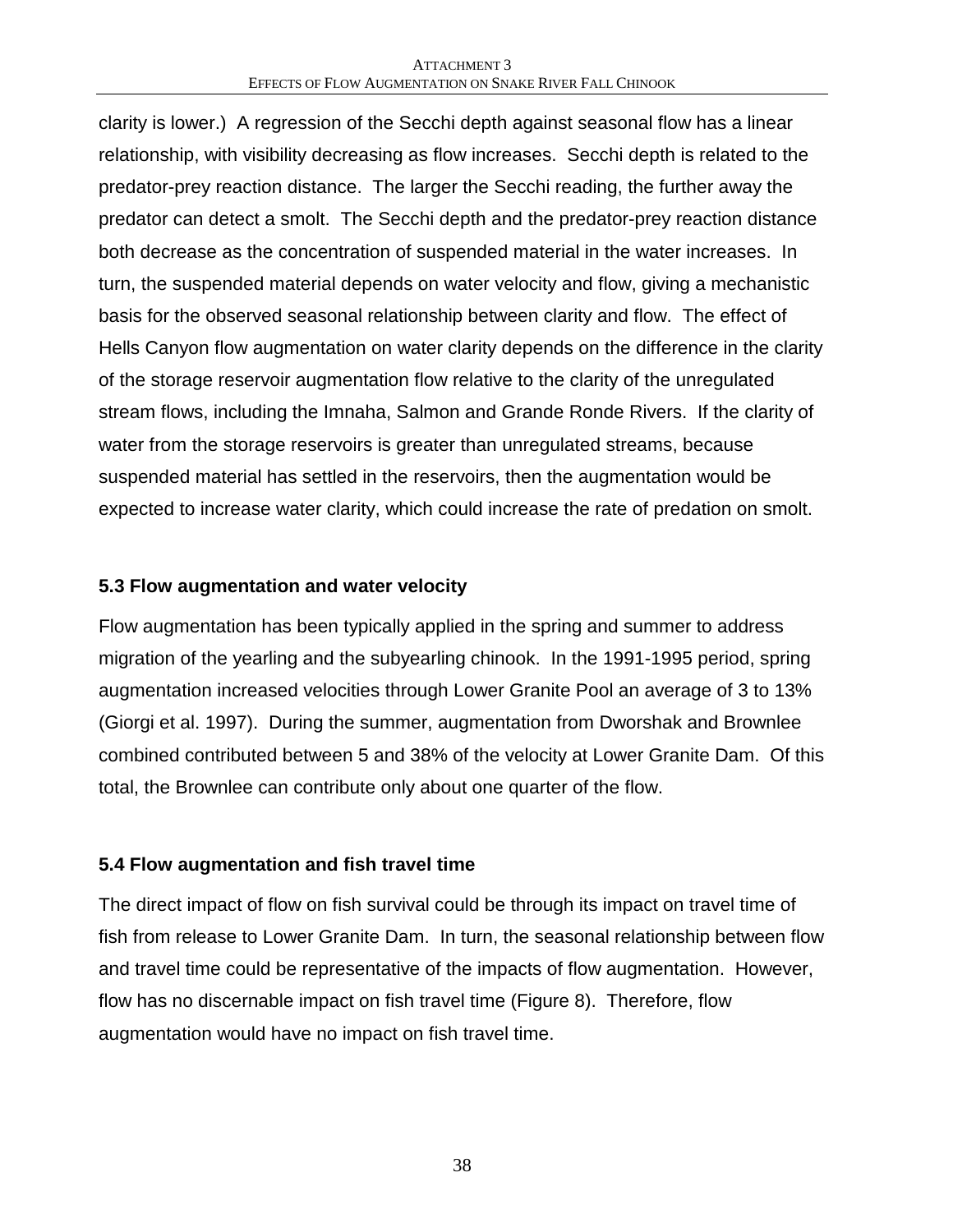clarity is lower.) A regression of the Secchi depth against seasonal flow has a linear relationship, with visibility decreasing as flow increases. Secchi depth is related to the predator-prey reaction distance. The larger the Secchi reading, the further away the predator can detect a smolt. The Secchi depth and the predator-prey reaction distance both decrease as the concentration of suspended material in the water increases. In turn, the suspended material depends on water velocity and flow, giving a mechanistic basis for the observed seasonal relationship between clarity and flow. The effect of Hells Canyon flow augmentation on water clarity depends on the difference in the clarity of the storage reservoir augmentation flow relative to the clarity of the unregulated stream flows, including the Imnaha, Salmon and Grande Ronde Rivers. If the clarity of water from the storage reservoirs is greater than unregulated streams, because suspended material has settled in the reservoirs, then the augmentation would be expected to increase water clarity, which could increase the rate of predation on smolt.

### 5.3 Flow augmentation and water velocity

Flow augmentation has been typically applied in the spring and summer to address migration of the yearling and the subyearling chinook. In the 1991-1995 period, spring augmentation increased velocities through Lower Granite Pool an average of 3 to 13% (Giorgi et al. 1997). During the summer, augmentation from Dworshak and Brownlee combined contributed between 5 and 38% of the velocity at Lower Granite Dam. Of this total, the Brownlee can contribute only about one quarter of the flow.

### 5.4 Flow augmentation and fish travel time

The direct impact of flow on fish survival could be through its impact on travel time of fish from release to Lower Granite Dam. In turn, the seasonal relationship between flow and travel time could be representative of the impacts of flow augmentation. However, flow has no discernable impact on fish travel time (Figure 8). Therefore, flow augmentation would have no impact on fish travel time.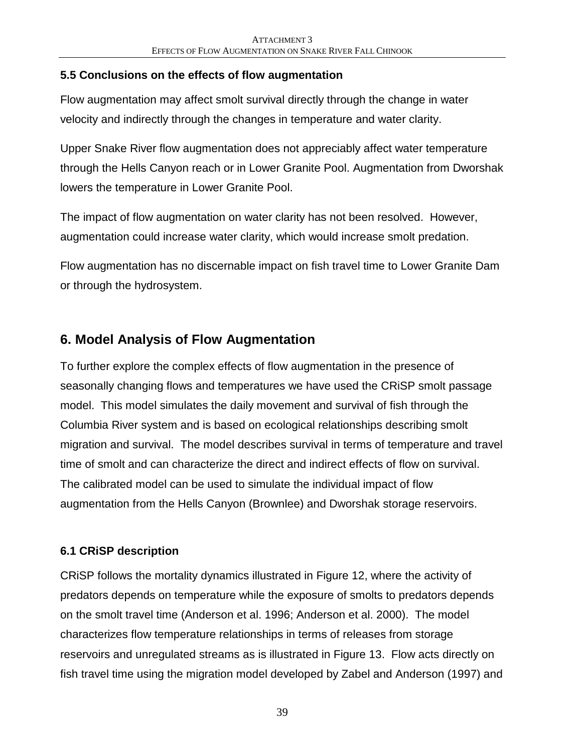### 5.5 Conclusions on the effects of flow augmentation

Flow augmentation may affect smolt survival directly through the change in water velocity and indirectly through the changes in temperature and water clarity.

Upper Snake River flow augmentation does not appreciably affect water temperature through the Hells Canyon reach or in Lower Granite Pool. Augmentation from Dworshak lowers the temperature in Lower Granite Pool.

The impact of flow augmentation on water clarity has not been resolved. However, augmentation could increase water clarity, which would increase smolt predation.

Flow augmentation has no discernable impact on fish travel time to Lower Granite Dam or through the hydrosystem.

## 6. Model Analysis of Flow Augmentation

To further explore the complex effects of flow augmentation in the presence of seasonally changing flows and temperatures we have used the CRiSP smolt passage model. This model simulates the daily movement and survival of fish through the Columbia River system and is based on ecological relationships describing smolt migration and survival. The model describes survival in terms of temperature and travel time of smolt and can characterize the direct and indirect effects of flow on survival. The calibrated model can be used to simulate the individual impact of flow augmentation from the Hells Canyon (Brownlee) and Dworshak storage reservoirs.

### 6.1 CRiSP description

CRiSP follows the mortality dynamics illustrated in Figure 12, where the activity of predators depends on temperature while the exposure of smolts to predators depends on the smolt travel time (Anderson et al. 1996; Anderson et al. 2000). The model characterizes flow temperature relationships in terms of releases from storage reservoirs and unregulated streams as is illustrated in Figure 13. Flow acts directly on fish travel time using the migration model developed by Zabel and Anderson (1997) and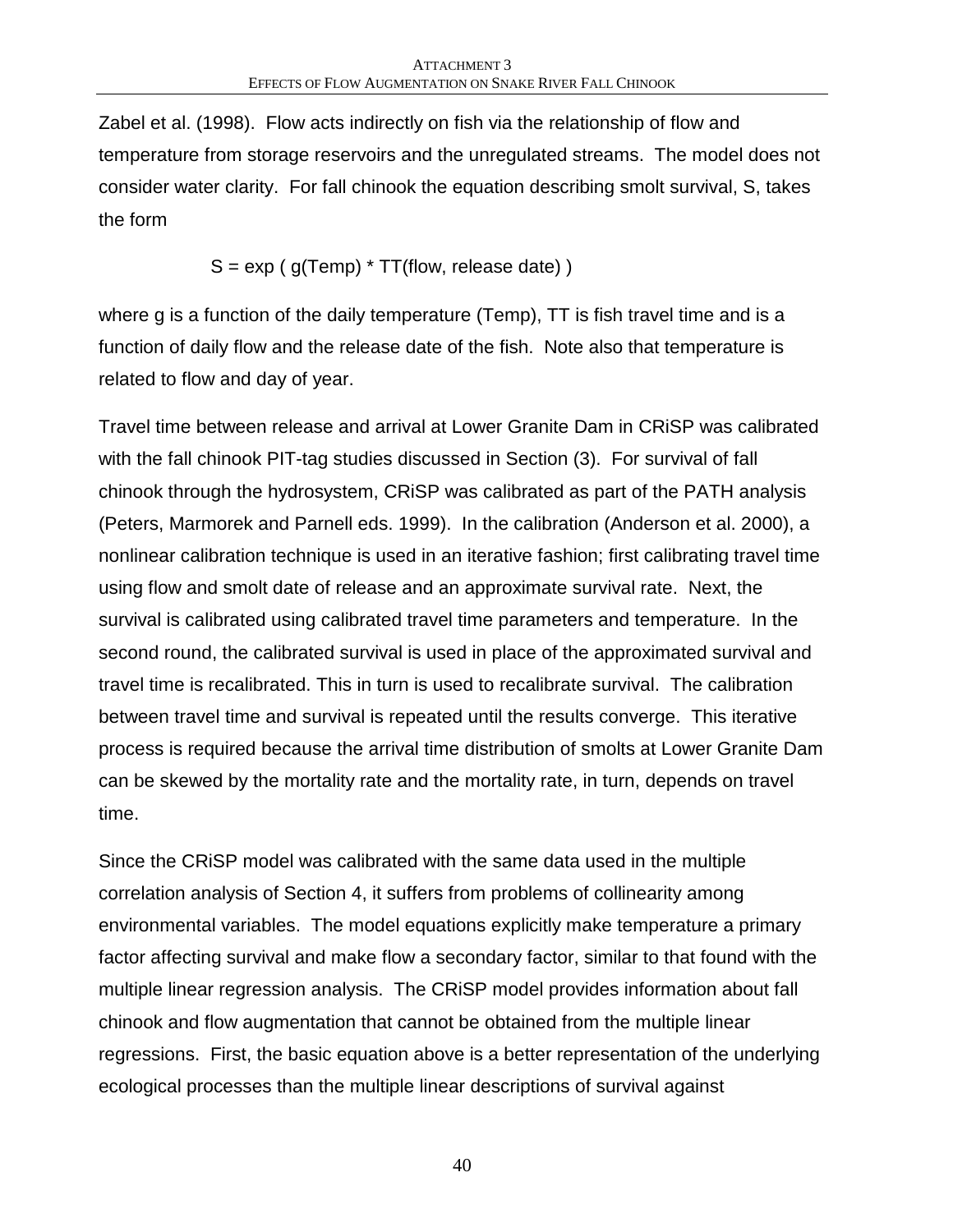Zabel et al. (1998). Flow acts indirectly on fish via the relationship of flow and temperature from storage reservoirs and the unregulated streams. The model does not consider water clarity. For fall chinook the equation describing smolt survival, S, takes the form

$$S = \exp(\, g(\text{Temp}) * TT(\text{flow, release date})\,)$$

where g is a function of the daily temperature (Temp), TT is fish travel time and is a function of daily flow and the release date of the fish. Note also that temperature is related to flow and day of year.

Travel time between release and arrival at Lower Granite Dam in CRiSP was calibrated with the fall chinook PIT-tag studies discussed in Section (3). For survival of fall chinook through the hydrosystem, CRiSP was calibrated as part of the PATH analysis (Peters, Marmorek and Parnell eds. 1999). In the calibration (Anderson et al. 2000), a nonlinear calibration technique is used in an iterative fashion; first calibrating travel time using flow and smolt date of release and an approximate survival rate. Next, the survival is calibrated using calibrated travel time parameters and temperature. In the second round, the calibrated survival is used in place of the approximated survival and travel time is recalibrated. This in turn is used to recalibrate survival. The calibration between travel time and survival is repeated until the results converge. This iterative process is required because the arrival time distribution of smolts at Lower Granite Dam can be skewed by the mortality rate and the mortality rate, in turn, depends on travel time.

Since the CRiSP model was calibrated with the same data used in the multiple correlation analysis of Section 4, it suffers from problems of collinearity among environmental variables. The model equations explicitly make temperature a primary factor affecting survival and make flow a secondary factor, similar to that found with the multiple linear regression analysis. The CRiSP model provides information about fall chinook and flow augmentation that cannot be obtained from the multiple linear regressions. First, the basic equation above is a better representation of the underlying ecological processes than the multiple linear descriptions of survival against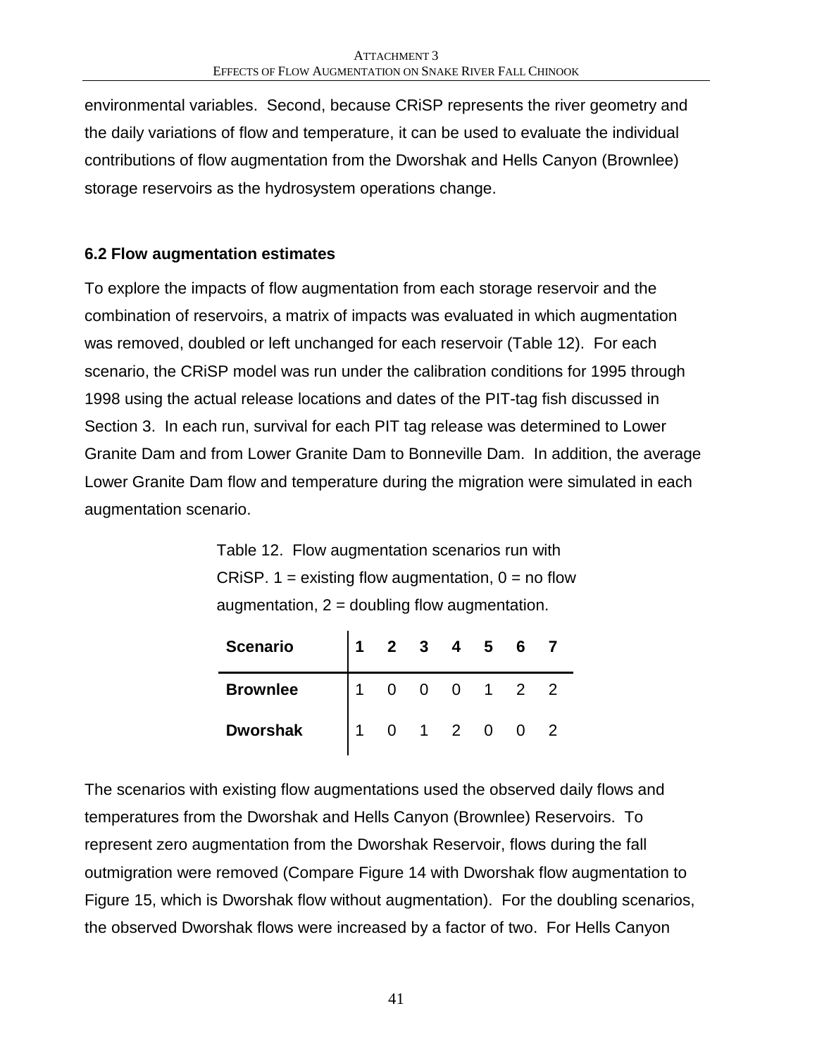environmental variables. Second, because CRiSP represents the river geometry and the daily variations of flow and temperature, it can be used to evaluate the individual contributions of flow augmentation from the Dworshak and Hells Canyon (Brownlee) storage reservoirs as the hydrosystem operations change.

### 6.2 Flow augmentation estimates

To explore the impacts of flow augmentation from each storage reservoir and the combination of reservoirs, a matrix of impacts was evaluated in which augmentation was removed, doubled or left unchanged for each reservoir (Table 12). For each scenario, the CRiSP model was run under the calibration conditions for 1995 through 1998 using the actual release locations and dates of the PIT-tag fish discussed in Section 3. In each run, survival for each PIT tag release was determined to Lower Granite Dam and from Lower Granite Dam to Bonneville Dam. In addition, the average Lower Granite Dam flow and temperature during the migration were simulated in each augmentation scenario.

Table 12. Flow augmentation scenarios run with CRiSP. 1 = existing flow augmentation, 0 = no flow augmentation, 2 = doubling flow augmentation.

| **Scenario** | **1** | **2** | **3** | **4** | **5** | **6** | **7** |
|---|---|---|---|---|---|---|---|
| **Brownlee** | 1 | 0 | 0 | 0 | 1 | 2 | 2 |
| **Dworshak** | 1 | 0 | 1 | 2 | 0 | 0 | 2 |

The scenarios with existing flow augmentations used the observed daily flows and temperatures from the Dworshak and Hells Canyon (Brownlee) Reservoirs. To represent zero augmentation from the Dworshak Reservoir, flows during the fall outmigration were removed (Compare Figure 14 with Dworshak flow augmentation to Figure 15, which is Dworshak flow without augmentation). For the doubling scenarios, the observed Dworshak flows were increased by a factor of two. For Hells Canyon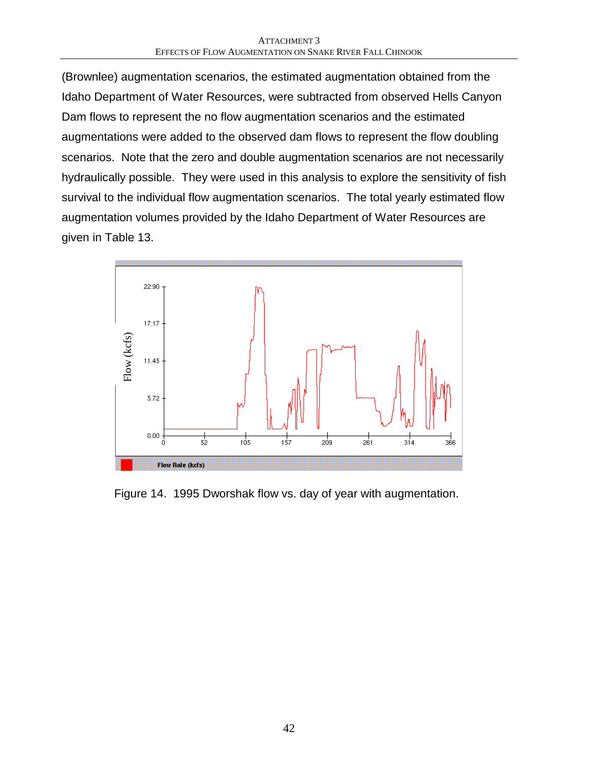(Brownlee) augmentation scenarios, the estimated augmentation obtained from the Idaho Department of Water Resources, were subtracted from observed Hells Canyon Dam flows to represent the no flow augmentation scenarios and the estimated augmentations were added to the observed dam flows to represent the flow doubling scenarios. Note that the zero and double augmentation scenarios are not necessarily hydraulically possible. They were used in this analysis to explore the sensitivity of fish survival to the individual flow augmentation scenarios. The total yearly estimated flow augmentation volumes provided by the Idaho Department of Water Resources are given in Table 13.

Figure 14. 1995 Dworshak flow vs. day of year with augmentation.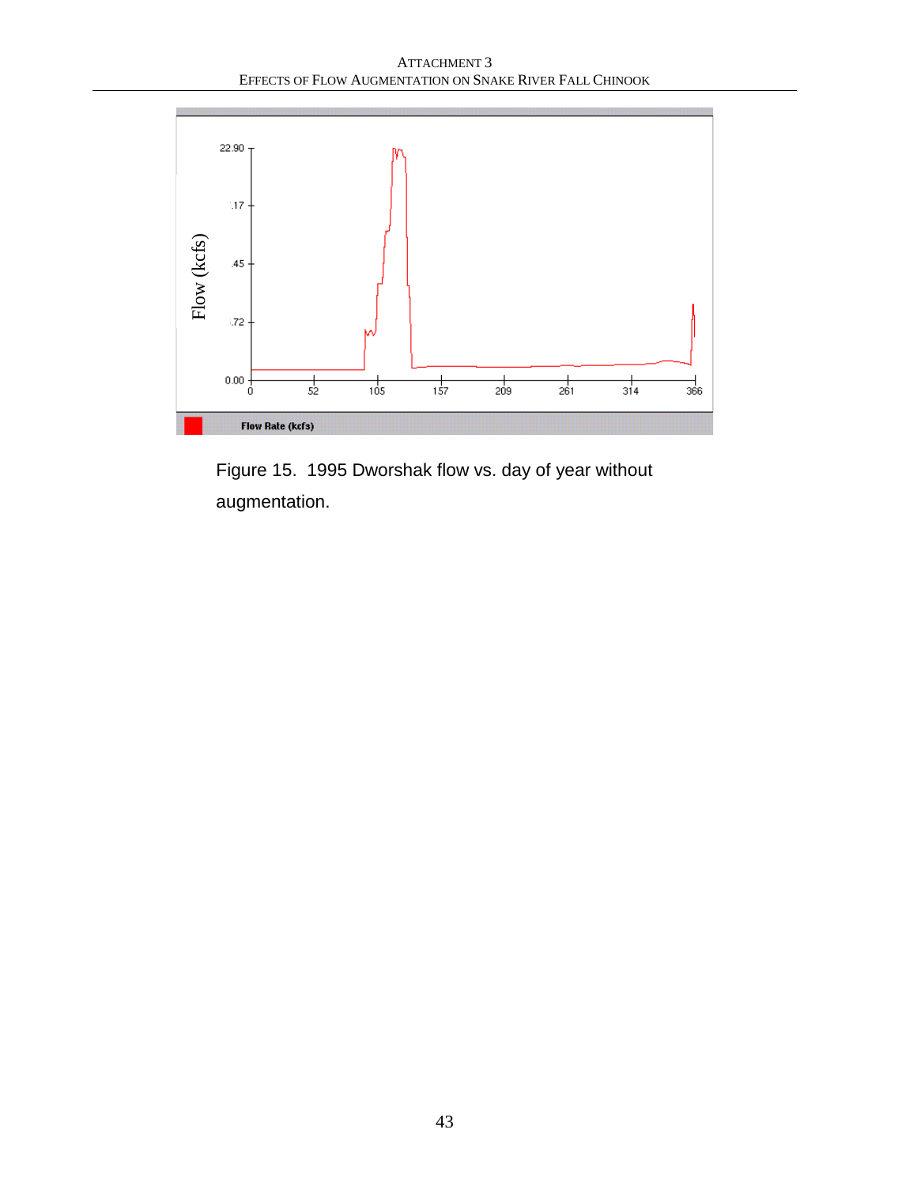Figure 15. 1995 Dworshak flow vs. day of year without augmentation.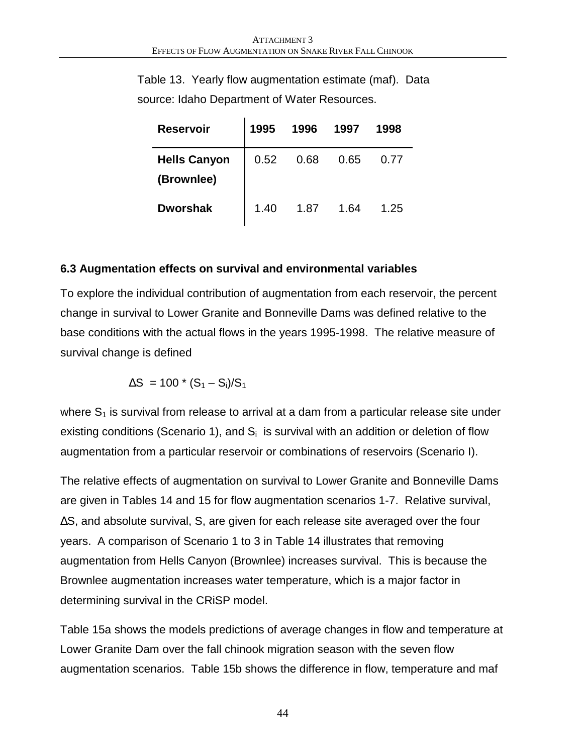Table 13. Yearly flow augmentation estimate (maf). Data source: Idaho Department of Water Resources.

| Reservoir | 1995 | 1996 | 1997 | 1998 |
|---|---|---|---|---|
| **Hells Canyon (Brownlee)** | 0.52 | 0.68 | 0.65 | 0.77 |
| **Dworshak** | 1.40 | 1.87 | 1.64 | 1.25 |

### 6.3 Augmentation effects on survival and environmental variables

To explore the individual contribution of augmentation from each reservoir, the percent change in survival to Lower Granite and Bonneville Dams was defined relative to the base conditions with the actual flows in the years 1995-1998. The relative measure of survival change is defined

$$\Delta S = 100 * (S_1 - S_i)/S_1$$

where $S_1$ is survival from release to arrival at a dam from a particular release site under existing conditions (Scenario 1), and $S_i$ is survival with an addition or deletion of flow augmentation from a particular reservoir or combinations of reservoirs (Scenario I).

The relative effects of augmentation on survival to Lower Granite and Bonneville Dams are given in Tables 14 and 15 for flow augmentation scenarios 1-7. Relative survival, $\Delta S$, and absolute survival, S, are given for each release site averaged over the four years. A comparison of Scenario 1 to 3 in Table 14 illustrates that removing augmentation from Hells Canyon (Brownlee) increases survival. This is because the Brownlee augmentation increases water temperature, which is a major factor in determining survival in the CRiSP model.

Table 15a shows the models predictions of average changes in flow and temperature at Lower Granite Dam over the fall chinook migration season with the seven flow augmentation scenarios. Table 15b shows the difference in flow, temperature and maf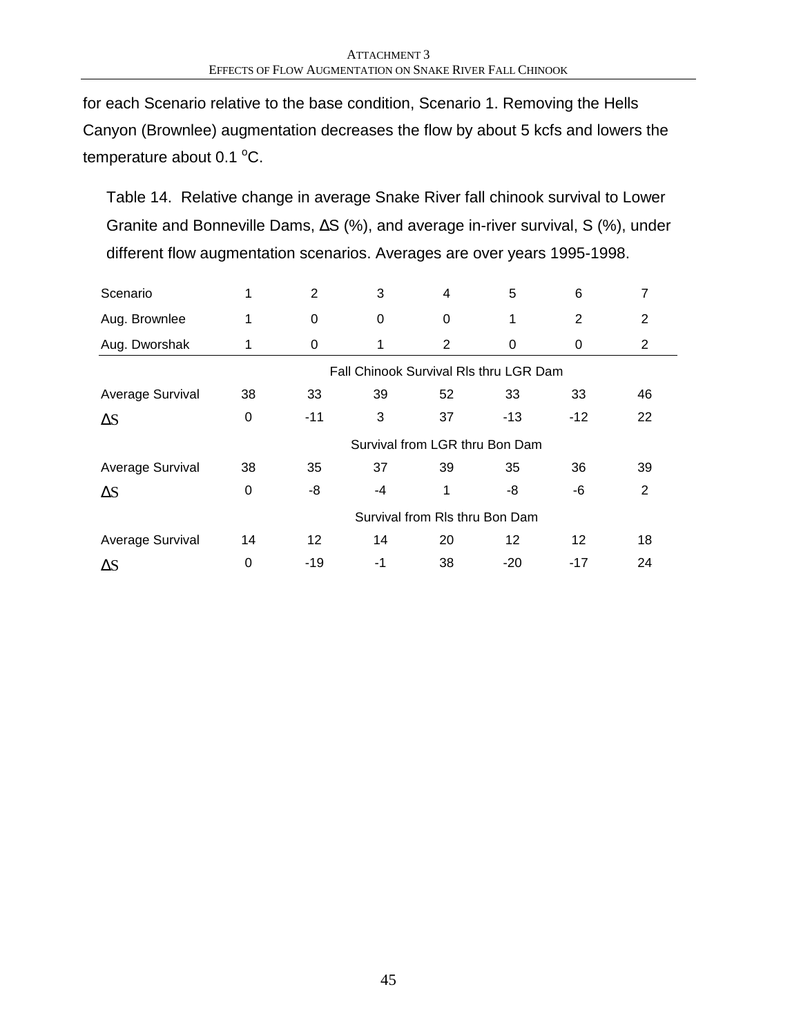for each Scenario relative to the base condition, Scenario 1. Removing the Hells Canyon (Brownlee) augmentation decreases the flow by about 5 kcfs and lowers the temperature about 0.1 $^{o}$C.

Table 14. Relative change in average Snake River fall chinook survival to Lower Granite and Bonneville Dams, ΔS (%), and average in-river survival, S (%), under different flow augmentation scenarios. Averages are over years 1995-1998.

| Scenario | 1 | 2 | 3 | 4 | 5 | 6 | 7 |
|---|---|---|---|---|---|---|---|
| Aug. Brownlee | 1 | 0 | 0 | 0 | 1 | 2 | 2 |
| Aug. Dworshak | 1 | 0 | 1 | 2 | 0 | 0 | 2 |
| | Fall Chinook Survival Rls thru LGR Dam | | | | | | |
| Average Survival | 38 | 33 | 39 | 52 | 33 | 33 | 46 |
| ΔS | 0 | -11 | 3 | 37 | -13 | -12 | 22 |
| | Survival from LGR thru Bon Dam | | | | | | |
| Average Survival | 38 | 35 | 37 | 39 | 35 | 36 | 39 |
| ΔS | 0 | -8 | -4 | 1 | -8 | -6 | 2 |
| | Survival from Rls thru Bon Dam | | | | | | |
| Average Survival | 14 | 12 | 14 | 20 | 12 | 12 | 18 |
| ΔS | 0 | -19 | -1 | 38 | -20 | -17 | 24 |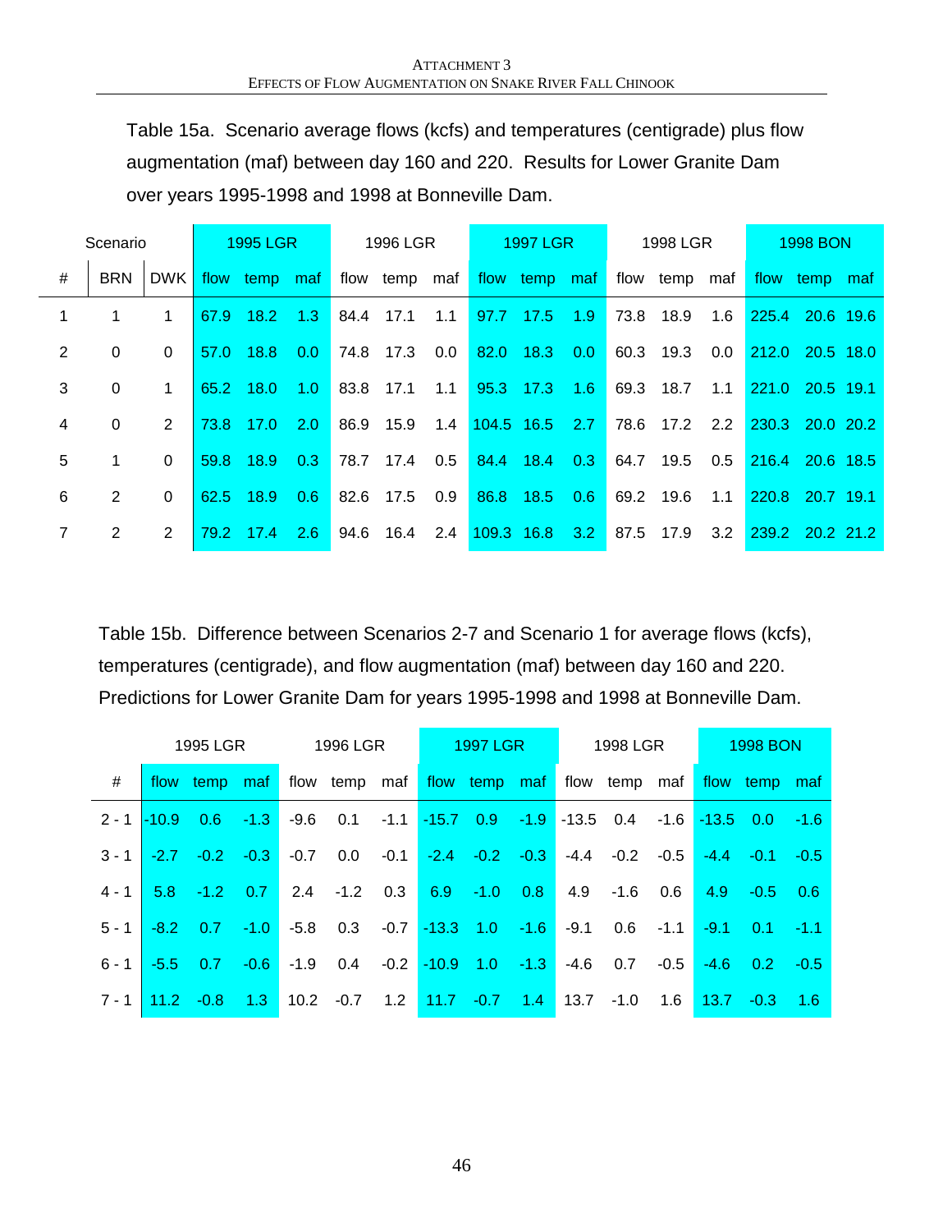Table 15a. Scenario average flows (kcfs) and temperatures (centigrade) plus flow augmentation (maf) between day 160 and 220. Results for Lower Granite Dam over years 1995-1998 and 1998 at Bonneville Dam.

| Scenario | | | 1995 LGR | | | 1996 LGR | | | 1997 LGR | | | 1998 LGR | | | 1998 BON | | |
|---|---|---|---|---|---|---|---|---|---|---|---|---|---|---|---|---|---|
| # | BRN | DWK | flow | temp | maf | flow | temp | maf | flow | temp | maf | flow | temp | maf | flow | temp | maf |
| 1 | 1 | 1 | 67.9 | 18.2 | 1.3 | 84.4 | 17.1 | 1.1 | 97.7 | 17.5 | 1.9 | 73.8 | 18.9 | 1.6 | 225.4 | 20.6 | 19.6 |
| 2 | 0 | 0 | 57.0 | 18.8 | 0.0 | 74.8 | 17.3 | 0.0 | 82.0 | 18.3 | 0.0 | 60.3 | 19.3 | 0.0 | 212.0 | 20.5 | 18.0 |
| 3 | 0 | 1 | 65.2 | 18.0 | 1.0 | 83.8 | 17.1 | 1.1 | 95.3 | 17.3 | 1.6 | 69.3 | 18.7 | 1.1 | 221.0 | 20.5 | 19.1 |
| 4 | 0 | 2 | 73.8 | 17.0 | 2.0 | 86.9 | 15.9 | 1.4 | 104.5 | 16.5 | 2.7 | 78.6 | 17.2 | 2.2 | 230.3 | 20.0 | 20.2 |
| 5 | 1 | 0 | 59.8 | 18.9 | 0.3 | 78.7 | 17.4 | 0.5 | 84.4 | 18.4 | 0.3 | 64.7 | 19.5 | 0.5 | 216.4 | 20.6 | 18.5 |
| 6 | 2 | 0 | 62.5 | 18.9 | 0.6 | 82.6 | 17.5 | 0.9 | 86.8 | 18.5 | 0.6 | 69.2 | 19.6 | 1.1 | 220.8 | 20.7 | 19.1 |
| 7 | 2 | 2 | 79.2 | 17.4 | 2.6 | 94.6 | 16.4 | 2.4 | 109.3 | 16.8 | 3.2 | 87.5 | 17.9 | 3.2 | 239.2 | 20.2 | 21.2 |

Table 15b. Difference between Scenarios 2-7 and Scenario 1 for average flows (kcfs), temperatures (centigrade), and flow augmentation (maf) between day 160 and 220. Predictions for Lower Granite Dam for years 1995-1998 and 1998 at Bonneville Dam.

| | 1995 LGR | | | 1996 LGR | | | 1997 LGR | | | 1998 LGR | | | 1998 BON | | |
|---|---|---|---|---|---|---|---|---|---|---|---|---|---|---|---|
| # | flow | temp | maf | flow | temp | maf | flow | temp | maf | flow | temp | maf | flow | temp | maf |
| 2 - 1 | -10.9 | 0.6 | -1.3 | -9.6 | 0.1 | -1.1 | -15.7 | 0.9 | -1.9 | -13.5 | 0.4 | -1.6 | -13.5 | 0.0 | -1.6 |
| 3 - 1 | -2.7 | -0.2 | -0.3 | -0.7 | 0.0 | -0.1 | -2.4 | -0.2 | -0.3 | -4.4 | -0.2 | -0.5 | -4.4 | -0.1 | -0.5 |
| 4 - 1 | 5.8 | -1.2 | 0.7 | 2.4 | -1.2 | 0.3 | 6.9 | -1.0 | 0.8 | 4.9 | -1.6 | 0.6 | 4.9 | -0.5 | 0.6 |
| 5 - 1 | -8.2 | 0.7 | -1.0 | -5.8 | 0.3 | -0.7 | -13.3 | 1.0 | -1.6 | -9.1 | 0.6 | -1.1 | -9.1 | 0.1 | -1.1 |
| 6 - 1 | -5.5 | 0.7 | -0.6 | -1.9 | 0.4 | -0.2 | -10.9 | 1.0 | -1.3 | -4.6 | 0.7 | -0.5 | -4.6 | 0.2 | -0.5 |
| 7 - 1 | 11.2 | -0.8 | 1.3 | 10.2 | -0.7 | 1.2 | 11.7 | -0.7 | 1.4 | 13.7 | -1.0 | 1.6 | 13.7 | -0.3 | 1.6 |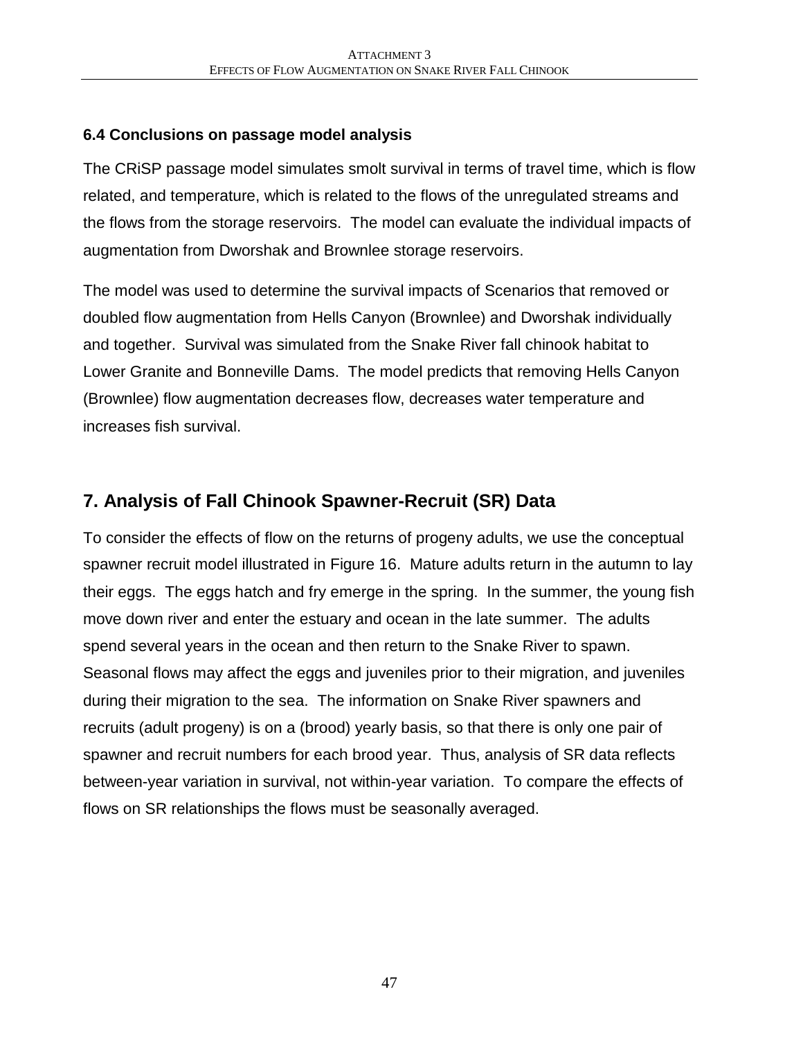### 6.4 Conclusions on passage model analysis

The CRiSP passage model simulates smolt survival in terms of travel time, which is flow related, and temperature, which is related to the flows of the unregulated streams and the flows from the storage reservoirs. The model can evaluate the individual impacts of augmentation from Dworshak and Brownlee storage reservoirs.

The model was used to determine the survival impacts of Scenarios that removed or doubled flow augmentation from Hells Canyon (Brownlee) and Dworshak individually and together. Survival was simulated from the Snake River fall chinook habitat to Lower Granite and Bonneville Dams. The model predicts that removing Hells Canyon (Brownlee) flow augmentation decreases flow, decreases water temperature and increases fish survival.

## 7. Analysis of Fall Chinook Spawner-Recruit (SR) Data

To consider the effects of flow on the returns of progeny adults, we use the conceptual spawner recruit model illustrated in Figure 16. Mature adults return in the autumn to lay their eggs. The eggs hatch and fry emerge in the spring. In the summer, the young fish move down river and enter the estuary and ocean in the late summer. The adults spend several years in the ocean and then return to the Snake River to spawn. Seasonal flows may affect the eggs and juveniles prior to their migration, and juveniles during their migration to the sea. The information on Snake River spawners and recruits (adult progeny) is on a (brood) yearly basis, so that there is only one pair of spawner and recruit numbers for each brood year. Thus, analysis of SR data reflects between-year variation in survival, not within-year variation. To compare the effects of flows on SR relationships the flows must be seasonally averaged.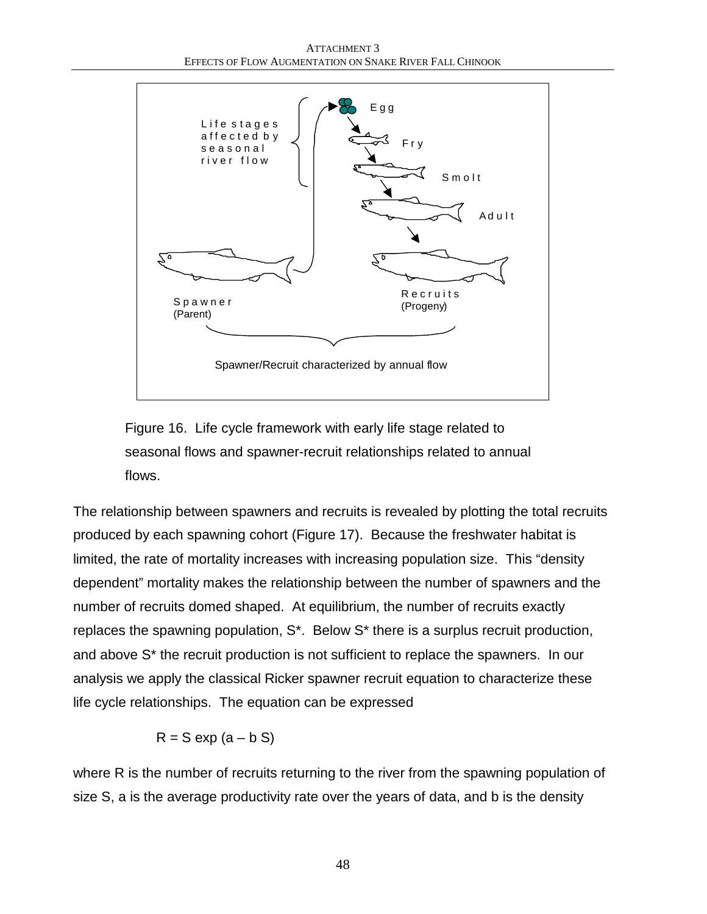Figure 16. Life cycle framework with early life stage related to seasonal flows and spawner-recruit relationships related to annual flows.

The relationship between spawners and recruits is revealed by plotting the total recruits produced by each spawning cohort (Figure 17). Because the freshwater habitat is limited, the rate of mortality increases with increasing population size. This "density dependent" mortality makes the relationship between the number of spawners and the number of recruits domed shaped. At equilibrium, the number of recruits exactly replaces the spawning population, $S^*$. Below $S^*$ there is a surplus recruit production, and above $S^*$ the recruit production is not sufficient to replace the spawners. In our analysis we apply the classical Ricker spawner recruit equation to characterize these life cycle relationships. The equation can be expressed

$$R = S \exp(a - b\,S)$$

where R is the number of recruits returning to the river from the spawning population of size S, a is the average productivity rate over the years of data, and b is the density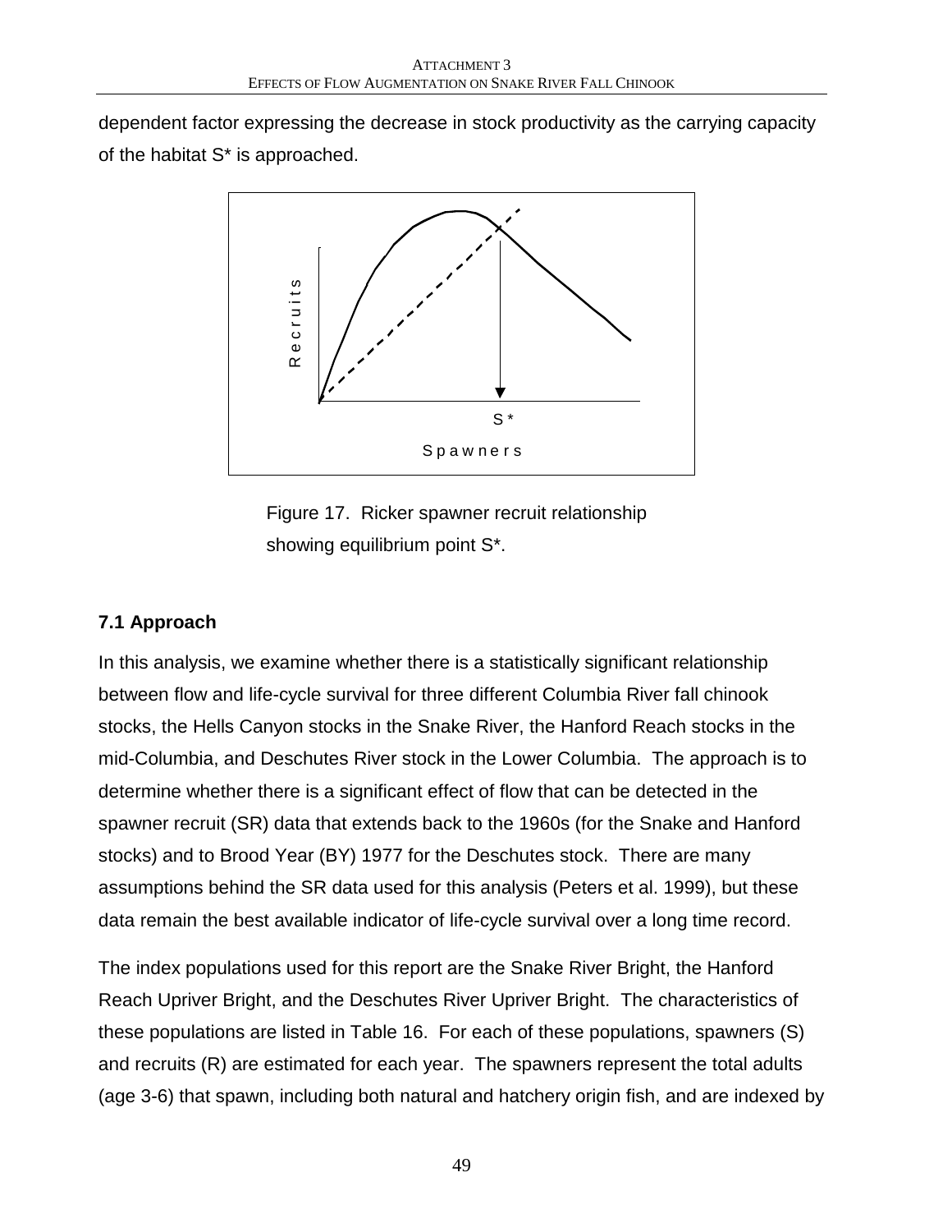dependent factor expressing the decrease in stock productivity as the carrying capacity of the habitat S* is approached.

Figure 17. Ricker spawner recruit relationship showing equilibrium point S*.

### 7.1 Approach

In this analysis, we examine whether there is a statistically significant relationship between flow and life-cycle survival for three different Columbia River fall chinook stocks, the Hells Canyon stocks in the Snake River, the Hanford Reach stocks in the mid-Columbia, and Deschutes River stock in the Lower Columbia. The approach is to determine whether there is a significant effect of flow that can be detected in the spawner recruit (SR) data that extends back to the 1960s (for the Snake and Hanford stocks) and to Brood Year (BY) 1977 for the Deschutes stock. There are many assumptions behind the SR data used for this analysis (Peters et al. 1999), but these data remain the best available indicator of life-cycle survival over a long time record.

The index populations used for this report are the Snake River Bright, the Hanford Reach Upriver Bright, and the Deschutes River Upriver Bright. The characteristics of these populations are listed in Table 16. For each of these populations, spawners (S) and recruits (R) are estimated for each year. The spawners represent the total adults (age 3-6) that spawn, including both natural and hatchery origin fish, and are indexed by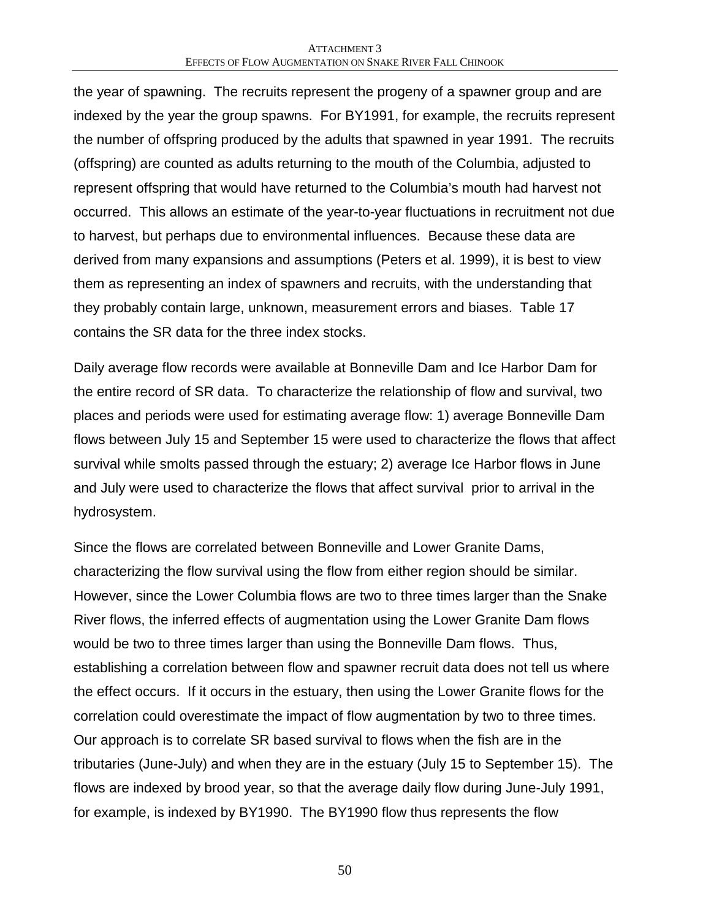the year of spawning. The recruits represent the progeny of a spawner group and are indexed by the year the group spawns. For BY1991, for example, the recruits represent the number of offspring produced by the adults that spawned in year 1991. The recruits (offspring) are counted as adults returning to the mouth of the Columbia, adjusted to represent offspring that would have returned to the Columbia's mouth had harvest not occurred. This allows an estimate of the year-to-year fluctuations in recruitment not due to harvest, but perhaps due to environmental influences. Because these data are derived from many expansions and assumptions (Peters et al. 1999), it is best to view them as representing an index of spawners and recruits, with the understanding that they probably contain large, unknown, measurement errors and biases. Table 17 contains the SR data for the three index stocks.

Daily average flow records were available at Bonneville Dam and Ice Harbor Dam for the entire record of SR data. To characterize the relationship of flow and survival, two places and periods were used for estimating average flow: 1) average Bonneville Dam flows between July 15 and September 15 were used to characterize the flows that affect survival while smolts passed through the estuary; 2) average Ice Harbor flows in June and July were used to characterize the flows that affect survival prior to arrival in the hydrosystem.

Since the flows are correlated between Bonneville and Lower Granite Dams, characterizing the flow survival using the flow from either region should be similar. However, since the Lower Columbia flows are two to three times larger than the Snake River flows, the inferred effects of augmentation using the Lower Granite Dam flows would be two to three times larger than using the Bonneville Dam flows. Thus, establishing a correlation between flow and spawner recruit data does not tell us where the effect occurs. If it occurs in the estuary, then using the Lower Granite flows for the correlation could overestimate the impact of flow augmentation by two to three times. Our approach is to correlate SR based survival to flows when the fish are in the tributaries (June-July) and when they are in the estuary (July 15 to September 15). The flows are indexed by brood year, so that the average daily flow during June-July 1991, for example, is indexed by BY1990. The BY1990 flow thus represents the flow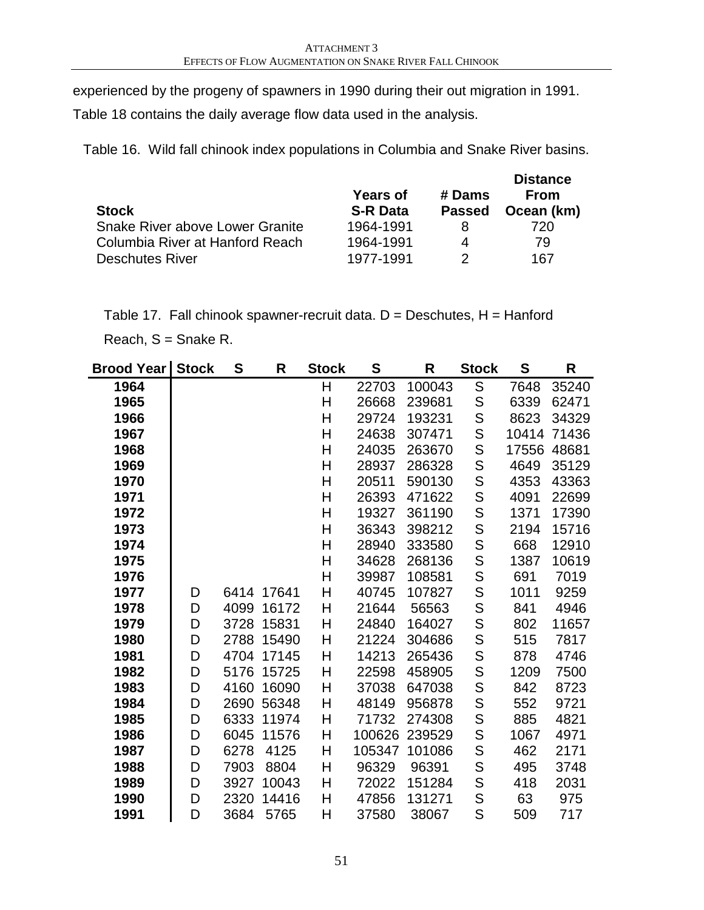experienced by the progeny of spawners in 1990 during their out migration in 1991. Table 18 contains the daily average flow data used in the analysis.

Table 16. Wild fall chinook index populations in Columbia and Snake River basins.

| Stock | Years of S-R Data | # Dams Passed | Distance From Ocean (km) |
|---|---|---|---|
| Snake River above Lower Granite | 1964-1991 | 8 | 720 |
| Columbia River at Hanford Reach | 1964-1991 | 4 | 79 |
| Deschutes River | 1977-1991 | 2 | 167 |

Table 17. Fall chinook spawner-recruit data. D = Deschutes, H = Hanford Reach, S = Snake R.

| Brood Year | Stock | S | R | Stock | S | R | Stock | S | R |
|---|---|---|---|---|---|---|---|---|---|
| 1964 | | | | H | 22703 | 100043 | S | 7648 | 35240 |
| 1965 | | | | H | 26668 | 239681 | S | 6339 | 62471 |
| 1966 | | | | H | 29724 | 193231 | S | 8623 | 34329 |
| 1967 | | | | H | 24638 | 307471 | S | 10414 | 71436 |
| 1968 | | | | H | 24035 | 263670 | S | 17556 | 48681 |
| 1969 | | | | H | 28937 | 286328 | S | 4649 | 35129 |
| 1970 | | | | H | 20511 | 590130 | S | 4353 | 43363 |
| 1971 | | | | H | 26393 | 471622 | S | 4091 | 22699 |
| 1972 | | | | H | 19327 | 361190 | S | 1371 | 17390 |
| 1973 | | | | H | 36343 | 398212 | S | 2194 | 15716 |
| 1974 | | | | H | 28940 | 333580 | S | 668 | 12910 |
| 1975 | | | | H | 34628 | 268136 | S | 1387 | 10619 |
| 1976 | | | | H | 39987 | 108581 | S | 691 | 7019 |
| 1977 | D | 6414 | 17641 | H | 40745 | 107827 | S | 1011 | 9259 |
| 1978 | D | 4099 | 16172 | H | 21644 | 56563 | S | 841 | 4946 |
| 1979 | D | 3728 | 15831 | H | 24840 | 164027 | S | 802 | 11657 |
| 1980 | D | 2788 | 15490 | H | 21224 | 304686 | S | 515 | 7817 |
| 1981 | D | 4704 | 17145 | H | 14213 | 265436 | S | 878 | 4746 |
| 1982 | D | 5176 | 15725 | H | 22598 | 458905 | S | 1209 | 7500 |
| 1983 | D | 4160 | 16090 | H | 37038 | 647038 | S | 842 | 8723 |
| 1984 | D | 2690 | 56348 | H | 48149 | 956878 | S | 552 | 9721 |
| 1985 | D | 6333 | 11974 | H | 71732 | 274308 | S | 885 | 4821 |
| 1986 | D | 6045 | 11576 | H | 100626 | 239529 | S | 1067 | 4971 |
| 1987 | D | 6278 | 4125 | H | 105347 | 101086 | S | 462 | 2171 |
| 1988 | D | 7903 | 8804 | H | 96329 | 96391 | S | 495 | 3748 |
| 1989 | D | 3927 | 10043 | H | 72022 | 151284 | S | 418 | 2031 |
| 1990 | D | 2320 | 14416 | H | 47856 | 131271 | S | 63 | 975 |
| 1991 | D | 3684 | 5765 | H | 37580 | 38067 | S | 509 | 717 |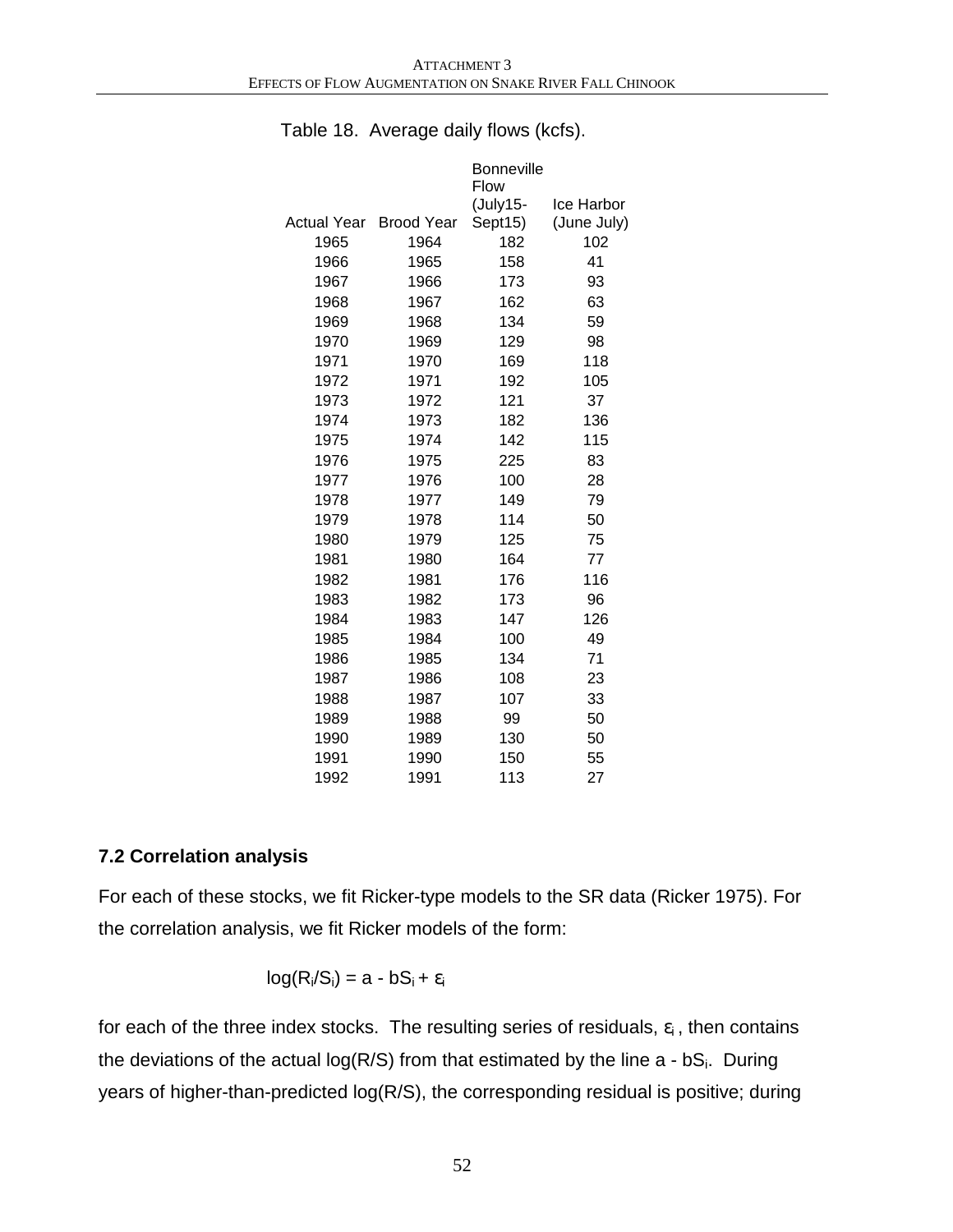Table 18. Average daily flows (kcfs).

| Actual Year | Brood Year | Bonneville Flow (July15-Sept15) | Ice Harbor (June July) |
|---|---|---|---|
| 1965 | 1964 | 182 | 102 |
| 1966 | 1965 | 158 | 41 |
| 1967 | 1966 | 173 | 93 |
| 1968 | 1967 | 162 | 63 |
| 1969 | 1968 | 134 | 59 |
| 1970 | 1969 | 129 | 98 |
| 1971 | 1970 | 169 | 118 |
| 1972 | 1971 | 192 | 105 |
| 1973 | 1972 | 121 | 37 |
| 1974 | 1973 | 182 | 136 |
| 1975 | 1974 | 142 | 115 |
| 1976 | 1975 | 225 | 83 |
| 1977 | 1976 | 100 | 28 |
| 1978 | 1977 | 149 | 79 |
| 1979 | 1978 | 114 | 50 |
| 1980 | 1979 | 125 | 75 |
| 1981 | 1980 | 164 | 77 |
| 1982 | 1981 | 176 | 116 |
| 1983 | 1982 | 173 | 96 |
| 1984 | 1983 | 147 | 126 |
| 1985 | 1984 | 100 | 49 |
| 1986 | 1985 | 134 | 71 |
| 1987 | 1986 | 108 | 23 |
| 1988 | 1987 | 107 | 33 |
| 1989 | 1988 | 99 | 50 |
| 1990 | 1989 | 130 | 50 |
| 1991 | 1990 | 150 | 55 |
| 1992 | 1991 | 113 | 27 |

### 7.2 Correlation analysis

For each of these stocks, we fit Ricker-type models to the SR data (Ricker 1975). For the correlation analysis, we fit Ricker models of the form:

$$\log(R_i/S_i) = a - bS_i + \varepsilon_i$$

for each of the three index stocks. The resulting series of residuals, $\varepsilon_i$, then contains the deviations of the actual log(R/S) from that estimated by the line $a - bS_i$. During years of higher-than-predicted log(R/S), the corresponding residual is positive; during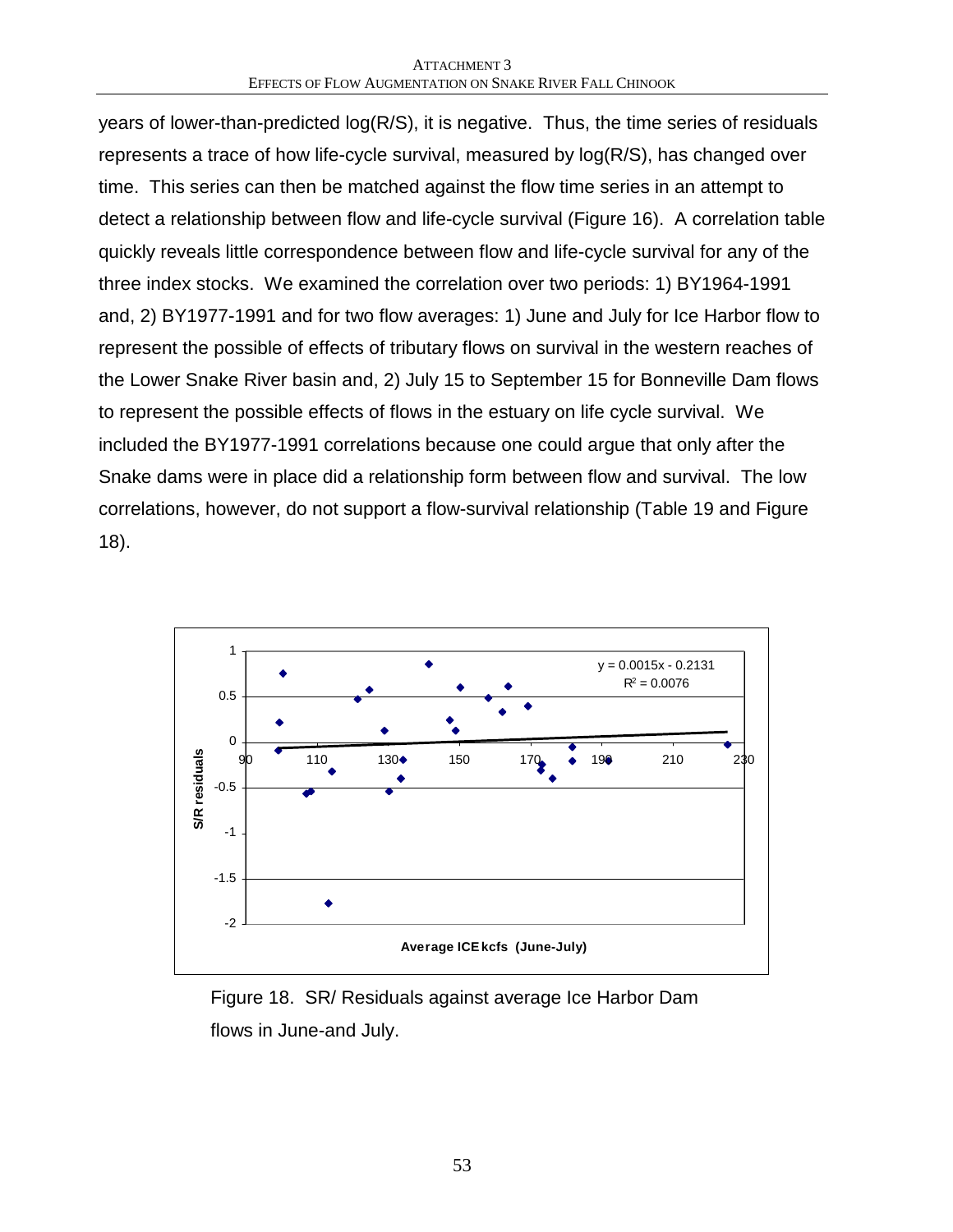years of lower-than-predicted log(R/S), it is negative. Thus, the time series of residuals represents a trace of how life-cycle survival, measured by log(R/S), has changed over time. This series can then be matched against the flow time series in an attempt to detect a relationship between flow and life-cycle survival (Figure 16). A correlation table quickly reveals little correspondence between flow and life-cycle survival for any of the three index stocks. We examined the correlation over two periods: 1) BY1964-1991 and, 2) BY1977-1991 and for two flow averages: 1) June and July for Ice Harbor flow to represent the possible of effects of tributary flows on survival in the western reaches of the Lower Snake River basin and, 2) July 15 to September 15 for Bonneville Dam flows to represent the possible effects of flows in the estuary on life cycle survival. We included the BY1977-1991 correlations because one could argue that only after the Snake dams were in place did a relationship form between flow and survival. The low correlations, however, do not support a flow-survival relationship (Table 19 and Figure 18).

Figure 18. SR/ Residuals against average Ice Harbor Dam flows in June-and July.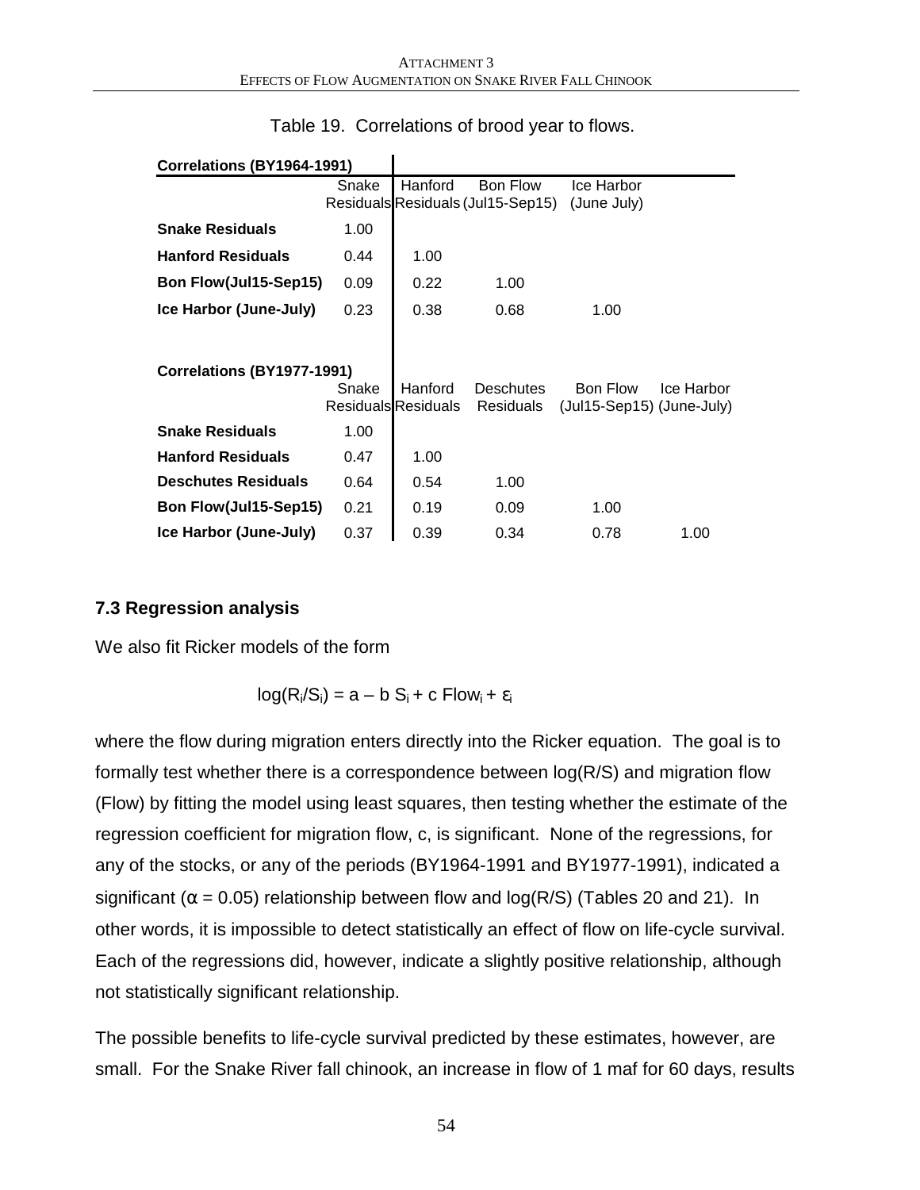Table 19. Correlations of brood year to flows.

| Correlations (BY1964-1991) | Snake Residuals | Hanford Residuals | Bon Flow (Jul15-Sep15) | Ice Harbor (June July) |
|---|---|---|---|---|
| **Snake Residuals** | 1.00 | | | |
| **Hanford Residuals** | 0.44 | 1.00 | | |
| **Bon Flow(Jul15-Sep15)** | 0.09 | 0.22 | 1.00 | |
| **Ice Harbor (June-July)** | 0.23 | 0.38 | 0.68 | 1.00 |

| Correlations (BY1977-1991) | Snake Residuals | Hanford Residuals | Deschutes Residuals | Bon Flow (Jul15-Sep15) | Ice Harbor (June-July) |
|---|---|---|---|---|---|
| **Snake Residuals** | 1.00 | | | | |
| **Hanford Residuals** | 0.47 | 1.00 | | | |
| **Deschutes Residuals** | 0.64 | 0.54 | 1.00 | | |
| **Bon Flow(Jul15-Sep15)** | 0.21 | 0.19 | 0.09 | 1.00 | |
| **Ice Harbor (June-July)** | 0.37 | 0.39 | 0.34 | 0.78 | 1.00 |

### 7.3 Regression analysis

We also fit Ricker models of the form

$$\log(R_i/S_i) = a - b\, S_i + c\, Flow_i + \varepsilon_i$$

where the flow during migration enters directly into the Ricker equation. The goal is to formally test whether there is a correspondence between log(R/S) and migration flow (Flow) by fitting the model using least squares, then testing whether the estimate of the regression coefficient for migration flow, c, is significant. None of the regressions, for any of the stocks, or any of the periods (BY1964-1991 and BY1977-1991), indicated a significant ($\alpha = 0.05$) relationship between flow and log(R/S) (Tables 20 and 21). In other words, it is impossible to detect statistically an effect of flow on life-cycle survival. Each of the regressions did, however, indicate a slightly positive relationship, although not statistically significant relationship.

The possible benefits to life-cycle survival predicted by these estimates, however, are small. For the Snake River fall chinook, an increase in flow of 1 maf for 60 days, results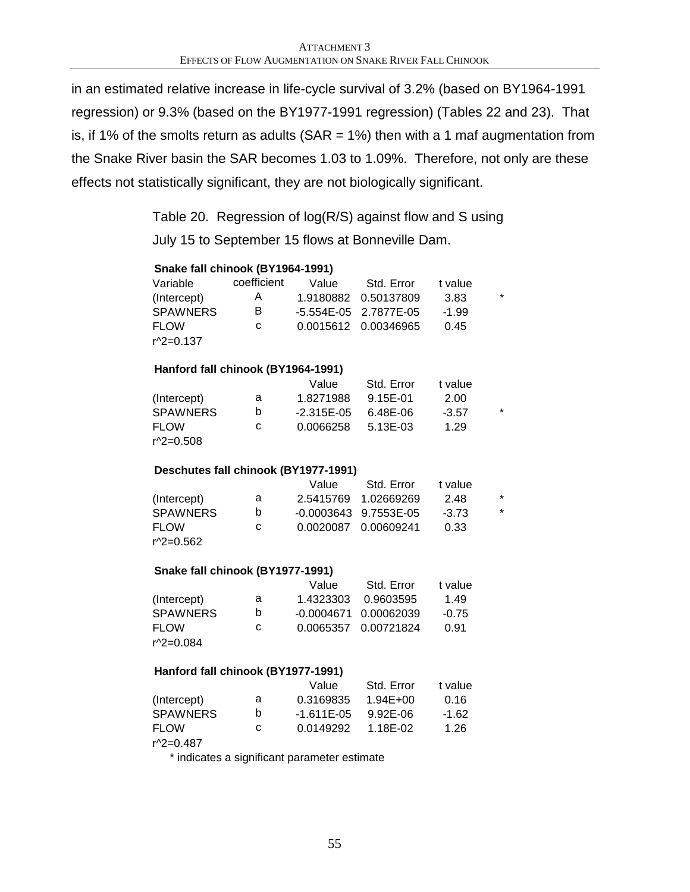in an estimated relative increase in life-cycle survival of 3.2% (based on BY1964-1991 regression) or 9.3% (based on the BY1977-1991 regression) (Tables 22 and 23). That is, if 1% of the smolts return as adults (SAR = 1%) then with a 1 maf augmentation from the Snake River basin the SAR becomes 1.03 to 1.09%. Therefore, not only are these effects not statistically significant, they are not biologically significant.

Table 20. Regression of log(R/S) against flow and S using July 15 to September 15 flows at Bonneville Dam.

**Snake fall chinook (BY1964-1991)**

| Variable | coefficient | Value | Std. Error | t value | |
|---|---|---|---|---|---|
| (Intercept) | A | 1.9180882 | 0.50137809 | 3.83 | * |
| SPAWNERS | B | -5.554E-05 | 2.7877E-05 | -1.99 | |
| FLOW | c | 0.0015612 | 0.00346965 | 0.45 | |
| r^2=0.137 | | | | | |

**Hanford fall chinook (BY1964-1991)**

| | | Value | Std. Error | t value | |
|---|---|---|---|---|---|
| (Intercept) | a | 1.8271988 | 9.15E-01 | 2.00 | |
| SPAWNERS | b | -2.315E-05 | 6.48E-06 | -3.57 | * |
| FLOW | c | 0.0066258 | 5.13E-03 | 1.29 | |
| r^2=0.508 | | | | | |

**Deschutes fall chinook (BY1977-1991)**

| | | Value | Std. Error | t value | |
|---|---|---|---|---|---|
| (Intercept) | a | 2.5415769 | 1.02669269 | 2.48 | * |
| SPAWNERS | b | -0.0003643 | 9.7553E-05 | -3.73 | * |
| FLOW | c | 0.0020087 | 0.00609241 | 0.33 | |
| r^2=0.562 | | | | | |

**Snake fall chinook (BY1977-1991)**

| | | Value | Std. Error | t value |
|---|---|---|---|---|
| (Intercept) | a | 1.4323303 | 0.9603595 | 1.49 |
| SPAWNERS | b | -0.0004671 | 0.00062039 | -0.75 |
| FLOW | c | 0.0065357 | 0.00721824 | 0.91 |
| r^2=0.084 | | | | |

**Hanford fall chinook (BY1977-1991)**

| | | Value | Std. Error | t value |
|---|---|---|---|---|
| (Intercept) | a | 0.3169835 | 1.94E+00 | 0.16 |
| SPAWNERS | b | -1.611E-05 | 9.92E-06 | -1.62 |
| FLOW | c | 0.0149292 | 1.18E-02 | 1.26 |
| r^2=0.487 | | | | |

* indicates a significant parameter estimate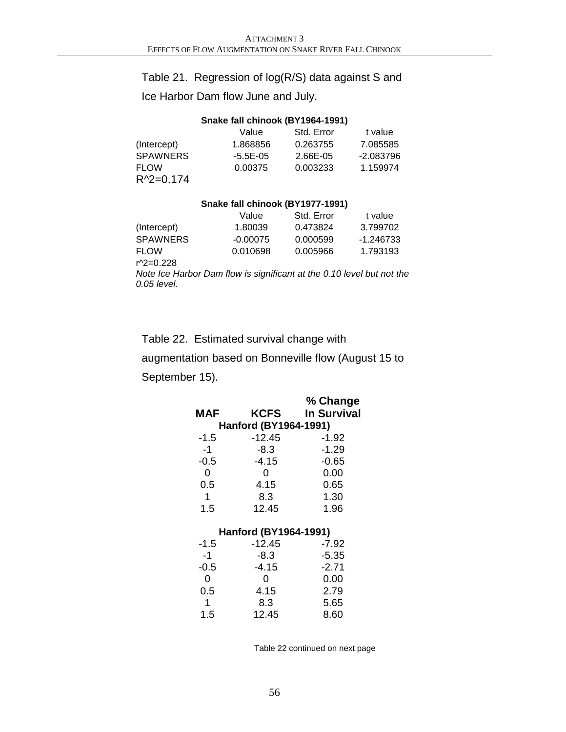Table 21. Regression of log(R/S) data against S and Ice Harbor Dam flow June and July.

**Snake fall chinook (BY1964-1991)**

| | Value | Std. Error | t value |
|---|---|---|---|
| (Intercept) | 1.868856 | 0.263755 | 7.085585 |
| SPAWNERS | -5.5E-05 | 2.66E-05 | -2.083796 |
| FLOW | 0.00375 | 0.003233 | 1.159974 |

$R^2$=0.174

**Snake fall chinook (BY1977-1991)**

| | Value | Std. Error | t value |
|---|---|---|---|
| (Intercept) | 1.80039 | 0.473824 | 3.799702 |
| SPAWNERS | -0.00075 | 0.000599 | -1.246733 |
| FLOW | 0.010698 | 0.005966 | 1.793193 |

$r^2$=0.228

*Note Ice Harbor Dam flow is significant at the 0.10 level but not the 0.05 level.*

Table 22. Estimated survival change with augmentation based on Bonneville flow (August 15 to September 15).

| MAF | KCFS | % Change In Survival |
|---|---|---|
| **Hanford (BY1964-1991)** | | |
| -1.5 | -12.45 | -1.92 |
| -1 | -8.3 | -1.29 |
| -0.5 | -4.15 | -0.65 |
| 0 | 0 | 0.00 |
| 0.5 | 4.15 | 0.65 |
| 1 | 8.3 | 1.30 |
| 1.5 | 12.45 | 1.96 |
| **Hanford (BY1964-1991)** | | |
| -1.5 | -12.45 | -7.92 |
| -1 | -8.3 | -5.35 |
| -0.5 | -4.15 | -2.71 |
| 0 | 0 | 0.00 |
| 0.5 | 4.15 | 2.79 |
| 1 | 8.3 | 5.65 |
| 1.5 | 12.45 | 8.60 |

Table 22 continued on next page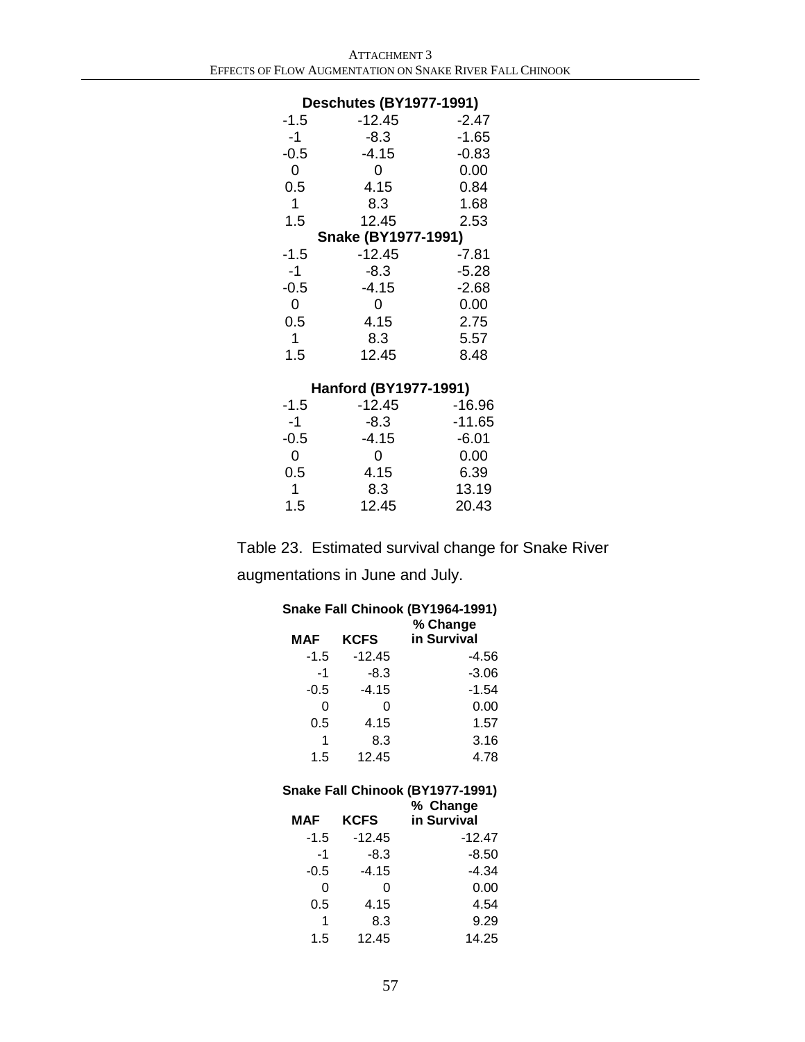| Deschutes (BY1977-1991) | | |
|---|---|---|
| -1.5 | -12.45 | -2.47 |
| -1 | -8.3 | -1.65 |
| -0.5 | -4.15 | -0.83 |
| 0 | 0 | 0.00 |
| 0.5 | 4.15 | 0.84 |
| 1 | 8.3 | 1.68 |
| 1.5 | 12.45 | 2.53 |

| Snake (BY1977-1991) | | |
|---|---|---|
| -1.5 | -12.45 | -7.81 |
| -1 | -8.3 | -5.28 |
| -0.5 | -4.15 | -2.68 |
| 0 | 0 | 0.00 |
| 0.5 | 4.15 | 2.75 |
| 1 | 8.3 | 5.57 |
| 1.5 | 12.45 | 8.48 |

| Hanford (BY1977-1991) | | |
|---|---|---|
| -1.5 | -12.45 | -16.96 |
| -1 | -8.3 | -11.65 |
| -0.5 | -4.15 | -6.01 |
| 0 | 0 | 0.00 |
| 0.5 | 4.15 | 6.39 |
| 1 | 8.3 | 13.19 |
| 1.5 | 12.45 | 20.43 |

Table 23. Estimated survival change for Snake River augmentations in June and July.

**Snake Fall Chinook (BY1964-1991)**

| MAF | KCFS | % Change in Survival |
|---|---|---|
| -1.5 | -12.45 | -4.56 |
| -1 | -8.3 | -3.06 |
| -0.5 | -4.15 | -1.54 |
| 0 | 0 | 0.00 |
| 0.5 | 4.15 | 1.57 |
| 1 | 8.3 | 3.16 |
| 1.5 | 12.45 | 4.78 |

**Snake Fall Chinook (BY1977-1991)**

| MAF | KCFS | % Change in Survival |
|---|---|---|
| -1.5 | -12.45 | -12.47 |
| -1 | -8.3 | -8.50 |
| -0.5 | -4.15 | -4.34 |
| 0 | 0 | 0.00 |
| 0.5 | 4.15 | 4.54 |
| 1 | 8.3 | 9.29 |
| 1.5 | 12.45 | 14.25 |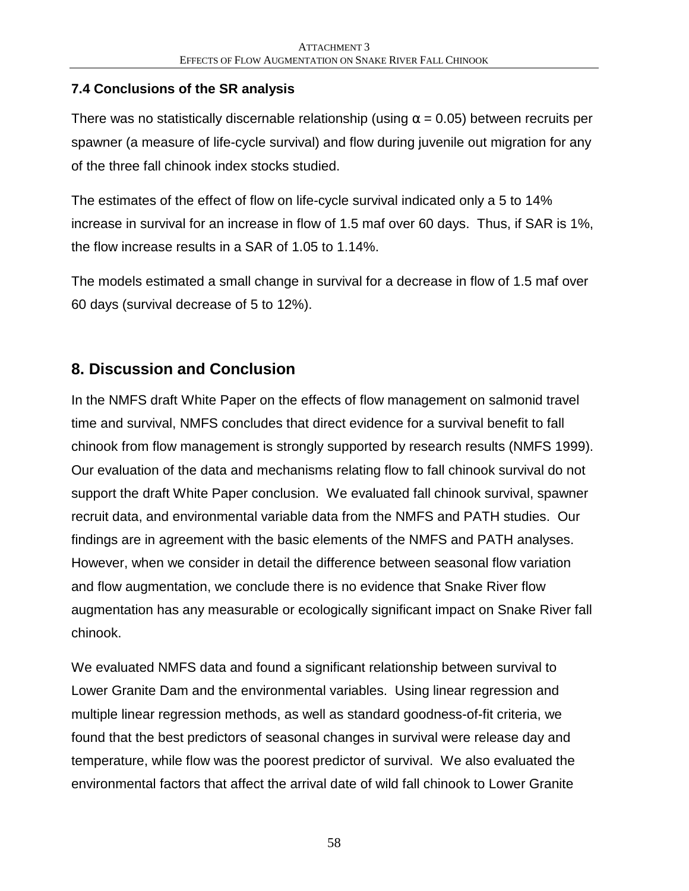### 7.4 Conclusions of the SR analysis

There was no statistically discernable relationship (using $\alpha = 0.05$) between recruits per spawner (a measure of life-cycle survival) and flow during juvenile out migration for any of the three fall chinook index stocks studied.

The estimates of the effect of flow on life-cycle survival indicated only a 5 to 14% increase in survival for an increase in flow of 1.5 maf over 60 days. Thus, if SAR is 1%, the flow increase results in a SAR of 1.05 to 1.14%.

The models estimated a small change in survival for a decrease in flow of 1.5 maf over 60 days (survival decrease of 5 to 12%).

## 8. Discussion and Conclusion

In the NMFS draft White Paper on the effects of flow management on salmonid travel time and survival, NMFS concludes that direct evidence for a survival benefit to fall chinook from flow management is strongly supported by research results (NMFS 1999). Our evaluation of the data and mechanisms relating flow to fall chinook survival do not support the draft White Paper conclusion. We evaluated fall chinook survival, spawner recruit data, and environmental variable data from the NMFS and PATH studies. Our findings are in agreement with the basic elements of the NMFS and PATH analyses. However, when we consider in detail the difference between seasonal flow variation and flow augmentation, we conclude there is no evidence that Snake River flow augmentation has any measurable or ecologically significant impact on Snake River fall chinook.

We evaluated NMFS data and found a significant relationship between survival to Lower Granite Dam and the environmental variables. Using linear regression and multiple linear regression methods, as well as standard goodness-of-fit criteria, we found that the best predictors of seasonal changes in survival were release day and temperature, while flow was the poorest predictor of survival. We also evaluated the environmental factors that affect the arrival date of wild fall chinook to Lower Granite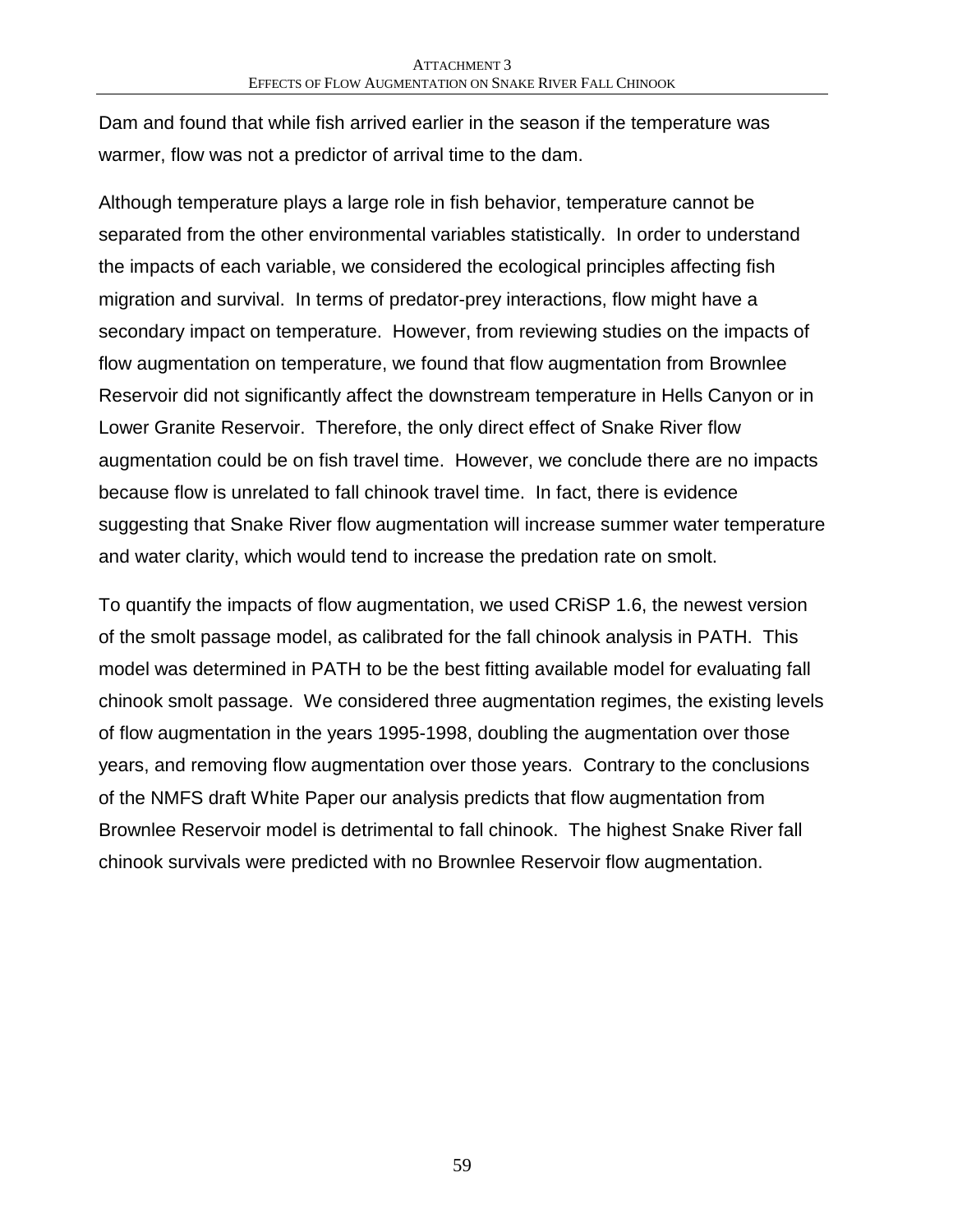Dam and found that while fish arrived earlier in the season if the temperature was warmer, flow was not a predictor of arrival time to the dam.

Although temperature plays a large role in fish behavior, temperature cannot be separated from the other environmental variables statistically. In order to understand the impacts of each variable, we considered the ecological principles affecting fish migration and survival. In terms of predator-prey interactions, flow might have a secondary impact on temperature. However, from reviewing studies on the impacts of flow augmentation on temperature, we found that flow augmentation from Brownlee Reservoir did not significantly affect the downstream temperature in Hells Canyon or in Lower Granite Reservoir. Therefore, the only direct effect of Snake River flow augmentation could be on fish travel time. However, we conclude there are no impacts because flow is unrelated to fall chinook travel time. In fact, there is evidence suggesting that Snake River flow augmentation will increase summer water temperature and water clarity, which would tend to increase the predation rate on smolt.

To quantify the impacts of flow augmentation, we used CRiSP 1.6, the newest version of the smolt passage model, as calibrated for the fall chinook analysis in PATH. This model was determined in PATH to be the best fitting available model for evaluating fall chinook smolt passage. We considered three augmentation regimes, the existing levels of flow augmentation in the years 1995-1998, doubling the augmentation over those years, and removing flow augmentation over those years. Contrary to the conclusions of the NMFS draft White Paper our analysis predicts that flow augmentation from Brownlee Reservoir model is detrimental to fall chinook. The highest Snake River fall chinook survivals were predicted with no Brownlee Reservoir flow augmentation.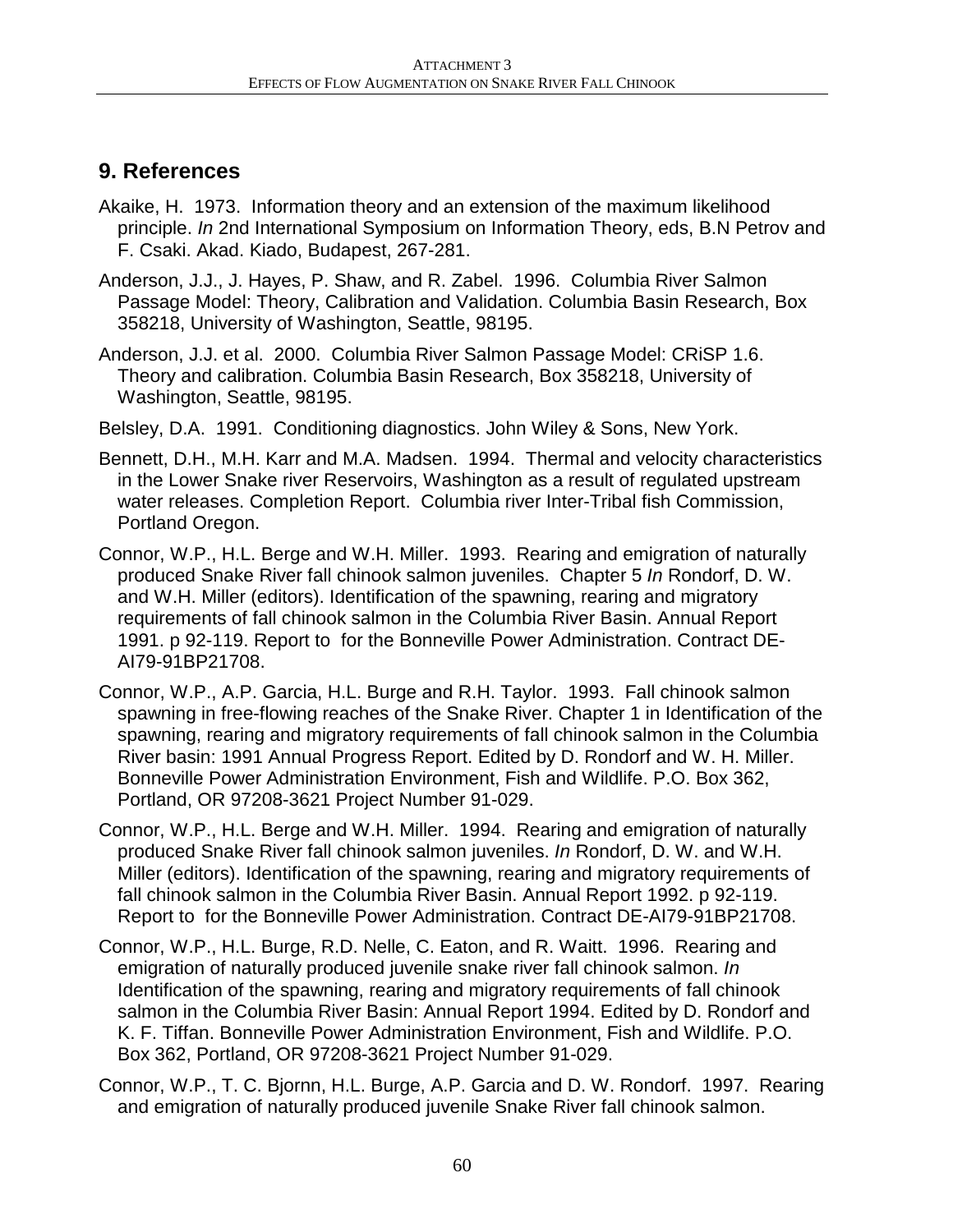## 9. References

Akaike, H. 1973. Information theory and an extension of the maximum likelihood principle. *In* 2nd International Symposium on Information Theory, eds, B.N Petrov and F. Csaki. Akad. Kiado, Budapest, 267-281.

Anderson, J.J., J. Hayes, P. Shaw, and R. Zabel. 1996. Columbia River Salmon Passage Model: Theory, Calibration and Validation. Columbia Basin Research, Box 358218, University of Washington, Seattle, 98195.

Anderson, J.J. et al. 2000. Columbia River Salmon Passage Model: CRiSP 1.6. Theory and calibration. Columbia Basin Research, Box 358218, University of Washington, Seattle, 98195.

Belsley, D.A. 1991. Conditioning diagnostics. John Wiley & Sons, New York.

Bennett, D.H., M.H. Karr and M.A. Madsen. 1994. Thermal and velocity characteristics in the Lower Snake river Reservoirs, Washington as a result of regulated upstream water releases. Completion Report. Columbia river Inter-Tribal fish Commission, Portland Oregon.

Connor, W.P., H.L. Berge and W.H. Miller. 1993. Rearing and emigration of naturally produced Snake River fall chinook salmon juveniles. Chapter 5 *In* Rondorf, D. W. and W.H. Miller (editors). Identification of the spawning, rearing and migratory requirements of fall chinook salmon in the Columbia River Basin. Annual Report 1991. p 92-119. Report to for the Bonneville Power Administration. Contract DE-AI79-91BP21708.

Connor, W.P., A.P. Garcia, H.L. Burge and R.H. Taylor. 1993. Fall chinook salmon spawning in free-flowing reaches of the Snake River. Chapter 1 in Identification of the spawning, rearing and migratory requirements of fall chinook salmon in the Columbia River basin: 1991 Annual Progress Report. Edited by D. Rondorf and W. H. Miller. Bonneville Power Administration Environment, Fish and Wildlife. P.O. Box 362, Portland, OR 97208-3621 Project Number 91-029.

Connor, W.P., H.L. Berge and W.H. Miller. 1994. Rearing and emigration of naturally produced Snake River fall chinook salmon juveniles. *In* Rondorf, D. W. and W.H. Miller (editors). Identification of the spawning, rearing and migratory requirements of fall chinook salmon in the Columbia River Basin. Annual Report 1992. p 92-119. Report to for the Bonneville Power Administration. Contract DE-AI79-91BP21708.

Connor, W.P., H.L. Burge, R.D. Nelle, C. Eaton, and R. Waitt. 1996. Rearing and emigration of naturally produced juvenile snake river fall chinook salmon. *In* Identification of the spawning, rearing and migratory requirements of fall chinook salmon in the Columbia River Basin: Annual Report 1994. Edited by D. Rondorf and K. F. Tiffan. Bonneville Power Administration Environment, Fish and Wildlife. P.O. Box 362, Portland, OR 97208-3621 Project Number 91-029.

Connor, W.P., T. C. Bjornn, H.L. Burge, A.P. Garcia and D. W. Rondorf. 1997. Rearing and emigration of naturally produced juvenile Snake River fall chinook salmon.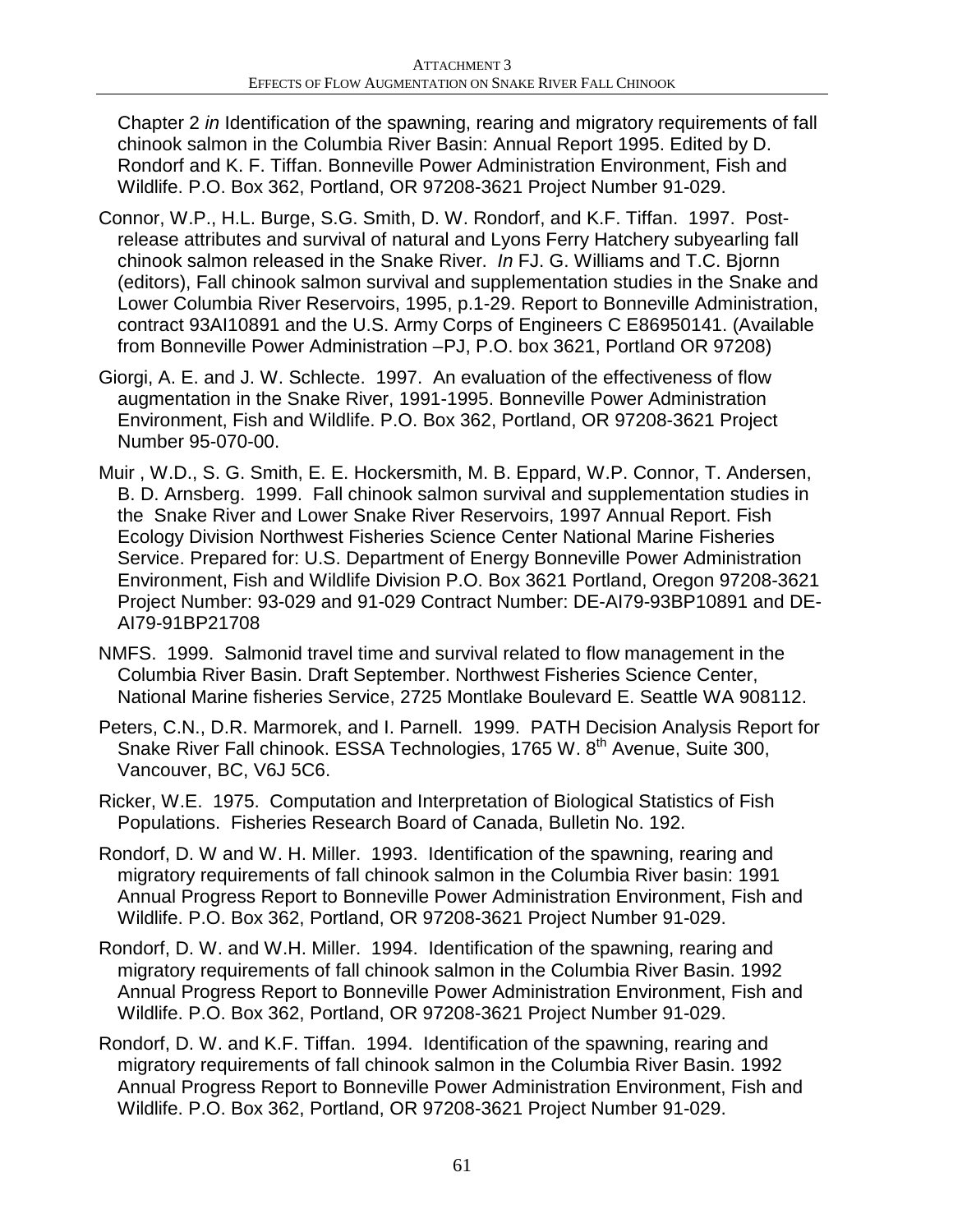Chapter 2 *in* Identification of the spawning, rearing and migratory requirements of fall chinook salmon in the Columbia River Basin: Annual Report 1995. Edited by D. Rondorf and K. F. Tiffan. Bonneville Power Administration Environment, Fish and Wildlife. P.O. Box 362, Portland, OR 97208-3621 Project Number 91-029.

Connor, W.P., H.L. Burge, S.G. Smith, D. W. Rondorf, and K.F. Tiffan. 1997. Post-release attributes and survival of natural and Lyons Ferry Hatchery subyearling fall chinook salmon released in the Snake River. *In* FJ. G. Williams and T.C. Bjornn (editors), Fall chinook salmon survival and supplementation studies in the Snake and Lower Columbia River Reservoirs, 1995, p.1-29. Report to Bonneville Administration, contract 93AI10891 and the U.S. Army Corps of Engineers C E86950141. (Available from Bonneville Power Administration –PJ, P.O. box 3621, Portland OR 97208)

Giorgi, A. E. and J. W. Schlecte. 1997. An evaluation of the effectiveness of flow augmentation in the Snake River, 1991-1995. Bonneville Power Administration Environment, Fish and Wildlife. P.O. Box 362, Portland, OR 97208-3621 Project Number 95-070-00.

Muir , W.D., S. G. Smith, E. E. Hockersmith, M. B. Eppard, W.P. Connor, T. Andersen, B. D. Arnsberg. 1999. Fall chinook salmon survival and supplementation studies in the Snake River and Lower Snake River Reservoirs, 1997 Annual Report. Fish Ecology Division Northwest Fisheries Science Center National Marine Fisheries Service. Prepared for: U.S. Department of Energy Bonneville Power Administration Environment, Fish and Wildlife Division P.O. Box 3621 Portland, Oregon 97208-3621 Project Number: 93-029 and 91-029 Contract Number: DE-AI79-93BP10891 and DE-AI79-91BP21708

NMFS. 1999. Salmonid travel time and survival related to flow management in the Columbia River Basin. Draft September. Northwest Fisheries Science Center, National Marine fisheries Service, 2725 Montlake Boulevard E. Seattle WA 908112.

Peters, C.N., D.R. Marmorek, and I. Parnell. 1999. PATH Decision Analysis Report for Snake River Fall chinook. ESSA Technologies, 1765 W. 8th Avenue, Suite 300, Vancouver, BC, V6J 5C6.

Ricker, W.E. 1975. Computation and Interpretation of Biological Statistics of Fish Populations. Fisheries Research Board of Canada, Bulletin No. 192.

Rondorf, D. W and W. H. Miller. 1993. Identification of the spawning, rearing and migratory requirements of fall chinook salmon in the Columbia River basin: 1991 Annual Progress Report to Bonneville Power Administration Environment, Fish and Wildlife. P.O. Box 362, Portland, OR 97208-3621 Project Number 91-029.

Rondorf, D. W. and W.H. Miller. 1994. Identification of the spawning, rearing and migratory requirements of fall chinook salmon in the Columbia River Basin. 1992 Annual Progress Report to Bonneville Power Administration Environment, Fish and Wildlife. P.O. Box 362, Portland, OR 97208-3621 Project Number 91-029.

Rondorf, D. W. and K.F. Tiffan. 1994. Identification of the spawning, rearing and migratory requirements of fall chinook salmon in the Columbia River Basin. 1992 Annual Progress Report to Bonneville Power Administration Environment, Fish and Wildlife. P.O. Box 362, Portland, OR 97208-3621 Project Number 91-029.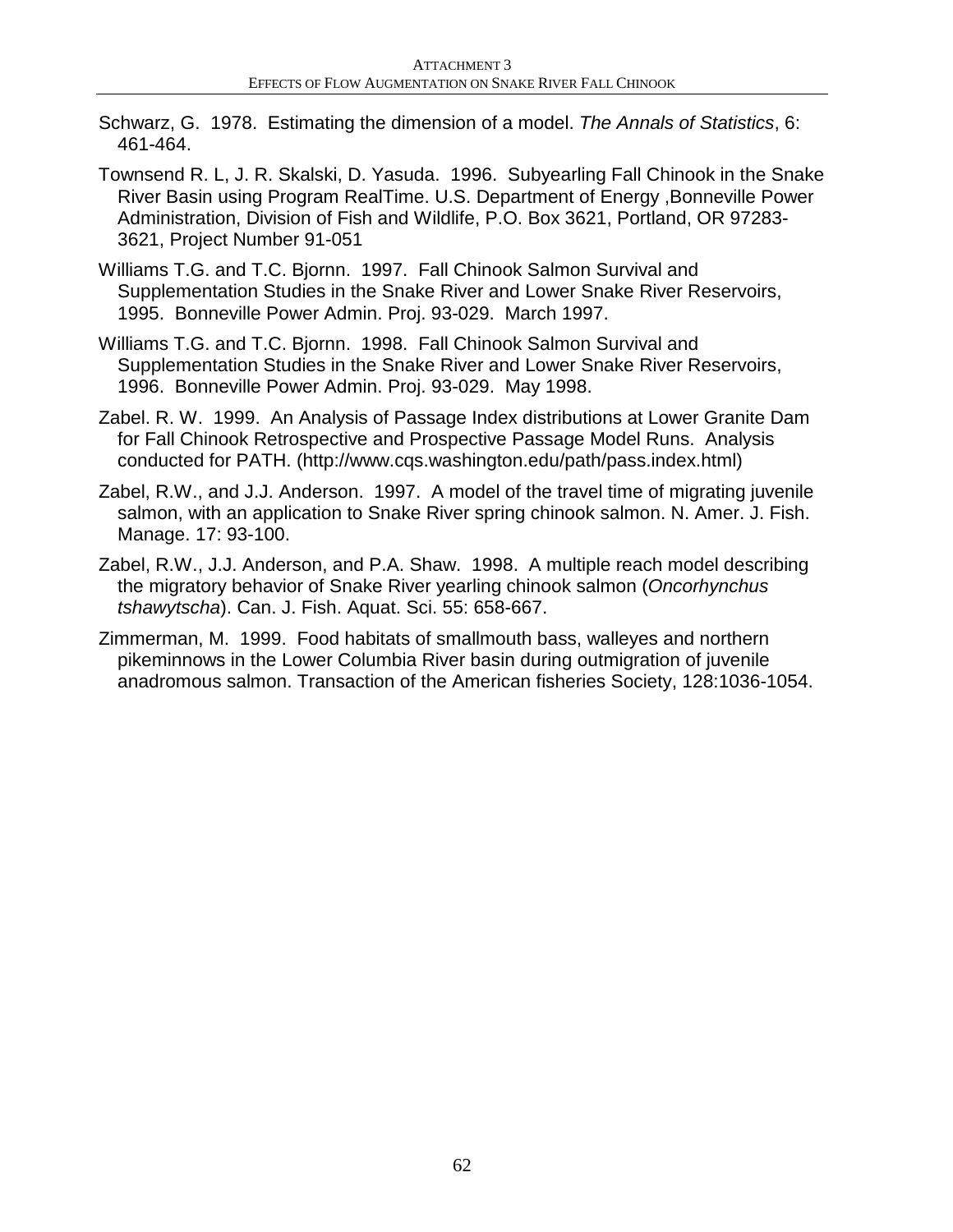Schwarz, G. 1978. Estimating the dimension of a model. *The Annals of Statistics*, 6: 461-464.

Townsend R. L, J. R. Skalski, D. Yasuda. 1996. Subyearling Fall Chinook in the Snake River Basin using Program RealTime. U.S. Department of Energy ,Bonneville Power Administration, Division of Fish and Wildlife, P.O. Box 3621, Portland, OR 97283-3621, Project Number 91-051

Williams T.G. and T.C. Bjornn. 1997. Fall Chinook Salmon Survival and Supplementation Studies in the Snake River and Lower Snake River Reservoirs, 1995. Bonneville Power Admin. Proj. 93-029. March 1997.

Williams T.G. and T.C. Bjornn. 1998. Fall Chinook Salmon Survival and Supplementation Studies in the Snake River and Lower Snake River Reservoirs, 1996. Bonneville Power Admin. Proj. 93-029. May 1998.

Zabel. R. W. 1999. An Analysis of Passage Index distributions at Lower Granite Dam for Fall Chinook Retrospective and Prospective Passage Model Runs. Analysis conducted for PATH. (http://www.cqs.washington.edu/path/pass.index.html)

Zabel, R.W., and J.J. Anderson. 1997. A model of the travel time of migrating juvenile salmon, with an application to Snake River spring chinook salmon. N. Amer. J. Fish. Manage. 17: 93-100.

Zabel, R.W., J.J. Anderson, and P.A. Shaw. 1998. A multiple reach model describing the migratory behavior of Snake River yearling chinook salmon (*Oncorhynchus tshawytscha*). Can. J. Fish. Aquat. Sci. 55: 658-667.

Zimmerman, M. 1999. Food habitats of smallmouth bass, walleyes and northern pikeminnows in the Lower Columbia River basin during outmigration of juvenile anadromous salmon. Transaction of the American fisheries Society, 128:1036-1054.